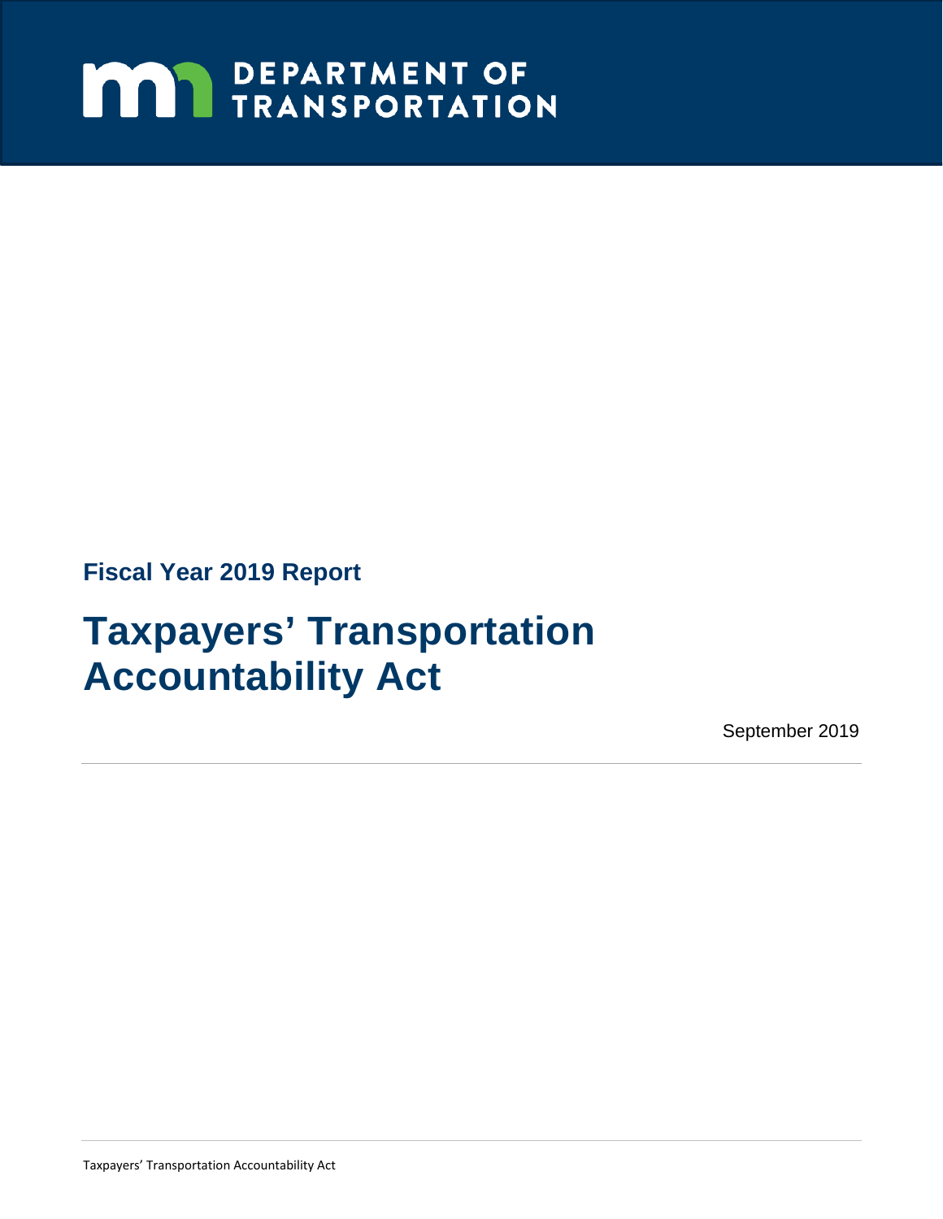DEPARTMENT OF TRANSPORTATION

**Fiscal Year 2019 Report**

# Taxpayers' Transportation Accountability Act

September 2019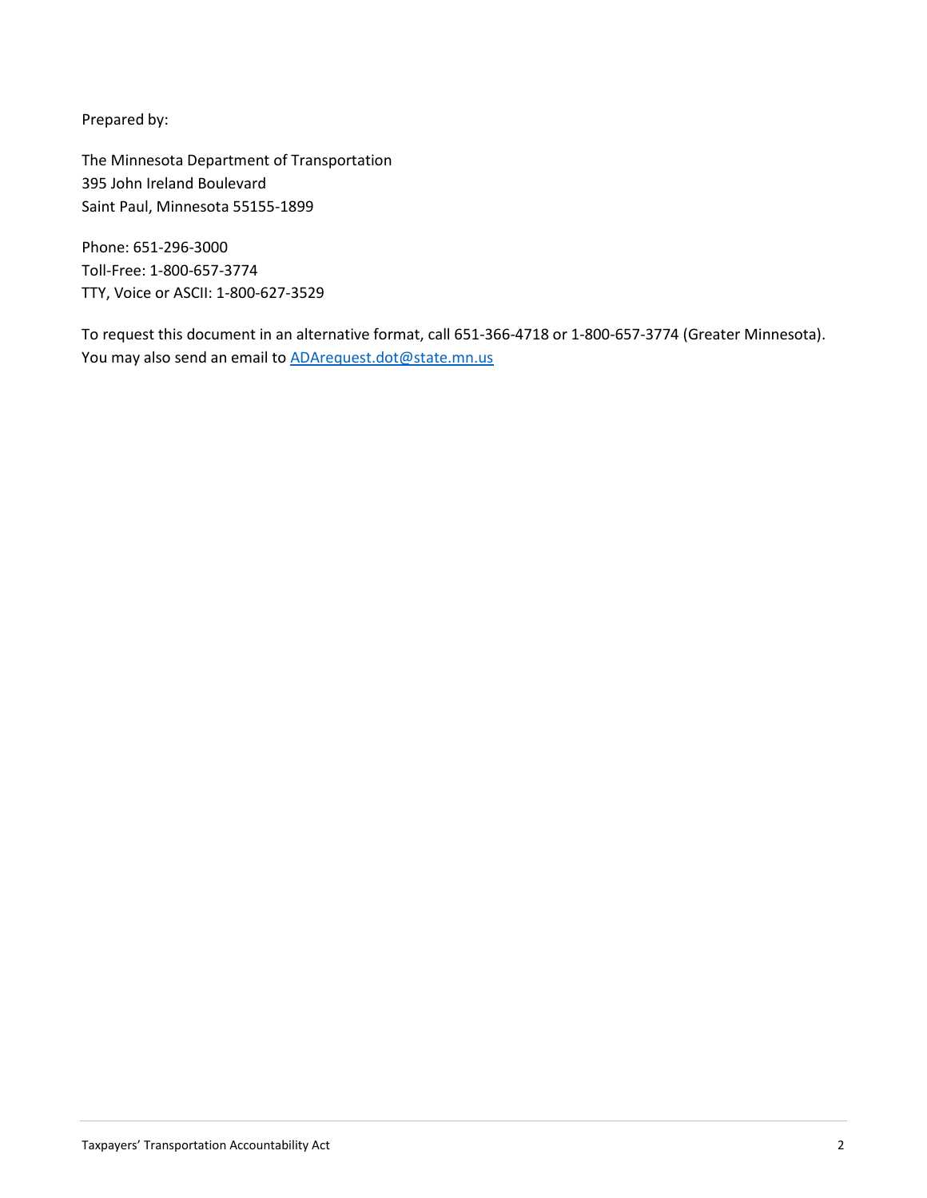Prepared by:

The Minnesota Department of Transportation
395 John Ireland Boulevard
Saint Paul, Minnesota 55155-1899

Phone: 651-296-3000
Toll-Free: 1-800-657-3774
TTY, Voice or ASCII: 1-800-627-3529

To request this document in an alternative format, call 651-366-4718 or 1-800-657-3774 (Greater Minnesota). You may also send an email to [ADArequest.dot@state.mn.us](mailto:ADArequest.dot@state.mn.us)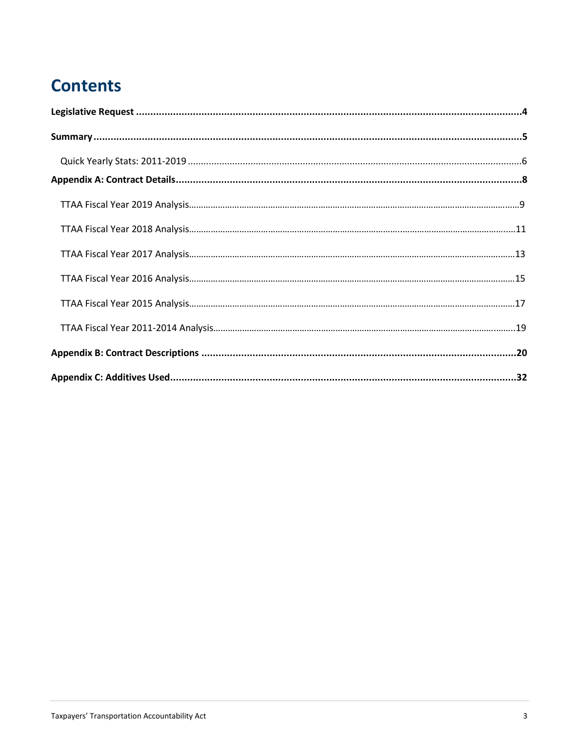# Contents

**Legislative Request** ....................................................................................................................................4

**Summary** ......................................................................................................................................................5

Quick Yearly Stats: 2011-2019 ........................................................................................................................6

**Appendix A: Contract Details**.........................................................................................................................8

TTAA Fiscal Year 2019 Analysis.......................................................................................................................9

TTAA Fiscal Year 2018 Analysis.....................................................................................................................11

TTAA Fiscal Year 2017 Analysis.....................................................................................................................13

TTAA Fiscal Year 2016 Analysis.....................................................................................................................15

TTAA Fiscal Year 2015 Analysis.....................................................................................................................17

TTAA Fiscal Year 2011-2014 Analysis............................................................................................................19

**Appendix B: Contract Descriptions** ..............................................................................................................20

**Appendix C: Additives Used**...........................................................................................................................32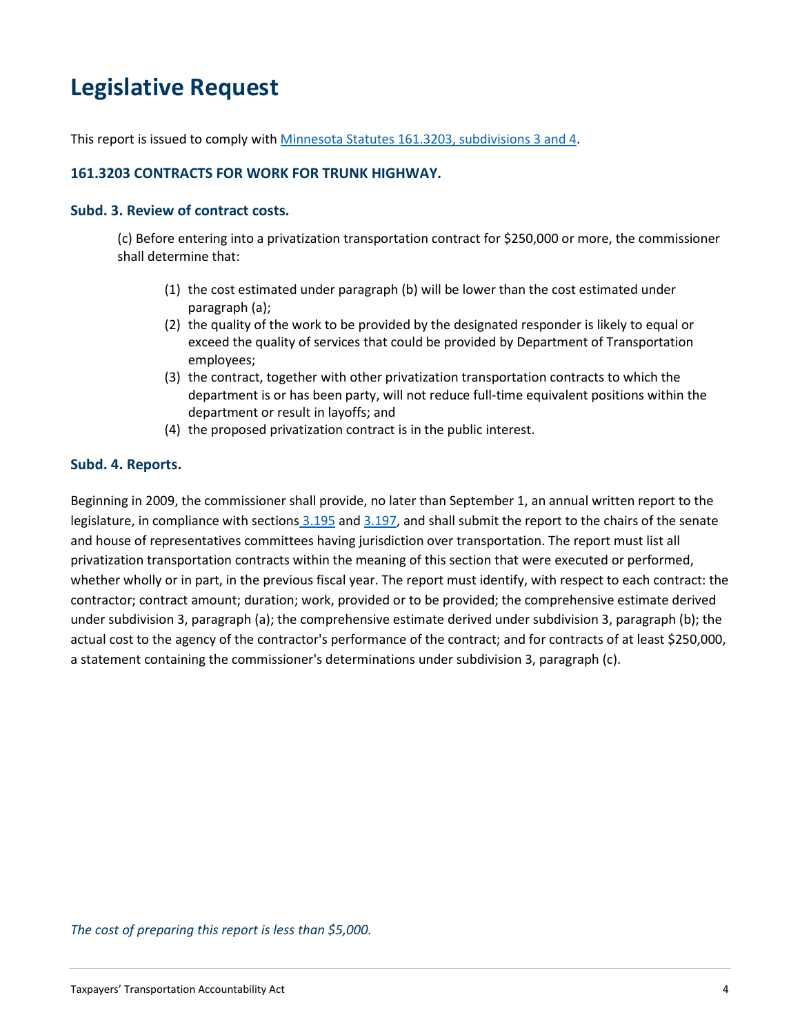# Legislative Request

This report is issued to comply with [Minnesota Statutes 161.3203, subdivisions 3 and 4](#).

### 161.3203 CONTRACTS FOR WORK FOR TRUNK HIGHWAY.

### Subd. 3. Review of contract costs.

(c) Before entering into a privatization transportation contract for $250,000 or more, the commissioner shall determine that:

1. the cost estimated under paragraph (b) will be lower than the cost estimated under paragraph (a);
2. the quality of the work to be provided by the designated responder is likely to equal or exceed the quality of services that could be provided by Department of Transportation employees;
3. the contract, together with other privatization transportation contracts to which the department is or has been party, will not reduce full-time equivalent positions within the department or result in layoffs; and
4. the proposed privatization contract is in the public interest.

### Subd. 4. Reports.

Beginning in 2009, the commissioner shall provide, no later than September 1, an annual written report to the legislature, in compliance with sections 3.195 and 3.197, and shall submit the report to the chairs of the senate and house of representatives committees having jurisdiction over transportation. The report must list all privatization transportation contracts within the meaning of this section that were executed or performed, whether wholly or in part, in the previous fiscal year. The report must identify, with respect to each contract: the contractor; contract amount; duration; work, provided or to be provided; the comprehensive estimate derived under subdivision 3, paragraph (a); the comprehensive estimate derived under subdivision 3, paragraph (b); the actual cost to the agency of the contractor's performance of the contract; and for contracts of at least $250,000, a statement containing the commissioner's determinations under subdivision 3, paragraph (c).

*The cost of preparing this report is less than $5,000.*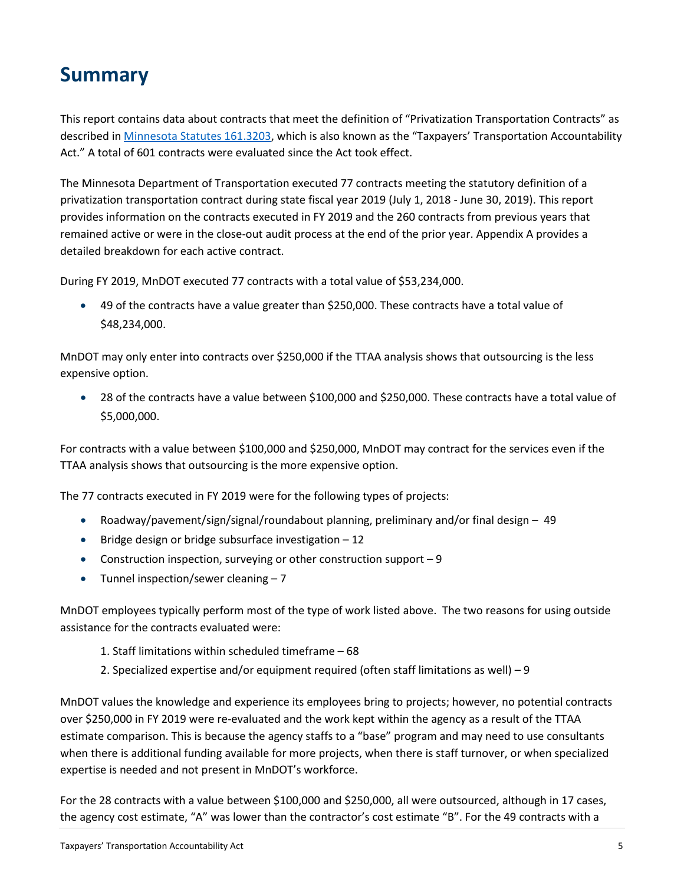# Summary

This report contains data about contracts that meet the definition of "Privatization Transportation Contracts" as described in [Minnesota Statutes 161.3203](), which is also known as the "Taxpayers' Transportation Accountability Act." A total of 601 contracts were evaluated since the Act took effect.

The Minnesota Department of Transportation executed 77 contracts meeting the statutory definition of a privatization transportation contract during state fiscal year 2019 (July 1, 2018 - June 30, 2019). This report provides information on the contracts executed in FY 2019 and the 260 contracts from previous years that remained active or were in the close-out audit process at the end of the prior year. Appendix A provides a detailed breakdown for each active contract.

During FY 2019, MnDOT executed 77 contracts with a total value of $53,234,000.

- 49 of the contracts have a value greater than $250,000. These contracts have a total value of $48,234,000.

MnDOT may only enter into contracts over $250,000 if the TTAA analysis shows that outsourcing is the less expensive option.

- 28 of the contracts have a value between $100,000 and $250,000. These contracts have a total value of $5,000,000.

For contracts with a value between $100,000 and $250,000, MnDOT may contract for the services even if the TTAA analysis shows that outsourcing is the more expensive option.

The 77 contracts executed in FY 2019 were for the following types of projects:

- Roadway/pavement/sign/signal/roundabout planning, preliminary and/or final design – 49
- Bridge design or bridge subsurface investigation – 12
- Construction inspection, surveying or other construction support – 9
- Tunnel inspection/sewer cleaning – 7

MnDOT employees typically perform most of the type of work listed above. The two reasons for using outside assistance for the contracts evaluated were:

1. Staff limitations within scheduled timeframe – 68
2. Specialized expertise and/or equipment required (often staff limitations as well) – 9

MnDOT values the knowledge and experience its employees bring to projects; however, no potential contracts over $250,000 in FY 2019 were re-evaluated and the work kept within the agency as a result of the TTAA estimate comparison. This is because the agency staffs to a "base" program and may need to use consultants when there is additional funding available for more projects, when there is staff turnover, or when specialized expertise is needed and not present in MnDOT's workforce.

For the 28 contracts with a value between $100,000 and $250,000, all were outsourced, although in 17 cases, the agency cost estimate, "A" was lower than the contractor's cost estimate "B". For the 49 contracts with a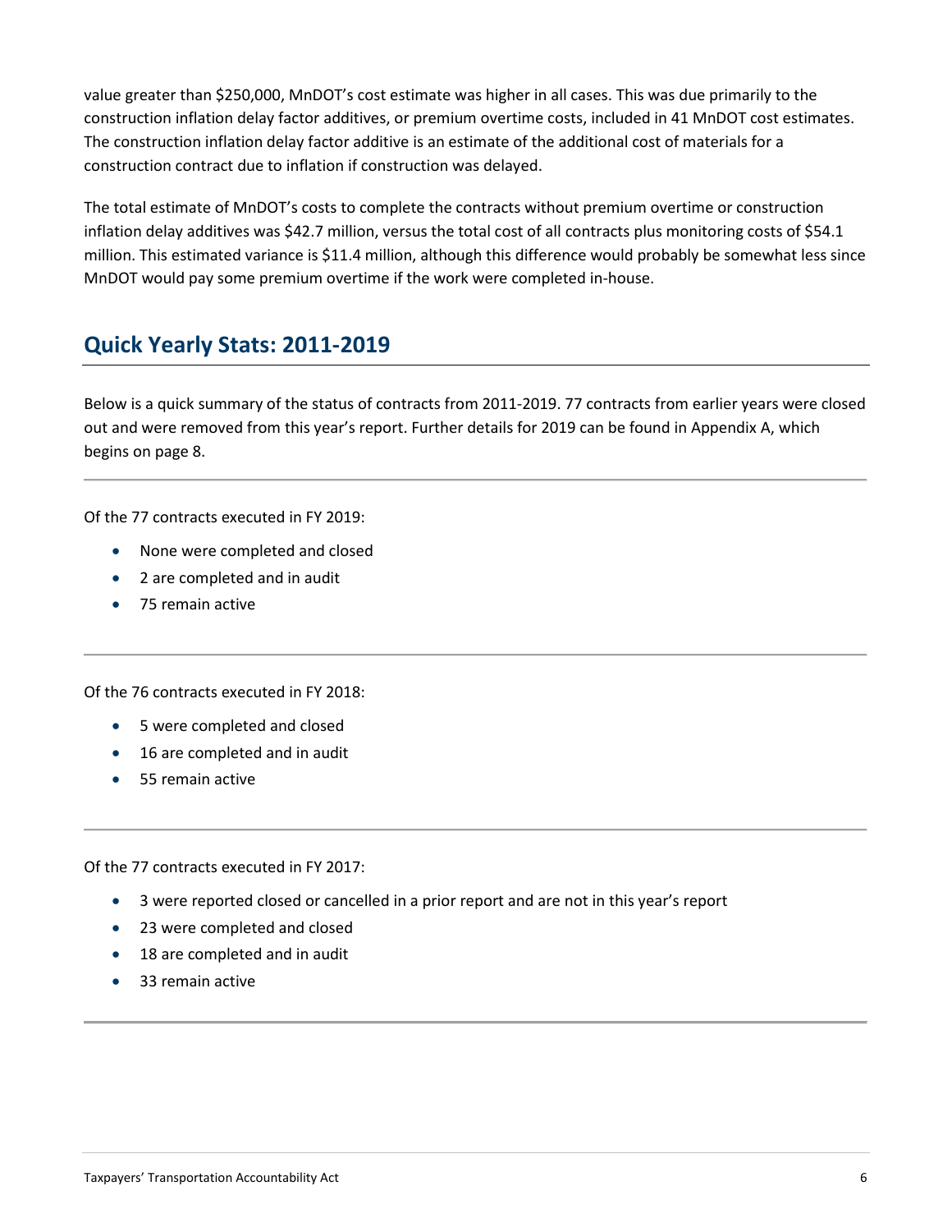value greater than $250,000, MnDOT's cost estimate was higher in all cases. This was due primarily to the construction inflation delay factor additives, or premium overtime costs, included in 41 MnDOT cost estimates. The construction inflation delay factor additive is an estimate of the additional cost of materials for a construction contract due to inflation if construction was delayed.

The total estimate of MnDOT's costs to complete the contracts without premium overtime or construction inflation delay additives was $42.7 million, versus the total cost of all contracts plus monitoring costs of $54.1 million. This estimated variance is $11.4 million, although this difference would probably be somewhat less since MnDOT would pay some premium overtime if the work were completed in-house.

## Quick Yearly Stats: 2011-2019

Below is a quick summary of the status of contracts from 2011-2019. 77 contracts from earlier years were closed out and were removed from this year's report. Further details for 2019 can be found in Appendix A, which begins on page 8.

---

Of the 77 contracts executed in FY 2019:

- None were completed and closed
- 2 are completed and in audit
- 75 remain active

---

Of the 76 contracts executed in FY 2018:

- 5 were completed and closed
- 16 are completed and in audit
- 55 remain active

---

Of the 77 contracts executed in FY 2017:

- 3 were reported closed or cancelled in a prior report and are not in this year's report
- 23 were completed and closed
- 18 are completed and in audit
- 33 remain active

---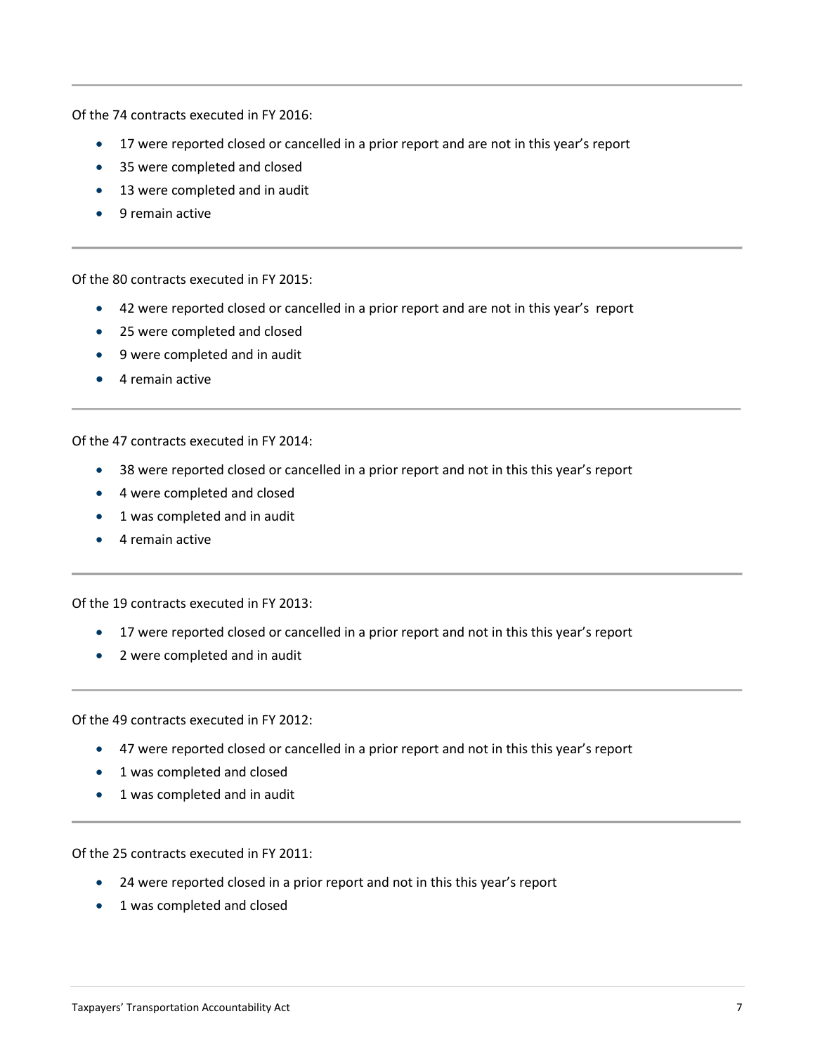Of the 74 contracts executed in FY 2016:

- 17 were reported closed or cancelled in a prior report and are not in this year's report
- 35 were completed and closed
- 13 were completed and in audit
- 9 remain active

---

Of the 80 contracts executed in FY 2015:

- 42 were reported closed or cancelled in a prior report and are not in this year's report
- 25 were completed and closed
- 9 were completed and in audit
- 4 remain active

---

Of the 47 contracts executed in FY 2014:

- 38 were reported closed or cancelled in a prior report and not in this this year's report
- 4 were completed and closed
- 1 was completed and in audit
- 4 remain active

---

Of the 19 contracts executed in FY 2013:

- 17 were reported closed or cancelled in a prior report and not in this this year's report
- 2 were completed and in audit

---

Of the 49 contracts executed in FY 2012:

- 47 were reported closed or cancelled in a prior report and not in this this year's report
- 1 was completed and closed
- 1 was completed and in audit

---

Of the 25 contracts executed in FY 2011:

- 24 were reported closed in a prior report and not in this this year's report
- 1 was completed and closed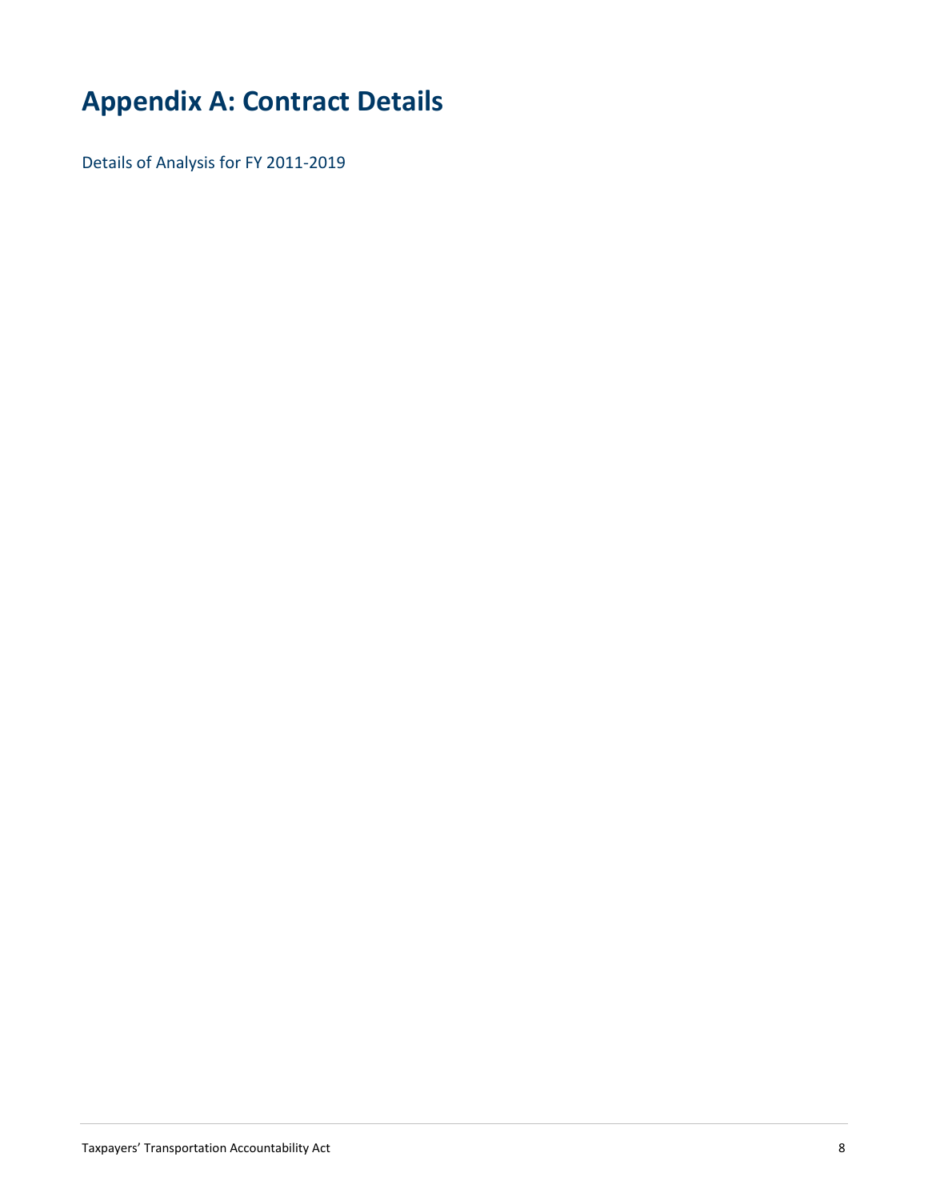# Appendix A: Contract Details

Details of Analysis for FY 2011-2019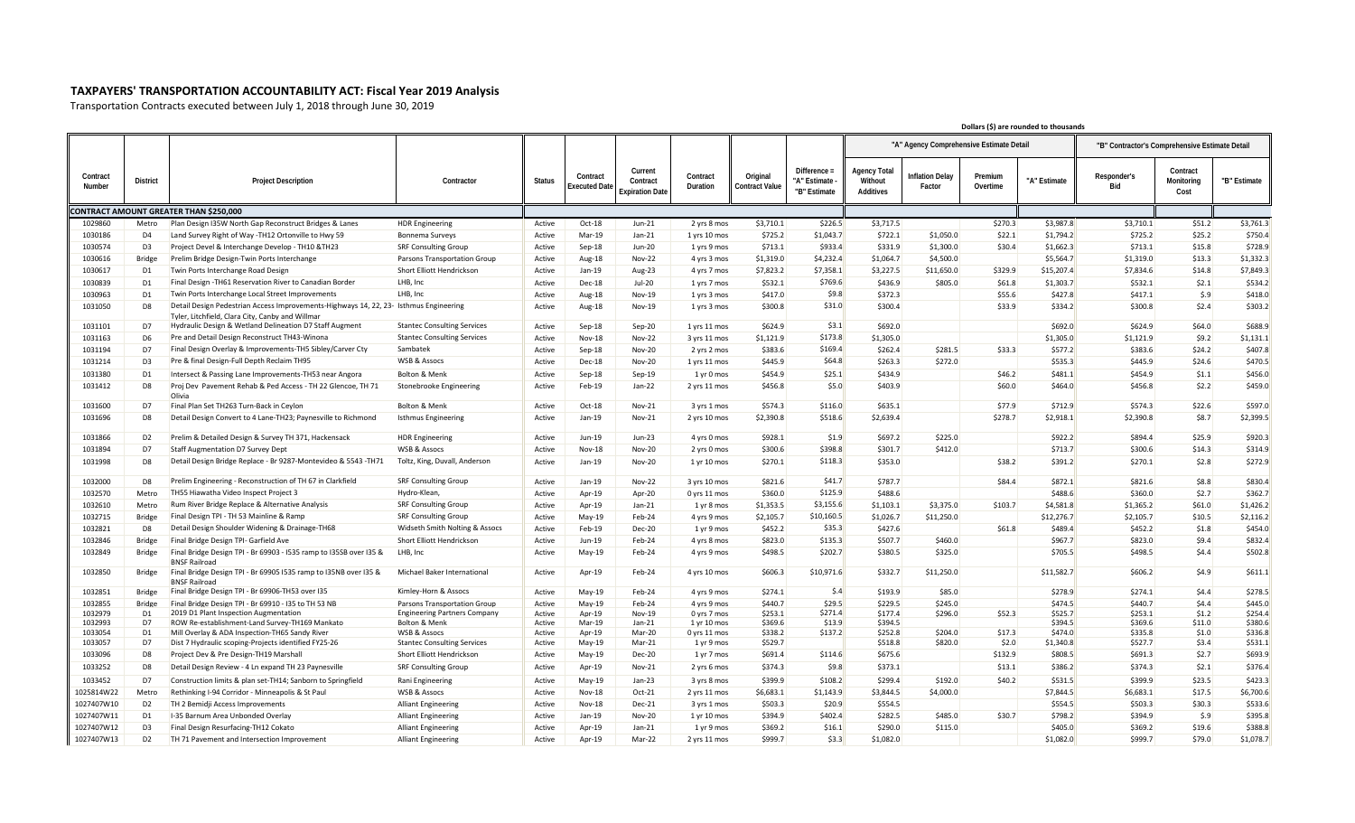# TAXPAYERS' TRANSPORTATION ACCOUNTABILITY ACT: Fiscal Year 2019 Analysis

Transportation Contracts executed between July 1, 2018 through June 30, 2019

Dollars ($) are rounded to thousands

| Contract Number | District | Project Description | Contractor | Status | Contract Executed Date | Current Contract Expiration Date | Contract Duration | Original Contract Value | Difference = "A" Estimate - "B" Estimate | "A" Agency Comprehensive Estimate Detail | | | | "B" Contractor's Comprehensive Estimate Detail | | |
|---|---|---|---|---|---|---|---|---|---|---|---|---|---|---|---|---|
| | | | | | | | | | | Agency Total Without Additives | Inflation Delay Factor | Premium Overtime | "A" Estimate | Responder's Bid | Contract Monitoring Cost | "B" Estimate |
| **CONTRACT AMOUNT GREATER THAN $250,000** | | | | | | | | | | | | | | | | |
| 1029860 | Metro | Plan Design I35W North Gap Reconstruct Bridges & Lanes | HDR Engineering | Active | Oct-18 | Jun-21 | 2 yrs 8 mos | $3,710.1 | $226.5 | $3,717.5 | | $270.3 | $3,987.8 | $3,710.1 | $51.2 | $3,761.3 |
| 1030186 | D4 | Land Survey Right of Way -TH12 Ortonville to Hwy 59 | Bonnema Surveys | Active | Mar-19 | Jan-21 | 1 yrs 10 mos | $725.2 | $1,043.7 | $722.1 | $1,050.0 | $22.1 | $1,794.2 | $725.2 | $25.2 | $750.4 |
| 1030574 | D3 | Project Devel & Interchange Develop - TH10 &TH23 | SRF Consulting Group | Active | Sep-18 | Jun-20 | 1 yrs 9 mos | $713.1 | $933.4 | $331.9 | $1,300.0 | $30.4 | $1,662.3 | $713.1 | $15.8 | $728.9 |
| 1030616 | Bridge | Prelim Bridge Design-Twin Ports Interchange | Parsons Transportation Group | Active | Aug-18 | Nov-22 | 4 yrs 3 mos | $1,319.0 | $4,232.4 | $1,064.7 | $4,500.0 | | $5,564.7 | $1,319.0 | $13.3 | $1,332.3 |
| 1030617 | D1 | Twin Ports Interchange Road Design | Short Elliott Hendrickson | Active | Jan-19 | Aug-23 | 4 yrs 7 mos | $7,823.2 | $7,358.1 | $3,227.5 | $11,650.0 | $329.9 | $15,207.4 | $7,834.6 | $14.8 | $7,849.3 |
| 1030839 | D1 | Final Design -TH61 Reservation River to Canadian Border | LHB, Inc | Active | Dec-18 | Jul-20 | 1 yrs 7 mos | $532.1 | $769.6 | $436.9 | $805.0 | $61.8 | $1,303.7 | $532.1 | $2.1 | $534.2 |
| 1030963 | D1 | Twin Ports Interchange Local Street Improvements | LHB, Inc | Active | Aug-18 | Nov-19 | 1 yrs 3 mos | $417.0 | $9.8 | $372.3 | | $55.6 | $427.8 | $417.1 | $.9 | $418.0 |
| 1031050 | D8 | Detail Design Pedestrian Access Improvements-Highways 14, 22, 23- Tyler, Litchfield, Clara City, Canby and Willmar | Isthmus Engineering | Active | Aug-18 | Nov-19 | 1 yrs 3 mos | $300.8 | $31.0 | $300.4 | | $33.9 | $334.2 | $300.8 | $2.4 | $303.2 |
| 1031101 | D7 | Hydraulic Design & Wetland Delineation D7 Staff Augment | Stantec Consulting Services | Active | Sep-18 | Sep-20 | 1 yrs 11 mos | $624.9 | $3.1 | $692.0 | | | $692.0 | $624.9 | $64.0 | $688.9 |
| 1031163 | D6 | Pre and Detail Design Reconstruct TH43-Winona | Stantec Consulting Services | Active | Nov-18 | Nov-22 | 3 yrs 11 mos | $1,121.9 | $173.8 | $1,305.0 | | | $1,305.0 | $1,121.9 | $9.2 | $1,131.1 |
| 1031194 | D7 | Final Design Overlay & Improvements-TH5 Sibley/Carver Cty | Sambatek | Active | Sep-18 | Nov-20 | 2 yrs 2 mos | $383.6 | $169.4 | $262.4 | $281.5 | $33.3 | $577.2 | $383.6 | $24.2 | $407.8 |
| 1031214 | D3 | Pre & final Design-Full Depth Reclaim TH95 | WSB & Assocs | Active | Dec-18 | Nov-20 | 1 yrs 11 mos | $445.9 | $64.8 | $263.3 | $272.0 | | $535.3 | $445.9 | $24.6 | $470.5 |
| 1031380 | D1 | Intersect & Passing Lane Improvements-TH53 near Angora | Bolton & Menk | Active | Sep-18 | Sep-19 | 1 yr 0 mos | $454.9 | $25.1 | $434.9 | | $46.2 | $481.1 | $454.9 | $1.1 | $456.0 |
| 1031412 | D8 | Proj Dev Pavement Rehab & Ped Access - TH 22 Glencoe, TH 71 Olivia | Stonebrooke Engineering | Active | Feb-19 | Jan-22 | 2 yrs 11 mos | $456.8 | $5.0 | $403.9 | | $60.0 | $464.0 | $456.8 | $2.2 | $459.0 |
| 1031600 | D7 | Final Plan Set TH263 Turn-Back in Ceylon | Bolton & Menk | Active | Oct-18 | Nov-21 | 3 yrs 1 mos | $574.3 | $116.0 | $635.1 | | $77.9 | $712.9 | $574.3 | $22.6 | $597.0 |
| 1031696 | D8 | Detail Design Convert to 4 Lane-TH23; Paynesville to Richmond | Isthmus Engineering | Active | Jan-19 | Nov-21 | 2 yrs 10 mos | $2,390.8 | $518.6 | $2,639.4 | | $278.7 | $2,918.1 | $2,390.8 | $8.7 | $2,399.5 |
| 1031866 | D2 | Prelim & Detailed Design & Survey TH 371, Hackensack | HDR Engineering | Active | Jun-19 | Jun-23 | 4 yrs 0 mos | $928.1 | $1.9 | $697.2 | $225.0 | | $922.2 | $894.4 | $25.9 | $920.3 |
| 1031894 | D7 | Staff Augmentation D7 Survey Dept | WSB & Assocs | Active | Nov-18 | Nov-20 | 2 yrs 0 mos | $300.6 | $398.8 | $301.7 | $412.0 | | $713.7 | $300.6 | $14.3 | $314.9 |
| 1031998 | D8 | Detail Design Bridge Replace - Br 9287-Montevideo & 5543 -TH71 | Toltz, King, Duvall, Anderson | Active | Jan-19 | Nov-20 | 1 yr 10 mos | $270.1 | $118.3 | $353.0 | | $38.2 | $391.2 | $270.1 | $2.8 | $272.9 |
| 1032000 | D8 | Prelim Engineering - Reconstruction of TH 67 in Clarkfield | SRF Consulting Group | Active | Jan-19 | Nov-22 | 3 yrs 10 mos | $821.6 | $41.7 | $787.7 | | $84.4 | $872.1 | $821.6 | $8.8 | $830.4 |
| 1032570 | Metro | TH55 Hiawatha Video Inspect Project 3 | Hydro-Klean, | Active | Apr-19 | Apr-20 | 0 yrs 11 mos | $360.0 | $125.9 | $488.6 | | | $488.6 | $360.0 | $2.7 | $362.7 |
| 1032610 | Metro | Rum River Bridge Replace & Alternative Analysis | SRF Consulting Group | Active | Apr-19 | Jan-21 | 1 yr 8 mos | $1,353.5 | $3,155.6 | $1,103.1 | $3,375.0 | $103.7 | $4,581.8 | $1,365.2 | $61.0 | $1,426.2 |
| 1032715 | Bridge | Final Design TPI - TH 53 Mainline & Ramp | SRF Consulting Group | Active | May-19 | Feb-24 | 4 yrs 9 mos | $2,105.7 | $10,160.5 | $1,026.7 | $11,250.0 | | $12,276.7 | $2,105.7 | $10.5 | $2,116.2 |
| 1032821 | D8 | Detail Design Shoulder Widening & Drainage-TH68 | Widseth Smith Nolting & Assocs | Active | Feb-19 | Dec-20 | 1 yr 9 mos | $452.2 | $35.3 | $427.6 | | $61.8 | $489.4 | $452.2 | $1.8 | $454.0 |
| 1032846 | Bridge | Final Bridge Design TPI- Garfield Ave | Short Elliott Hendrickson | Active | Jun-19 | Feb-24 | 4 yrs 8 mos | $823.0 | $135.3 | $507.7 | $460.0 | | $967.7 | $823.0 | $9.4 | $832.4 |
| 1032849 | Bridge | Final Bridge Design TPI - Br 69903 - I535 ramp to I35SB over I35 & BNSF Railroad | LHB, Inc | Active | May-19 | Feb-24 | 4 yrs 9 mos | $498.5 | $202.7 | $380.5 | $325.0 | | $705.5 | $498.5 | $4.4 | $502.8 |
| 1032850 | Bridge | Final Bridge Design TPI - Br 69905 I535 ramp to I35NB over I35 & BNSF Railroad | Michael Baker International | Active | Apr-19 | Feb-24 | 4 yrs 10 mos | $606.3 | $10,971.6 | $332.7 | $11,250.0 | | $11,582.7 | $606.2 | $4.9 | $611.1 |
| 1032851 | Bridge | Final Bridge Design TPI - Br 69906-TH53 over I35 | Kimley-Horn & Assocs | Active | May-19 | Feb-24 | 4 yrs 9 mos | $274.1 | $.4 | $193.9 | $85.0 | | $278.9 | $274.1 | $4.4 | $278.5 |
| 1032855 | Bridge | Final Bridge Design TPI - Br 69910 - I35 to TH 53 NB | Parsons Transportation Group | Active | May-19 | Feb-24 | 4 yrs 9 mos | $440.7 | $29.5 | $229.5 | $245.0 | | $474.5 | $440.7 | $4.4 | $445.0 |
| 1032979 | D1 | 2019 D1 Plant Inspection Augmentation | Engineering Partners Company | Active | Apr-19 | Nov-19 | 0 yrs 7 mos | $253.1 | $271.4 | $177.4 | $296.0 | $52.3 | $525.7 | $253.1 | $1.2 | $254.4 |
| 1032993 | D7 | ROW Re-establishment-Land Survey-TH169 Mankato | Bolton & Menk | Active | Mar-19 | Jan-21 | 1 yr 10 mos | $369.6 | $13.9 | $394.5 | | | $394.5 | $369.6 | $11.0 | $380.6 |
| 1033054 | D1 | Mill Overlay & ADA Inspection-TH65 Sandy River | WSB & Assocs | Active | Apr-19 | Mar-20 | 0 yrs 11 mos | $338.2 | $137.2 | $252.8 | $204.0 | $17.3 | $474.0 | $335.8 | $1.0 | $336.8 |
| 1033057 | D7 | Dist 7 Hydraulic scoping-Projects identified FY25-26 | Stantec Consulting Services | Active | May-19 | Mar-21 | 1 yr 9 mos | $529.7 | | $518.8 | $820.0 | $2.0 | $1,340.8 | $527.7 | $3.4 | $531.1 |
| 1033096 | D8 | Project Dev & Pre Design-TH19 Marshall | Short Elliott Hendrickson | Active | May-19 | Dec-20 | 1 yr 7 mos | $691.4 | $114.6 | $675.6 | | $132.9 | $808.5 | $691.3 | $2.7 | $693.9 |
| 1033252 | D8 | Detail Design Review - 4 Ln expand TH 23 Paynesville | SRF Consulting Group | Active | Apr-19 | Nov-21 | 2 yrs 6 mos | $374.3 | $9.8 | $373.1 | | $13.1 | $386.2 | $374.3 | $2.1 | $376.4 |
| 1033452 | D7 | Construction limits & plan set-TH14; Sanborn to Springfield | Rani Engineering | Active | May-19 | Jan-23 | 3 yrs 8 mos | $399.9 | $108.2 | $299.4 | $192.0 | $40.2 | $531.5 | $399.9 | $23.5 | $423.3 |
| 1025814W22 | Metro | Rethinking I-94 Corridor - Minneapolis & St Paul | WSB & Assocs | Active | Nov-18 | Oct-21 | 2 yrs 11 mos | $6,683.1 | $1,143.9 | $3,844.5 | $4,000.0 | | $7,844.5 | $6,683.1 | $17.5 | $6,700.6 |
| 1027407W10 | D2 | TH 2 Bemidji Access Improvements | Alliant Engineering | Active | Nov-18 | Dec-21 | 3 yrs 1 mos | $503.3 | $20.9 | $554.5 | | | $554.5 | $503.3 | $30.3 | $533.6 |
| 1027407W11 | D1 | I-35 Barnum Area Unbonded Overlay | Alliant Engineering | Active | Jan-19 | Nov-20 | 1 yr 10 mos | $394.9 | $402.4 | $282.5 | $485.0 | $30.7 | $798.2 | $394.9 | $.9 | $395.8 |
| 1027407W12 | D3 | Final Design Resurfacing-TH12 Cokato | Alliant Engineering | Active | Apr-19 | Jan-21 | 1 yr 9 mos | $369.2 | $16.1 | $290.0 | $115.0 | | $405.0 | $369.2 | $19.6 | $388.8 |
| 1027407W13 | D2 | TH 71 Pavement and Intersection Improvement | Alliant Engineering | Active | Apr-19 | Mar-22 | 2 yrs 11 mos | $999.7 | $3.3 | $1,082.0 | | | $1,082.0 | $999.7 | $79.0 | $1,078.7 |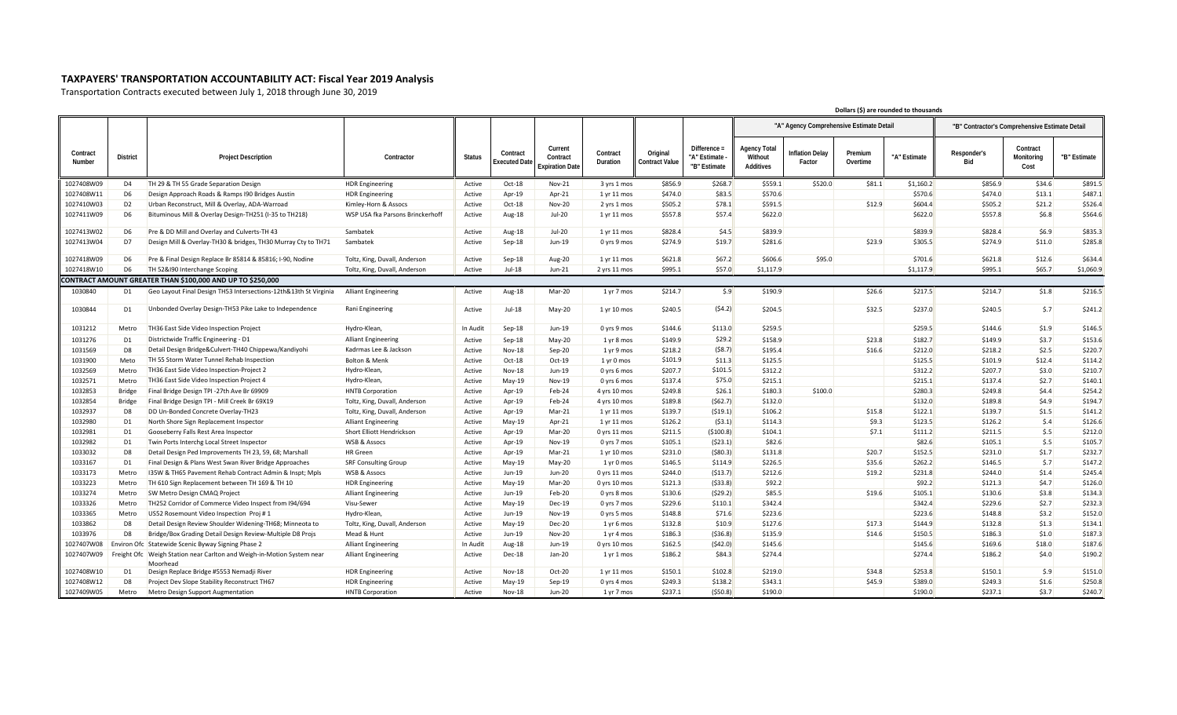# TAXPAYERS' TRANSPORTATION ACCOUNTABILITY ACT: Fiscal Year 2019 Analysis

Transportation Contracts executed between July 1, 2018 through June 30, 2019

Dollars ($) are rounded to thousands

| Contract Number | District | Project Description | Contractor | Status | Contract Executed Date | Current Contract Expiration Date | Contract Duration | Original Contract Value | Difference = "A" Estimate - "B" Estimate | "A" Agency Comprehensive Estimate Detail | | | | "B" Contractor's Comprehensive Estimate Detail | | |
|---|---|---|---|---|---|---|---|---|---|---|---|---|---|---|---|---|
| | | | | | | | | | | Agency Total Without Additives | Inflation Delay Factor | Premium Overtime | "A" Estimate | Responder's Bid | Contract Monitoring Cost | "B" Estimate |
| 1027408W09 | D4 | TH 29 & TH 55 Grade Separation Design | HDR Engineering | Active | Oct-18 | Nov-21 | 3 yrs 1 mos | $856.9 | $268.7 | $559.1 | $520.0 | $81.1 | $1,160.2 | $856.9 | $34.6 | $891.5 |
| 1027408W11 | D6 | Design Approach Roads & Ramps I90 Bridges Austin | HDR Engineering | Active | Apr-19 | Apr-21 | 1 yr 11 mos | $474.0 | $83.5 | $570.6 | | | $570.6 | $474.0 | $13.1 | $487.1 |
| 1027410W03 | D2 | Urban Reconstruct, Mill & Overlay, ADA-Warroad | Kimley-Horn & Assocs | Active | Oct-18 | Nov-20 | 2 yrs 1 mos | $505.2 | $78.1 | $591.5 | | $12.9 | $604.4 | $505.2 | $21.2 | $526.4 |
| 1027411W09 | D6 | Bituminous Mill & Overlay Design-TH251 (I-35 to TH218) | WSP USA fka Parsons Brinckerhoff | Active | Aug-18 | Jul-20 | 1 yr 11 mos | $557.8 | $57.4 | $622.0 | | | $622.0 | $557.8 | $6.8 | $564.6 |
| 1027413W02 | D6 | Pre & DD Mill and Overlay and Culverts-TH 43 | Sambatek | Active | Aug-18 | Jul-20 | 1 yr 11 mos | $828.4 | $4.5 | $839.9 | | | $839.9 | $828.4 | $6.9 | $835.3 |
| 1027413W04 | D7 | Design Mill & Overlay-TH30 & bridges, TH30 Murray Cty to TH71 | Sambatek | Active | Sep-18 | Jun-19 | 0 yrs 9 mos | $274.9 | $19.7 | $281.6 | | $23.9 | $305.5 | $274.9 | $11.0 | $285.8 |
| 1027418W09 | D6 | Pre & Final Design Replace Br 85814 & 85816; I-90, Nodine | Toltz, King, Duvall, Anderson | Active | Sep-18 | Aug-20 | 1 yr 11 mos | $621.8 | $67.2 | $606.6 | $95.0 | | $701.6 | $621.8 | $12.6 | $634.4 |
| 1027418W10 | D6 | TH 52&I90 Interchange Scoping | Toltz, King, Duvall, Anderson | Active | Jul-18 | Jun-21 | 2 yrs 11 mos | $995.1 | $57.0 | $1,117.9 | | | $1,117.9 | $995.1 | $65.7 | $1,060.9 |
| **CONTRACT AMOUNT GREATER THAN $100,000 AND UP TO $250,000** | | | | | | | | | | | | | | | | |
| 1030840 | D1 | Geo Layout Final Design TH53 Intersections-12th&13th St Virginia | Alliant Engineering | Active | Aug-18 | Mar-20 | 1 yr 7 mos | $214.7 | $.9 | $190.9 | | $26.6 | $217.5 | $214.7 | $1.8 | $216.5 |
| 1030844 | D1 | Unbonded Overlay Design-TH53 Pike Lake to Independence | Rani Engineering | Active | Jul-18 | May-20 | 1 yr 10 mos | $240.5 | ($4.2) | $204.5 | | $32.5 | $237.0 | $240.5 | $.7 | $241.2 |
| 1031212 | Metro | TH36 East Side Video Inspection Project | Hydro-Klean, | In Audit | Sep-18 | Jun-19 | 0 yrs 9 mos | $144.6 | $113.0 | $259.5 | | | $259.5 | $144.6 | $1.9 | $146.5 |
| 1031276 | D1 | Districtwide Traffic Engineering - D1 | Alliant Engineering | Active | Sep-18 | May-20 | 1 yr 8 mos | $149.9 | $29.2 | $158.9 | | $23.8 | $182.7 | $149.9 | $3.7 | $153.6 |
| 1031569 | D8 | Detail Design Bridge&Culvert-TH40 Chippewa/Kandiyohi | Kadrmas Lee & Jackson | Active | Nov-18 | Sep-20 | 1 yr 9 mos | $218.2 | ($8.7) | $195.4 | | $16.6 | $212.0 | $218.2 | $2.5 | $220.7 |
| 1031900 | Meto | TH 55 Storm Water Tunnel Rehab Inspection | Bolton & Menk | Active | Oct-18 | Oct-19 | 1 yr 0 mos | $101.9 | $11.3 | $125.5 | | | $125.5 | $101.9 | $12.4 | $114.2 |
| 1032569 | Metro | TH36 East Side Video Inspection-Project 2 | Hydro-Klean, | Active | Nov-18 | Jun-19 | 0 yrs 6 mos | $207.7 | $101.5 | $312.2 | | | $312.2 | $207.7 | $3.0 | $210.7 |
| 1032571 | Metro | TH36 East Side Video Inspection Project 4 | Hydro-Klean, | Active | May-19 | Nov-19 | 0 yrs 6 mos | $137.4 | $75.0 | $215.1 | | | $215.1 | $137.4 | $2.7 | $140.1 |
| 1032853 | Bridge | Final Bridge Design TPI -27th Ave Br 69909 | HNTB Corporation | Active | Apr-19 | Feb-24 | 4 yrs 10 mos | $249.8 | $26.1 | $180.3 | $100.0 | | $280.3 | $249.8 | $4.4 | $254.2 |
| 1032854 | Bridge | Final Bridge Design TPI - Mill Creek Br 69X19 | Toltz, King, Duvall, Anderson | Active | Apr-19 | Feb-24 | 4 yrs 10 mos | $189.8 | ($62.7) | $132.0 | | | $132.0 | $189.8 | $4.9 | $194.7 |
| 1032937 | D8 | DD Un-Bonded Concrete Overlay-TH23 | Toltz, King, Duvall, Anderson | Active | Apr-19 | Mar-21 | 1 yr 11 mos | $139.7 | ($19.1) | $106.2 | | $15.8 | $122.1 | $139.7 | $1.5 | $141.2 |
| 1032980 | D1 | North Shore Sign Replacement Inspector | Alliant Engineering | Active | May-19 | Apr-21 | 1 yr 11 mos | $126.2 | ($3.1) | $114.3 | | $9.3 | $123.5 | $126.2 | $.4 | $126.6 |
| 1032981 | D1 | Gooseberry Falls Rest Area Inspector | Short Elliott Hendrickson | Active | Apr-19 | Mar-20 | 0 yrs 11 mos | $211.5 | ($100.8) | $104.1 | | $7.1 | $111.2 | $211.5 | $.5 | $212.0 |
| 1032982 | D1 | Twin Ports Interchg Local Street Inspector | WSB & Assocs | Active | Apr-19 | Nov-19 | 0 yrs 7 mos | $105.1 | ($23.1) | $82.6 | | | $82.6 | $105.1 | $.5 | $105.7 |
| 1033032 | D8 | Detail Design Ped Improvements TH 23, 59, 68; Marshall | HR Green | Active | Apr-19 | Mar-21 | 1 yr 10 mos | $231.0 | ($80.3) | $131.8 | | $20.7 | $152.5 | $231.0 | $1.7 | $232.7 |
| 1033167 | D1 | Final Design & Plans West Swan River Bridge Approaches | SRF Consulting Group | Active | May-19 | May-20 | 1 yr 0 mos | $146.5 | $114.9 | $226.5 | | $35.6 | $262.2 | $146.5 | $.7 | $147.2 |
| 1033173 | Metro | I35W & TH65 Pavement Rehab Contract Admin & Inspt; Mpls | WSB & Assocs | Active | Jun-19 | Jun-20 | 0 yrs 11 mos | $244.0 | ($13.7) | $212.6 | | $19.2 | $231.8 | $244.0 | $1.4 | $245.4 |
| 1033223 | Metro | TH 610 Sign Replacement between TH 169 & TH 10 | HDR Engineering | Active | May-19 | Mar-20 | 0 yrs 10 mos | $121.3 | ($33.8) | $92.2 | | | $92.2 | $121.3 | $4.7 | $126.0 |
| 1033274 | Metro | SW Metro Design CMAQ Project | Alliant Engineering | Active | Jun-19 | Feb-20 | 0 yrs 8 mos | $130.6 | ($29.2) | $85.5 | | $19.6 | $105.1 | $130.6 | $3.8 | $134.3 |
| 1033326 | Metro | TH252 Corridor of Commerce Video Inspect from I94/694 | Visu-Sewer | Active | May-19 | Dec-19 | 0 yrs 7 mos | $229.6 | $110.1 | $342.4 | | | $342.4 | $229.6 | $2.7 | $232.3 |
| 1033365 | Metro | US52 Rosemount Video Inspection Proj # 1 | Hydro-Klean, | Active | Jun-19 | Nov-19 | 0 yrs 5 mos | $148.8 | $71.6 | $223.6 | | | $223.6 | $148.8 | $3.2 | $152.0 |
| 1033862 | D8 | Detail Design Review Shoulder Widening-TH68; Minneota to | Toltz, King, Duvall, Anderson | Active | May-19 | Dec-20 | 1 yr 6 mos | $132.8 | $10.9 | $127.6 | | $17.3 | $144.9 | $132.8 | $1.3 | $134.1 |
| 1033976 | D8 | Bridge/Box Grading Detail Design Review-Multiple D8 Projs | Mead & Hunt | Active | Jun-19 | Nov-20 | 1 yr 4 mos | $186.3 | ($36.8) | $135.9 | | $14.6 | $150.5 | $186.3 | $1.0 | $187.3 |
| 1027407W08 | Environ Ofc | Statewide Scenic Byway Signing Phase 2 | Alliant Engineering | In Audit | Aug-18 | Jun-19 | 0 yrs 10 mos | $162.5 | ($42.0) | $145.6 | | | $145.6 | $169.6 | $18.0 | $187.6 |
| 1027407W09 | Freight Ofc | Weigh Station near Carlton and Weigh-in-Motion System near Moorhead | Alliant Engineering | Active | Dec-18 | Jan-20 | 1 yr 1 mos | $186.2 | $84.3 | $274.4 | | | $274.4 | $186.2 | $4.0 | $190.2 |
| 1027408W10 | D1 | Design Replace Bridge #5553 Nemadji River | HDR Engineering | Active | Nov-18 | Oct-20 | 1 yr 11 mos | $150.1 | $102.8 | $219.0 | | $34.8 | $253.8 | $150.1 | $.9 | $151.0 |
| 1027408W12 | D8 | Project Dev Slope Stability Reconstruct TH67 | HDR Engineering | Active | May-19 | Sep-19 | 0 yrs 4 mos | $249.3 | $138.2 | $343.1 | | $45.9 | $389.0 | $249.3 | $1.6 | $250.8 |
| 1027409W05 | Metro | Metro Design Support Augmentation | HNTB Corporation | Active | Nov-18 | Jun-20 | 1 yr 7 mos | $237.1 | ($50.8) | $190.0 | | | $190.0 | $237.1 | $3.7 | $240.7 |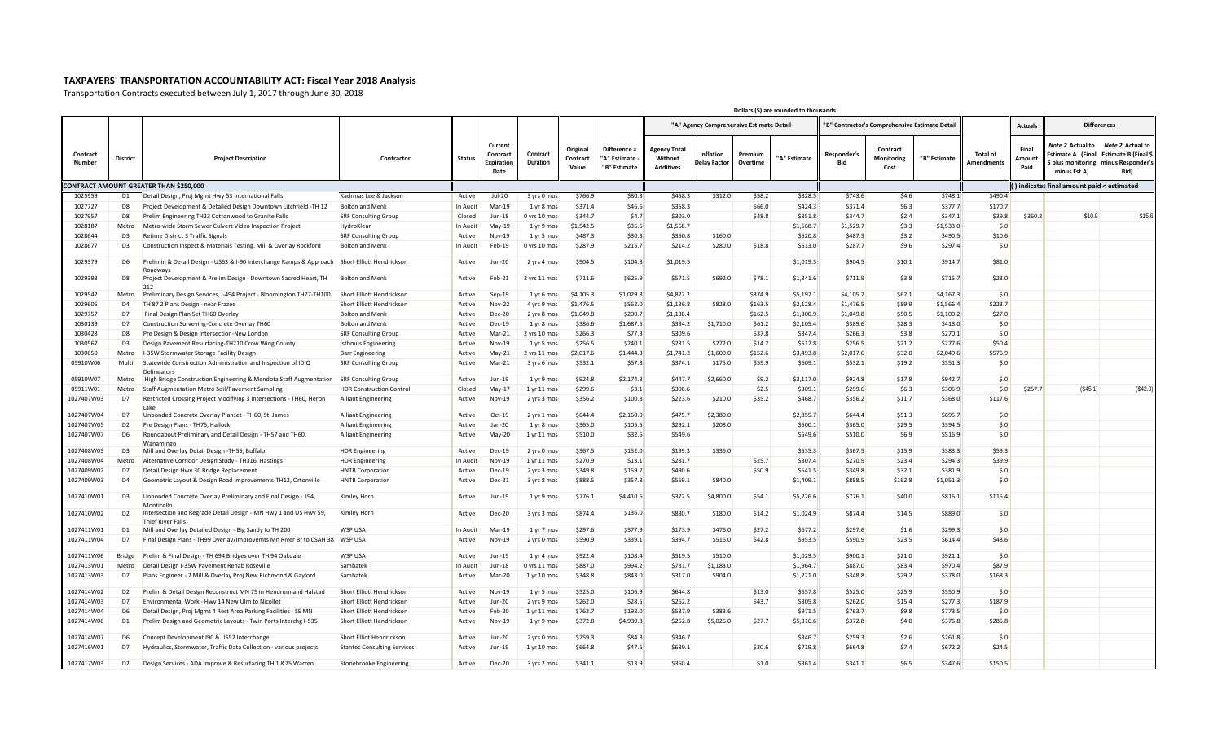# TAXPAYERS' TRANSPORTATION ACCOUNTABILITY ACT: Fiscal Year 2018 Analysis

Transportation Contracts executed between July 1, 2017 through June 30, 2018

Dollars ($) are rounded to thousands

| | | | | | | | | | "A" Agency Comprehensive Estimate Detail | | | | "B" Contractor's Comprehensive Estimate Detail | | | | Actuals | Differences | |
|---|---|---|---|---|---|---|---|---|---|---|---|---|---|---|---|---|---|---|---|
| Contract Number | District | Project Description | Contractor | Status | Current Contract Expiration Date | Contract Duration | Original Contract Value | Difference = "A" Estimate - "B" Estimate | Agency Total Without Additives | Inflation Delay Factor | Premium Overtime | "A" Estimate | Responder's Bid | Contract Monitoring Cost | "B" Estimate | Total of Amendments | Final Amount Paid | *Note 2* Actual to Estimate A (Final $ plus monitoring minus Est A) | *Note 2* Actual to Estimate B (Final $ minus Responder's Bid) |
| **CONTRACT AMOUNT GREATER THAN $250,000** | | | | | | | | | | | | | | | | | | ( ) indicates final amount paid < estimated | |
| 1025959 | D1 | Detail Design, Proj Mgmt Hwy 53 International Falls | Kadrmas Lee & Jackson | Active | Jul-20 | 3 yrs 0 mos | $766.9 | $80.3 | $458.3 | $312.0 | $58.2 | $828.5 | $743.6 | $4.6 | $748.1 | $490.4 | | | |
| 1027727 | D8 | Project Development & Detailed Design Downtown Litchfield -TH 12 | Bolton and Menk | In Audit | Mar-19 | 1 yr 8 mos | $371.4 | $46.6 | $358.3 | | $66.0 | $424.3 | $371.4 | $6.3 | $377.7 | $170.7 | | | |
| 1027957 | D8 | Prelim Engineering TH23 Cottonwood to Granite Falls | SRF Consulting Group | Closed | Jun-18 | 0 yrs 10 mos | $344.7 | $4.7 | $303.0 | | $48.8 | $351.8 | $344.7 | $2.4 | $347.1 | $39.8 | $360.3 | $10.9 | $15.6 |
| 1028187 | Metro | Metro-wide Storm Sewer Culvert Video Inspection Project | HydroKlean | In Audit | May-19 | 1 yr 9 mos | $1,542.5 | $35.6 | $1,568.7 | | | $1,568.7 | $1,529.7 | $3.3 | $1,533.0 | $.0 | | | |
| 1028644 | D3 | Retime District 3 Traffic Signals | SRF Consulting Group | Active | Nov-19 | 1 yr 5 mos | $487.3 | $30.3 | $360.8 | $160.0 | | $520.8 | $487.3 | $3.2 | $490.5 | $10.6 | | | |
| 1028677 | D3 | Construction Inspect & Materials Testing, Mill & Overlay Rockford | Bolton and Menk | In Audit | Feb-19 | 0 yrs 10 mos | $287.9 | $215.7 | $214.2 | $280.0 | $18.8 | $513.0 | $287.7 | $9.6 | $297.4 | $.0 | | | |
| 1029379 | D6 | Prelimin & Detail Design - US63 & I-90 Interchange Ramps & Approach Roadways | Short Elliott Hendrickson | Active | Jun-20 | 2 yrs 4 mos | $904.5 | $104.8 | $1,019.5 | | | $1,019.5 | $904.5 | $10.1 | $914.7 | $81.0 | | | |
| 1029393 | D8 | Project Development & Prelim Design - Downtown Sacred Heart, TH 212 | Bolton and Menk | Active | Feb-21 | 2 yrs 11 mos | $711.6 | $625.9 | $571.5 | $692.0 | $78.1 | $1,341.6 | $711.9 | $3.8 | $715.7 | $23.0 | | | |
| 1029542 | Metro | Preliminary Design Services, I-494 Project - Bloomington TH77-TH100 | Short Elliott Hendrickson | Active | Sep-19 | 1 yr 6 mos | $4,105.3 | $1,029.8 | $4,822.2 | | $374.9 | $5,197.1 | $4,105.2 | $62.1 | $4,167.3 | $.0 | | | |
| 1029605 | D4 | TH 87 2 Plans Design - near Frazee | Short Elliott Hendrickson | Active | Nov-22 | 4 yrs 9 mos | $1,476.5 | $562.0 | $1,136.8 | $828.0 | $163.5 | $2,128.4 | $1,476.5 | $89.9 | $1,566.4 | $223.7 | | | |
| 1029757 | D7 | Final Design Plan Set TH60 Overlay | Bolton and Menk | Active | Dec-20 | 2 yrs 8 mos | $1,049.8 | $200.7 | $1,138.4 | | $162.5 | $1,300.9 | $1,049.8 | $50.5 | $1,100.2 | $27.0 | | | |
| 1030139 | D7 | Construction Surveying-Concrete Overlay TH60 | Bolton and Menk | Active | Dec-19 | 1 yr 8 mos | $386.6 | $1,687.5 | $334.2 | $1,710.0 | $61.2 | $2,105.4 | $389.6 | $28.3 | $418.0 | $.0 | | | |
| 1030428 | D8 | Pre Design & Design Intersection-New London | SRF Consulting Group | Active | Mar-21 | 2 yrs 10 mos | $266.3 | $77.3 | $309.6 | | $37.8 | $347.4 | $266.3 | $3.8 | $270.1 | $.0 | | | |
| 1030567 | D3 | Design Pavement Resurfacing-TH210 Crow Wing County | Isthmus Engineering | Active | Nov-19 | 1 yr 5 mos | $256.5 | $240.1 | $231.5 | $272.0 | $14.2 | $517.8 | $256.5 | $21.2 | $277.6 | $50.4 | | | |
| 1030650 | Metro | I-35W Stormwater Storage Facility Design | Barr Engineering | Active | May-21 | 2 yrs 11 mos | $2,017.6 | $1,444.3 | $1,741.2 | $1,600.0 | $152.6 | $3,493.8 | $2,017.6 | $32.0 | $2,049.6 | $576.9 | | | |
| 05910W06 | Multi | Statewide Construction Administration and Inspection of IDIQ Delineators | SRF Consulting Group | Active | Mar-21 | 3 yrs 6 mos | $532.1 | $57.8 | $374.1 | $175.0 | $59.9 | $609.1 | $532.1 | $19.2 | $551.3 | $.0 | | | |
| 05910W07 | Metro | High Bridge Construction Engineering & Mendota Staff Augmentation | SRF Consulting Group | Active | Jun-19 | 1 yr 9 mos | $924.8 | $2,174.3 | $447.7 | $2,660.0 | $9.2 | $3,117.0 | $924.8 | $17.8 | $942.7 | $.0 | | | |
| 05911W01 | Metro | Staff Augmentation Metro Soil/Pavement Sampling | HDR Construction Control | Closed | May-17 | 1 yr 11 mos | $299.6 | $3.1 | $306.6 | | $2.5 | $309.1 | $299.6 | $6.3 | $305.9 | $.0 | $257.7 | ($45.1) | ($42.0) |
| 1027407W03 | D7 | Restricted Crossing Project Modifying 3 Intersections - TH60, Heron Lake | Alliant Engineering | Active | Nov-19 | 2 yrs 3 mos | $356.2 | $100.8 | $223.6 | $210.0 | $35.2 | $468.7 | $356.2 | $11.7 | $368.0 | $117.6 | | | |
| 1027407W04 | D7 | Unbonded Concrete Overlay Planset - TH60, St. James | Alliant Engineering | Active | Oct-19 | 2 yrs 1 mos | $644.4 | $2,160.0 | $475.7 | $2,380.0 | | $2,855.7 | $644.4 | $51.3 | $695.7 | $.0 | | | |
| 1027407W05 | D2 | Pre Design Plans - TH75, Hallock | Alliant Engineering | Active | Jan-20 | 1 yr 8 mos | $365.0 | $105.5 | $292.1 | $208.0 | | $500.1 | $365.0 | $29.5 | $394.5 | $.0 | | | |
| 1027407W07 | D6 | Roundabout Preliminary and Detail Design - TH57 and TH60, Wanamingo | Alliant Engineering | Active | May-20 | 1 yr 11 mos | $510.0 | $32.6 | $549.6 | | | $549.6 | $510.0 | $6.9 | $516.9 | $.0 | | | |
| 1027408W03 | D3 | Mill and Overlay Detail Design -TH55, Buffalo | HDR Engineering | Active | Dec-19 | 2 yrs 0 mos | $367.5 | $152.0 | $199.3 | $336.0 | | $535.3 | $367.5 | $15.9 | $383.3 | $59.3 | | | |
| 1027408W04 | Metro | Alternative Corridor Design Study - TH316, Hastings | HDR Engineering | In Audit | Nov-19 | 1 yr 11 mos | $270.9 | $13.1 | $281.7 | | $25.7 | $307.4 | $270.9 | $23.4 | $294.3 | $39.9 | | | |
| 1027409W02 | D7 | Detail Design Hwy 30 Bridge Replacement | HNTB Corporation | Active | Dec-19 | 2 yrs 3 mos | $349.8 | $159.7 | $490.6 | | $50.9 | $541.5 | $349.8 | $32.1 | $381.9 | $.0 | | | |
| 1027409W03 | D4 | Geometric Layout & Design Road Improvements-TH12, Ortonville | HNTB Corporation | Active | Dec-21 | 3 yrs 8 mos | $888.5 | $357.8 | $569.1 | $840.0 | | $1,409.1 | $888.5 | $162.8 | $1,051.3 | $.0 | | | |
| 1027410W01 | D3 | Unbonded Concrete Overlay Preliminary and Final Design - I94, Monticello | Kimley Horn | Active | Jun-19 | 1 yr 9 mos | $776.1 | $4,410.6 | $372.5 | $4,800.0 | $54.1 | $5,226.6 | $776.1 | $40.0 | $816.1 | $115.4 | | | |
| 1027410W02 | D2 | Intersection and Regrade Detail Design - MN Hwy 1 and US Hwy 59, Thief River Falls | Kimley Horn | Active | Dec-20 | 3 yrs 3 mos | $874.4 | $136.0 | $830.7 | $180.0 | $14.2 | $1,024.9 | $874.4 | $14.5 | $889.0 | $.0 | | | |
| 1027411W01 | D1 | Mill and Overlay Detailed Design - Big Sandy to TH 200 | WSP USA | In Audit | Mar-19 | 1 yr 7 mos | $297.6 | $377.9 | $173.9 | $476.0 | $27.2 | $677.2 | $297.6 | $1.6 | $299.3 | $.0 | | | |
| 1027411W04 | D7 | Final Design Plans - TH99 Overlay/Improvemts Mn River Br to CSAH 38 | WSP USA | Active | Nov-19 | 2 yrs 0 mos | $590.9 | $339.1 | $394.7 | $516.0 | $42.8 | $953.5 | $590.9 | $23.5 | $614.4 | $48.6 | | | |
| 1027411W06 | Bridge | Prelim & Final Design - TH 694 Bridges over TH 94 Oakdale | WSP USA | Active | Jun-19 | 1 yr 4 mos | $922.4 | $108.4 | $519.5 | $510.0 | | $1,029.5 | $900.1 | $21.0 | $921.1 | $.0 | | | |
| 1027413W01 | Metro | Detail Design I-35W Pavement Rehab Roseville | Sambatek | In Audit | Jun-18 | 0 yrs 11 mos | $887.0 | $994.2 | $781.7 | $1,183.0 | | $1,964.7 | $887.0 | $83.4 | $970.4 | $87.9 | | | |
| 1027413W03 | D7 | Plans Engineer - 2 Mill & Overlay Proj New Richmond & Gaylord | Sambatek | Active | Mar-20 | 1 yr 10 mos | $348.8 | $843.0 | $317.0 | $904.0 | | $1,221.0 | $348.8 | $29.2 | $378.0 | $168.3 | | | |
| 1027414W02 | D2 | Prelim & Detail Design Reconstruct MN 75 in Hendrum and Halstad | Short Elliott Hendrickson | Active | Nov-19 | 1 yr 5 mos | $525.0 | $106.9 | $644.8 | | $13.0 | $657.8 | $525.0 | $25.9 | $550.9 | $.0 | | | |
| 1027414W03 | D7 | Environmental Work - Hwy 14 New Ulm to Nicollet | Short Elliott Hendrickson | Active | Jun-20 | 2 yrs 9 mos | $262.0 | $28.5 | $262.2 | | $43.7 | $305.8 | $262.0 | $15.4 | $277.3 | $187.9 | | | |
| 1027414W04 | D6 | Detail Design, Proj Mgmt 4 Rest Area Parking Facilities - SE MN | Short Elliott Hendrickson | Active | Feb-20 | 1 yr 11 mos | $763.7 | $198.0 | $587.9 | $383.6 | | $971.5 | $763.7 | $9.8 | $773.5 | $.0 | | | |
| 1027414W06 | D1 | Prelim Design and Geometric Layouts - Twin Ports Interchg I-535 | Short Elliott Hendrickson | Active | Nov-19 | 1 yr 9 mos | $372.8 | $4,939.8 | $262.8 | $5,026.0 | $27.7 | $5,316.6 | $372.8 | $4.0 | $376.8 | $285.8 | | | |
| 1027414W07 | D6 | Concept Development I90 & US52 Interchange | Short Elliot Hendrickson | Active | Jun-20 | 2 yrs 0 mos | $259.3 | $84.8 | $346.7 | | | $346.7 | $259.3 | $2.6 | $261.8 | $.0 | | | |
| 1027416W01 | D7 | Hydraulics, Stormwater, Traffic Data Collection - various projects | Stantec Consulting Services | Active | Jun-19 | 1 yr 10 mos | $664.8 | $47.6 | $689.1 | | $30.6 | $719.8 | $664.8 | $7.4 | $672.2 | $24.5 | | | |
| 1027417W03 | D2 | Design Services - ADA Improve & Resurfacing TH 1 &75 Warren | Stonebrooke Engineering | Active | Dec-20 | 3 yrs 2 mos | $341.1 | $13.9 | $360.4 | | $1.0 | $361.4 | $341.1 | $6.5 | $347.6 | $150.5 | | | |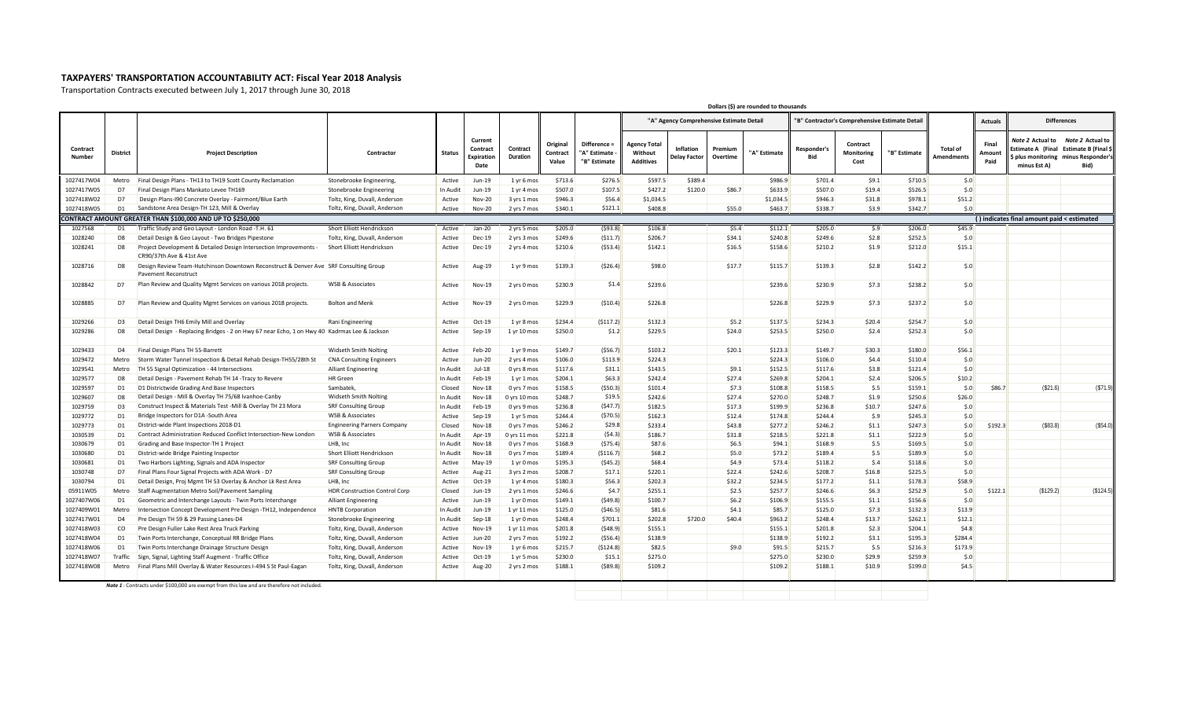# TAXPAYERS' TRANSPORTATION ACCOUNTABILITY ACT: Fiscal Year 2018 Analysis

Transportation Contracts executed between July 1, 2017 through June 30, 2018

Dollars ($) are rounded to thousands

| Contract Number | District | Project Description | Contractor | Status | Current Contract Expiration Date | Contract Duration | Original Contract Value | Difference = "A" Estimate - "B" Estimate | "A" Agency Comprehensive Estimate Detail: Agency Total Without Additives | Inflation Delay Factor | Premium Overtime | "A" Estimate | "B" Contractor's Comprehensive Estimate Detail: Responder's Bid | Contract Monitoring Cost | "B" Estimate | Total of Amendments | Actuals: Final Amount Paid | Differences: Note 2 Actual to Estimate A (Final $ plus monitoring minus Est A) | Note 2 Actual to Estimate B (Final $ minus Responder's Bid) |
|---|---|---|---|---|---|---|---|---|---|---|---|---|---|---|---|---|---|---|---|
| 1027417W04 | Metro | Final Design Plans - TH13 to TH19 Scott County Reclamation | Stonebrooke Engineering, | Active | Jun-19 | 1 yr 6 mos | $713.6 | $276.5 | $597.5 | $389.4 | | $986.9 | $701.4 | $9.1 | $710.5 | $.0 | | | |
| 1027417W05 | D7 | Final Design Plans Mankato Levee TH169 | Stonebrooke Engineering | In Audit | Jun-19 | 1 yr 4 mos | $507.0 | $107.5 | $427.2 | $120.0 | $86.7 | $633.9 | $507.0 | $19.4 | $526.5 | $.0 | | | |
| 1027418W02 | D7 | Design Plans-I90 Concrete Overlay - Fairmont/Blue Earth | Toltz, King, Duvall, Anderson | Active | Nov-20 | 3 yrs 1 mos | $946.3 | $56.4 | $1,034.5 | | | $1,034.5 | $946.3 | $31.8 | $978.1 | $51.2 | | | |
| 1027418W05 | D1 | Sandstone Area Design-TH 123, Mill & Overlay | Toltz, King, Duvall, Anderson | Active | Nov-20 | 2 yrs 7 mos | $340.1 | $121.1 | $408.8 | | $55.0 | $463.7 | $338.7 | $3.9 | $342.7 | $.0 | | | |
| **CONTRACT AMOUNT GREATER THAN $100,000 AND UP TO $250,000** | | | | | | | | | | | | | | | | | ( ) indicates final amount paid < estimated | | |
| 1027568 | D1 | Traffic Study and Geo Layout - London Road -T.H. 61 | Short Elliott Hendrickson | Active | Jan-20 | 2 yrs 5 mos | $205.0 | ($93.8) | $106.8 | | $5.4 | $112.1 | $205.0 | $.9 | $206.0 | $45.9 | | | |
| 1028240 | D8 | Detail Design & Geo Layout - Two Bridges Pipestone | Toltz, King, Duvall, Anderson | Active | Dec-19 | 2 yrs 3 mos | $249.6 | ($11.7) | $206.7 | | $34.1 | $240.8 | $249.6 | $2.8 | $252.5 | $.0 | | | |
| 1028241 | D8 | Project Development & Detailed Design Intersection Improvements - CR90/37th Ave & 41st Ave | Short Elliott Hendrickson | Active | Dec-19 | 2 yrs 4 mos | $210.6 | ($53.4) | $142.1 | | $16.5 | $158.6 | $210.2 | $1.9 | $212.0 | $15.1 | | | |
| 1028716 | D8 | Design Review Team-Hutchinson Downtown Reconstruct & Denver Ave Pavement Reconstruct | SRF Consulting Group | Active | Aug-19 | 1 yr 9 mos | $139.3 | ($26.4) | $98.0 | | $17.7 | $115.7 | $139.3 | $2.8 | $142.2 | $.0 | | | |
| 1028842 | D7 | Plan Review and Quality Mgmt Services on various 2018 projects. | WSB & Associates | Active | Nov-19 | 2 yrs 0 mos | $230.9 | $1.4 | $239.6 | | | $239.6 | $230.9 | $7.3 | $238.2 | $.0 | | | |
| 1028885 | D7 | Plan Review and Quality Mgmt Services on various 2018 projects. | Bolton and Menk | Active | Nov-19 | 2 yrs 0 mos | $229.9 | ($10.4) | $226.8 | | | $226.8 | $229.9 | $7.3 | $237.2 | $.0 | | | |
| 1029266 | D3 | Detail Design TH6 Emily Mill and Overlay | Rani Engineering | Active | Oct-19 | 1 yr 8 mos | $234.4 | ($117.2) | $132.3 | | $5.2 | $137.5 | $234.3 | $20.4 | $254.7 | $.0 | | | |
| 1029286 | D8 | Detail Design - Replacing Bridges - 2 on Hwy 67 near Echo, 1 on Hwy 40 | Kadrmas Lee & Jackson | Active | Sep-19 | 1 yr 10 mos | $250.0 | $1.2 | $229.5 | | $24.0 | $253.5 | $250.0 | $2.4 | $252.3 | $.0 | | | |
| 1029433 | D4 | Final Design Plans TH 55-Barrett | Widseth Smith Nolting | Active | Feb-20 | 1 yr 9 mos | $149.7 | ($56.7) | $103.2 | | $20.1 | $123.3 | $149.7 | $30.3 | $180.0 | $56.1 | | | |
| 1029472 | Metro | Storm Water Tunnel Inspection & Detail Rehab Design-TH55/28th St | CNA Consulting Engineers | Active | Jun-20 | 2 yrs 4 mos | $106.0 | $113.9 | $224.3 | | | $224.3 | $106.0 | $4.4 | $110.4 | $.0 | | | |
| 1029541 | Metro | TH 55 Signal Optimization - 44 Intersections | Alliant Engineering | In Audit | Jul-18 | 0 yrs 8 mos | $117.6 | $31.1 | $143.5 | | $9.1 | $152.5 | $117.6 | $3.8 | $121.4 | $.0 | | | |
| 1029577 | D8 | Detail Design - Pavement Rehab TH 14 -Tracy to Revere | HR Green | In Audit | Feb-19 | 1 yr 1 mos | $204.1 | $63.3 | $242.4 | | $27.4 | $269.8 | $204.1 | $2.4 | $206.5 | $10.2 | | | |
| 1029597 | D1 | D1 Districtwide Grading And Base Inspectors | Sambatek, | Closed | Nov-18 | 0 yrs 7 mos | $158.5 | ($50.3) | $101.4 | | $7.3 | $108.8 | $158.5 | $.5 | $159.1 | $.0 | $86.7 | ($21.6) | ($71.9) |
| 1029607 | D8 | Detail Design - Mill & Overlay TH 75/68 Ivanhoe-Canby | Widseth Smith Nolting | In Audit | Nov-18 | 0 yrs 10 mos | $248.7 | $19.5 | $242.6 | | $27.4 | $270.0 | $248.7 | $1.9 | $250.6 | $26.0 | | | |
| 1029759 | D3 | Construct Inspector & Materials Test -Mill & Overlay TH 23 Mora | SRF Consulting Group | In Audit | Feb-19 | 0 yrs 9 mos | $236.8 | ($47.7) | $182.5 | | $17.3 | $199.9 | $236.8 | $10.7 | $247.6 | $.0 | | | |
| 1029772 | D1 | Bridge Inspectors for D1A -South Area | WSB & Associates | Active | Sep-19 | 1 yr 5 mos | $244.4 | ($70.5) | $162.3 | | $12.4 | $174.8 | $244.4 | $.9 | $245.3 | $.0 | | | |
| 1029773 | D1 | District-wide Plant Inspections 2018-D1 | Engineering Parners Company | Closed | Nov-18 | 0 yrs 7 mos | $246.2 | $29.8 | $233.4 | | $43.8 | $277.2 | $246.2 | $1.1 | $247.3 | $.0 | $192.3 | ($83.8) | ($54.0) |
| 1030539 | D1 | Contract Administration Reduced Conflict Intersection-New London | WSB & Associates | In Audit | Apr-19 | 0 yrs 11 mos | $221.8 | ($4.3) | $186.7 | | $31.8 | $218.5 | $221.8 | $1.1 | $222.9 | $.0 | | | |
| 1030679 | D1 | Grading and Base Inspector-TH 1 Project | LHB, Inc | In Audit | Nov-18 | 0 yrs 7 mos | $168.9 | ($75.4) | $87.6 | | $6.5 | $94.1 | $168.9 | $.5 | $169.5 | $.0 | | | |
| 1030680 | D1 | District-wide Bridge Painting Inspector | Short Elliott Hendrickson | In Audit | Nov-18 | 0 yrs 7 mos | $189.4 | ($116.7) | $68.2 | | $5.0 | $73.2 | $189.4 | $.5 | $189.9 | $.0 | | | |
| 1030681 | D1 | Two Harbors Lighting, Signals and ADA Inspector | SRF Consulting Group | Active | May-19 | 1 yr 0 mos | $195.3 | ($45.2) | $68.4 | | $4.9 | $73.4 | $118.2 | $.4 | $118.6 | $.0 | | | |
| 1030748 | D7 | Final Plans Four Signal Projects with ADA Work - D7 | SRF Consulting Group | Active | Aug-21 | 3 yrs 2 mos | $208.7 | $17.1 | $220.1 | | $22.4 | $242.6 | $208.7 | $16.8 | $225.5 | $.0 | | | |
| 1030794 | D1 | Detail Design, Proj Mgmt TH 53 Overlay & Anchor Lk Rest Area | LHB, Inc | Active | Oct-19 | 1 yr 4 mos | $180.3 | $56.3 | $202.3 | | $32.2 | $234.5 | $177.2 | $1.1 | $178.3 | $58.9 | | | |
| 05911W05 | Metro | Staff Augmentation Metro Soil/Pavement Sampling | HDR Construction Control Corp | Closed | Jun-19 | 2 yrs 1 mos | $246.6 | $4.7 | $255.1 | | $2.5 | $257.7 | $246.6 | $6.3 | $252.9 | $.0 | $122.1 | ($129.2) | ($124.5) |
| 1027407W06 | D1 | Geometric and Interchange Layouts - Twin Ports Interchange | Alliant Engineering | Active | Jun-19 | 1 yr 0 mos | $149.1 | ($49.8) | $100.7 | | $6.2 | $106.9 | $155.5 | $1.1 | $156.6 | $.0 | | | |
| 1027409W01 | Metro | Intersection Concept Development Pre Design -TH12, Independence | HNTB Corporation | In Audit | Jun-19 | 1 yr 11 mos | $125.0 | ($46.5) | $81.6 | | $4.1 | $85.7 | $125.0 | $7.3 | $132.3 | $13.9 | | | |
| 1027417W01 | D4 | Pre Design TH 59 & 29 Passing Lanes-D4 | Stonebrooke Engineering | In Audit | Sep-18 | 1 yr 0 mos | $248.4 | $701.1 | $202.8 | $720.0 | $40.4 | $963.2 | $248.4 | $13.7 | $262.1 | $12.1 | | | |
| 1027418W03 | CO | Pre Design Fuller Lake Rest Area Truck Parking | Toltz, King, Duvall, Anderson | Active | Nov-19 | 1 yr 11 mos | $201.8 | ($48.9) | $155.1 | | | $155.1 | $201.8 | $2.3 | $204.1 | $4.8 | | | |
| 1027418W04 | D1 | Twin Ports Interchange, Conceptual RR Bridge Plans | Toltz, King, Duvall, Anderson | Active | Jun-20 | 2 yrs 7 mos | $192.2 | ($56.4) | $138.9 | | | $138.9 | $192.2 | $3.1 | $195.3 | $284.4 | | | |
| 1027418W06 | D1 | Twin Ports Interchange Drainage Structure Design | Toltz, King, Duvall, Anderson | Active | Nov-19 | 1 yr 6 mos | $215.7 | ($124.8) | $82.5 | | $9.0 | $91.5 | $215.7 | $.5 | $216.3 | $173.9 | | | |
| 1027418W07 | Traffic | Sign, Signal, Lighting Staff Augment - Traffic Office | Toltz, King, Duvall, Anderson | Active | Oct-19 | 1 yr 5 mos | $230.0 | $15.1 | $275.0 | | | $275.0 | $230.0 | $29.9 | $259.9 | $.0 | | | |
| 1027418W08 | Metro | Final Plans Mill Overlay & Water Resources I-494 S St Paul-Eagan | Toltz, King, Duvall, Anderson | Active | Aug-20 | 2 yrs 2 mos | $188.1 | ($89.8) | $109.2 | | | $109.2 | $188.1 | $10.9 | $199.0 | $4.5 | | | |

***Note 1*** : Contracts under $100,000 are exempt from this law and are therefore not included.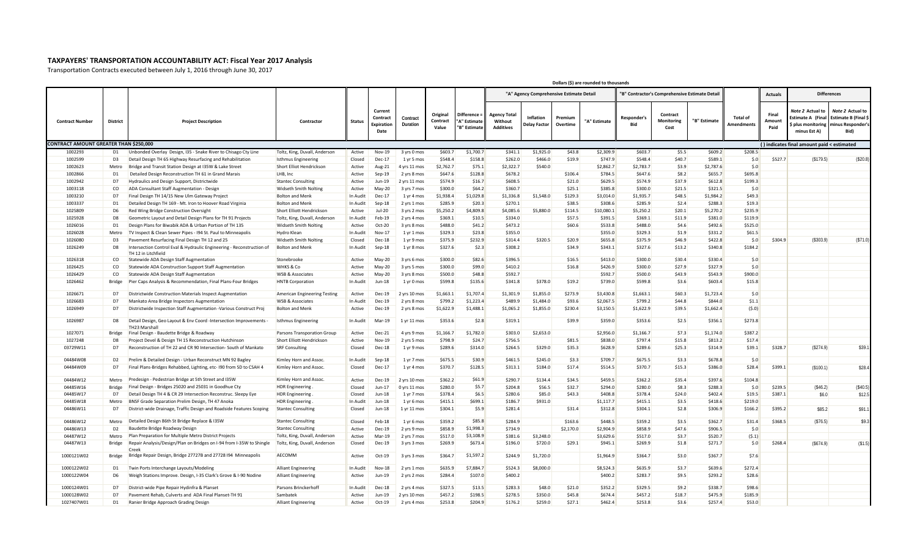# TAXPAYERS' TRANSPORTATION ACCOUNTABILITY ACT: Fiscal Year 2017 Analysis

Transportation Contracts executed between July 1, 2016 through June 30, 2017

Dollars ($) are rounded to thousands

| Contract Number | District | Project Description | Contractor | Status | Current Contract Expiration Date | Contract Duration | Original Contract Value | Difference = "A" Estimate - "B" Estimate | "A" Agency Comprehensive Estimate Detail | | | | "B" Contractor's Comprehensive Estimate Detail | | | Total of Amendments | Actuals | Differences | |
|---|---|---|---|---|---|---|---|---|---|---|---|---|---|---|---|---|---|---|---|
| | | | | | | | | | Agency Total Without Additives | Inflation Delay Factor | Premium Overtime | "A" Estimate | Responder's Bid | Contract Monitoring Cost | "B" Estimate | | Final Amount Paid | Note 2 Actual to Estimate A (Final $ plus monitoring minus Est A) | Note 2 Actual to Estimate B (Final $ minus Responder's Bid) |
| **CONTRACT AMOUNT GREATER THAN $250,000** | | | | | | | | | | | | | | | | | | ( ) indicates final amount paid < estimated | |
| 1002293 | D1 | Unbonded Overlay Design, I35 - Snake River to Chisago Cty Line | Toltz, King, Duvall, Anderson | Active | Nov-19 | 3 yrs 0 mos | $603.7 | $1,700.7 | $341.1 | $1,925.0 | $43.8 | $2,309.9 | $603.7 | $5.5 | $609.2 | $208.5 | | | |
| 1002599 | D3 | Detail Design TH 65 Highway Resurfacing and Rehabilitation | Isthmus Engineering | Closed | Dec-17 | 1 yr 5 mos | $548.4 | $158.8 | $262.0 | $466.0 | $19.9 | $747.9 | $548.4 | $40.7 | $589.1 | $.0 | $527.7 | ($179.5) | ($20.8) |
| 1002623 | Metro | Bridge and Transit Station Design at I35W & Lake Street | Short Elliot Hendrickson | Active | Aug-21 | 4 yrs 11 mos | $2,762.7 | $75.1 | $2,322.7 | $540.0 | | $2,862.7 | $2,783.7 | $3.9 | $2,787.6 | $.0 | | | |
| 1002866 | D1 | Detailed Design Reconstruction TH 61 in Grand Marais | LHB, Inc | Active | Sep-19 | 2 yrs 8 mos | $647.6 | $128.8 | $678.2 | | $106.4 | $784.5 | $647.6 | $8.2 | $655.7 | $695.8 | | | |
| 1002942 | D7 | Hydraulics and Design Support, Districtwide | Stantec Consulting | Active | Jun-19 | 2 yrs 11 mos | $574.9 | $16.7 | $608.5 | | $21.0 | $629.5 | $574.9 | $37.9 | $612.8 | $199.3 | | | |
| 1003118 | CO | ADA Consultant Staff Augmentation - Design | Widseth Smith Nolting | Active | May-20 | 3 yrs 7 mos | $300.0 | $64.2 | $360.7 | | $25.1 | $385.8 | $300.0 | $21.5 | $321.5 | $.0 | | | |
| 1003210 | D7 | Final Design TH 14/15 New Ulm Gateway Project | Bolton and Menk | In Audit | Dec-17 | 1 yr 4 mos | $1,938.4 | $1,029.8 | $1,336.8 | $1,548.0 | $129.3 | $3,014.0 | $1,935.7 | $48.5 | $1,984.2 | $49.3 | | | |
| 1003337 | D1 | Detailed Design TH 169 - Mt. Iron to Hoover Road Virginia | Bolton and Menk | In Audit | Sep-18 | 2 yrs 1 mos | $285.9 | $20.3 | $270.1 | | $38.5 | $308.6 | $285.9 | $2.4 | $288.3 | $19.3 | | | |
| 1025809 | D6 | Red Wing Bridge Construction Oversight | Short Elliott Hendrickson | Active | Jul-20 | 3 yrs 2 mos | $5,250.2 | $4,809.8 | $4,085.6 | $5,880.0 | $114.5 | $10,080.1 | $5,250.2 | $20.1 | $5,270.2 | $235.9 | | | |
| 1025928 | D8 | Geometric Layout and Detail Design Plans for TH 91 Projects | Toltz, King, Duvall, Anderson | In Audit | Feb-19 | 2 yrs 4 mos | $369.1 | $10.5 | $334.0 | | $57.5 | $391.5 | $369.1 | $11.9 | $381.0 | $119.9 | | | |
| 1026016 | D1 | Design Plans for Biwabik ADA & Urban Portion of TH 135 | Widseth Smith Nolting | Active | Oct-20 | 3 yrs 8 mos | $488.0 | $41.2 | $473.2 | | $60.6 | $533.8 | $488.0 | $4.6 | $492.6 | $525.0 | | | |
| 1026028 | Metro | TV Inspect & Clean Sewer Pipes - I94 St. Paul to Minneapolis | Hydro Klean | In Audit | Nov-17 | 1 yr 1 mos | $329.3 | $23.8 | $355.0 | | | $355.0 | $329.3 | $1.9 | $331.2 | $61.5 | | | |
| 1026080 | D3 | Pavement Resurfacing Final Design TH 12 and 25 | Widseth Smith Nolting | Closed | Dec-18 | 1 yr 9 mos | $375.9 | $232.9 | $314.4 | $320.5 | $20.9 | $655.8 | $375.9 | $46.9 | $422.8 | $.0 | $304.9 | ($303.9) | ($71.0) |
| 1026249 | D8 | Intersection Control Eval & Hydraulic Engineering - Reconstruction of TH 12 in Litchfield | Bolton and Menk | In Audit | Sep-18 | 1 yr 8 mos | $327.6 | $2.3 | $308.2 | | $34.9 | $343.1 | $327.6 | $13.2 | $340.8 | $184.2 | | | |
| 1026318 | CO | Statewide ADA Design Staff Augmentation | Stonebrooke | Active | May-20 | 3 yrs 6 mos | $300.0 | $82.6 | $396.5 | | $16.5 | $413.0 | $300.0 | $30.4 | $330.4 | $.0 | | | |
| 1026425 | CO | Statewide ADA Construction Support Staff Augmentation | WHKS & Co | Active | May-20 | 3 yrs 5 mos | $300.0 | $99.0 | $410.2 | | $16.8 | $426.9 | $300.0 | $27.9 | $327.9 | $.0 | | | |
| 1026429 | CO | Statewide ADA Design Staff Augmentation | WSB & Associates | Active | May-20 | 3 yrs 8 mos | $500.0 | $48.8 | $592.7 | | | $592.7 | $500.0 | $43.9 | $543.9 | $900.0 | | | |
| 1026462 | Bridge | Pier Caps Analysis & Recommendation, Final Plans-Four Bridges | HNTB Corporation | In Audit | Jun-18 | 1 yr 0 mos | $599.8 | $135.6 | $341.8 | $378.0 | $19.2 | $739.0 | $599.8 | $3.6 | $603.4 | $15.8 | | | |
| 1026671 | D7 | Districtwide Construction Materials Inspect Augmentation | American Engineering Testing | Active | Dec-19 | 2 yrs 10 mos | $1,663.1 | $1,707.4 | $1,301.9 | $1,855.0 | $273.9 | $3,430.8 | $1,663.1 | $60.3 | $1,723.4 | $.0 | | | |
| 1026683 | D7 | Mankato Area Bridge Inspectors Augmentation | WSB & Associates | In Audit | Dec-19 | 2 yrs 8 mos | $799.2 | $1,223.4 | $489.9 | $1,484.0 | $93.6 | $2,067.5 | $799.2 | $44.8 | $844.0 | $1.1 | | | |
| 1026949 | D7 | Districtwide Inspection Staff Augmentation -Various Construct Proj | Bolton and Menk | Active | Dec-19 | 2 yrs 8 mos | $1,622.9 | $1,488.1 | $1,065.2 | $1,855.0 | $230.4 | $3,150.5 | $1,622.9 | $39.5 | $1,662.4 | ($.0) | | | |
| 1026987 | D8 | Detail Design, Geo Layout & Env Coord -Intersection Improvements - TH23 Marshall | Isthmus Engineering | In Audit | Mar-19 | 1 yr 11 mos | $353.6 | $2.8 | $319.1 | | $39.9 | $359.0 | $353.6 | $2.5 | $356.1 | $273.8 | | | |
| 1027071 | Bridge | Final Design - Baudette Bridge & Roadway | Parsons Transporation Group | Active | Dec-21 | 4 yrs 9 mos | $1,166.7 | $1,782.0 | $303.0 | $2,653.0 | | $2,956.0 | $1,166.7 | $7.3 | $1,174.0 | $387.2 | | | |
| 1027248 | D8 | Project Devel & Design TH 15 Reconstruction Hutchinson | Short Elliott Hendrickson | Active | Nov-19 | 2 yrs 5 mos | $798.9 | $24.7 | $756.5 | | $81.5 | $838.0 | $797.4 | $15.8 | $813.2 | $17.4 | | | |
| 03729W11 | D7 | Reconstruction of TH 22 and CR 90 Intersection- South of Mankato | SRF Consulting | Closed | Dec-18 | 1 yr 9 mos | $289.6 | $314.0 | $264.5 | $329.0 | $35.3 | $628.9 | $289.6 | $25.3 | $314.9 | $39.1 | $328.7 | ($274.9) | $39.1 |
| 04484W08 | D2 | Prelim & Detailed Design - Urban Reconstruct MN 92 Bagley | Kimley Horn and Assoc. | In Audit | Sep-18 | 1 yr 7 mos | $675.5 | $30.9 | $461.5 | $245.0 | $3.3 | $709.7 | $675.5 | $3.3 | $678.8 | $.0 | | | |
| 04484W09 | D7 | Final Plans-Bridges Rehabbed, Lighting, etc- I90 from SD to CSAH 4 | Kimley Horn and Assoc. | Closed | Dec-17 | 1 yr 4 mos | $370.7 | $128.5 | $313.1 | $184.0 | $17.4 | $514.5 | $370.7 | $15.3 | $386.0 | $28.4 | $399.1 | ($100.1) | $28.4 |
| 04484W12 | Metro | Predesign - Pedestrian Bridge at 5th Street and I35W | Kimley Horn and Assoc. | Active | Dec-19 | 2 yrs 10 mos | $362.2 | $61.9 | $290.7 | $134.4 | $34.5 | $459.5 | $362.2 | $35.4 | $397.6 | $104.8 | | | |
| 04485W16 | Bridge | Final Design - Bridges 25020 and 25031 in Goodhue Cty | HDR Engineering . | Closed | Jun-17 | 0 yrs 11 mos | $280.0 | $5.7 | $204.8 | $56.5 | $32.7 | $294.0 | $280.0 | $8.3 | $288.3 | $.0 | $239.5 | ($46.2) | ($40.5) |
| 04485W17 | D7 | Detail Design TH 4 & CR 29 Intersection Reconstruc. Sleepy Eye | HDR Engineering . | Closed | Jun-18 | 1 yr 7 mos | $378.4 | $6.5 | $280.6 | $85.0 | $43.3 | $408.8 | $378.4 | $24.0 | $402.4 | $19.5 | $387.1 | $6.0 | $12.5 |
| 04485W18 | Metro | BNSF Grade Separation Prelim Design, TH 47 Anoka | HDR Engineering . | In Audit | Jun-18 | 1 yr 6 mos | $415.1 | $699.1 | $186.7 | $931.0 | | $1,117.7 | $415.1 | $3.5 | $418.6 | $219.0 | | | |
| 04486W11 | D7 | District-wide Drainage, Traffic Design and Roadside Features Scoping | Stantec Consulting | Closed | Jun-18 | 1 yr 11 mos | $304.1 | $5.9 | $281.4 | | $31.4 | $312.8 | $304.1 | $2.8 | $306.9 | $166.2 | $395.2 | $85.2 | $91.1 |
| 04486W12 | Metro | Detailed Design 86th St Bridge Replace & I35W | Stantec Consulting | Closed | Feb-18 | 1 yr 6 mos | $359.2 | $85.8 | $284.9 | | $163.6 | $448.5 | $359.2 | $3.5 | $362.7 | $31.4 | $368.5 | ($76.5) | $9.3 |
| 04486W13 | D2 | Baudette Bridge Roadway Design | Stantec Consulting | Active | Dec-19 | 2 yrs 9 mos | $858.9 | $1,998.3 | $734.9 | | $2,170.0 | $2,904.9 | $858.9 | $47.6 | $906.5 | $.0 | | | |
| 04487W12 | Metro | Plan Preparation for Multiple Metro District Projects | Toltz, King, Duvall, Anderson | Active | Mar-19 | 2 yrs 7 mos | $517.0 | $3,108.9 | $381.6 | $3,248.0 | | $3,629.6 | $517.0 | $3.7 | $520.7 | ($.1) | | | |
| 04487W13 | Bridge | Repair Analysis/Design/Plan on Bridges on I-94 from I-35W to Shingle Creek | Toltz, King, Duvall, Anderson | Closed | Dec-19 | 3 yrs 3 mos | $269.9 | $673.4 | $196.0 | $720.0 | $29.1 | $945.1 | $269.9 | $1.8 | $271.7 | $.0 | $268.4 | ($674.9) | ($1.5) |
| 1000121W02 | Bridge | Bridge Repair Design, Bridge 27727B and 27728 I94 Minneapolis | AECOMM | Active | Oct-19 | 3 yrs 3 mos | $364.7 | $1,597.2 | $244.9 | $1,720.0 | | $1,964.9 | $364.7 | $3.0 | $367.7 | $7.6 | | | |
| 1000122W02 | D1 | Twin Ports Interchange Layouts/Modeling | Alliant Engineering | In Audit | Nov-18 | 2 yrs 1 mos | $635.9 | $7,884.7 | $524.3 | $8,000.0 | | $8,524.3 | $635.9 | $3.7 | $639.6 | $272.4 | | | |
| 1000122W04 | D6 | Weigh Stations Improve. Design, I-35 Clark's Grove & I-90 Nodine | Alliant Engineering | Active | Jun-19 | 2 yrs 2 mos | $284.4 | $107.0 | $400.2 | | | $400.2 | $283.7 | $9.5 | $293.2 | $28.6 | | | |
| 1000124W01 | D7 | District-wide Pipe Repair Hydinfra & Planset | Parsons Brinckerhoff | In Audit | Dec-18 | 2 yrs 4 mos | $327.5 | $13.5 | $283.3 | $48.0 | $21.0 | $352.2 | $329.5 | $9.2 | $338.7 | $98.6 | | | |
| 1000128W02 | D7 | Pavement Rehab, Culverts and ADA Final Planset-TH 91 | Sambatek | Active | Jun-19 | 2 yrs 10 mos | $457.2 | $198.5 | $278.5 | $350.0 | $45.8 | $674.4 | $457.2 | $18.7 | $475.9 | $185.9 | | | |
| 1027407W01 | D1 | Ranier Bridge Approach Grading Design | Alliant Engineering | Active | Oct-19 | 2 yrs 4 mos | $253.8 | $204.9 | $176.2 | $259.0 | $27.1 | $462.4 | $253.8 | $3.6 | $257.4 | $53.0 | | | |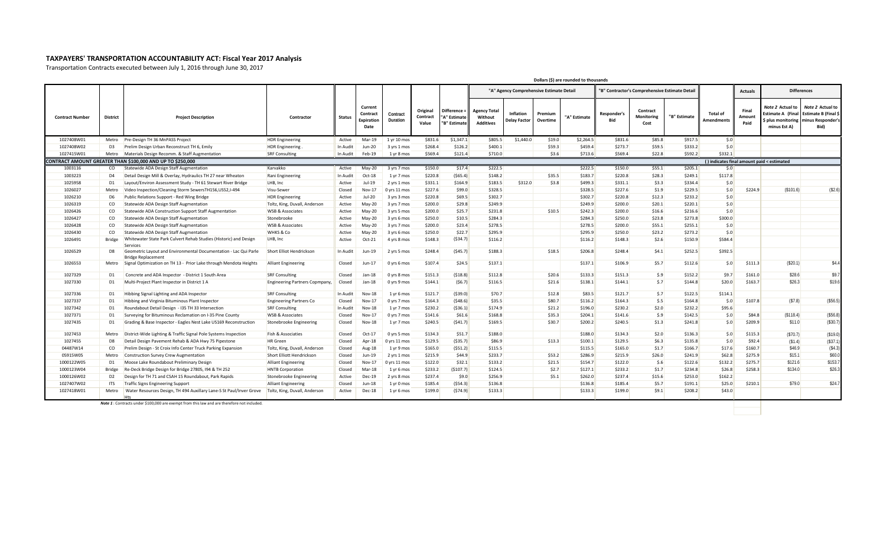## TAXPAYERS' TRANSPORTATION ACCOUNTABILITY ACT: Fiscal Year 2017 Analysis

Transportation Contracts executed between July 1, 2016 through June 30, 2017

Dollars ($) are rounded to thousands

| Contract Number | District | Project Description | Contractor | Status | Current Contract Expiration Date | Contract Duration | Original Contract Value | Difference = "A" Estimate - "B" Estimate | "A" Agency Comprehensive Estimate Detail | | | | "B" Contractor's Comprehensive Estimate Detail | | | Total of Amendments | Actuals | Differences | |
|---|---|---|---|---|---|---|---|---|---|---|---|---|---|---|---|---|---|---|---|
| | | | | | | | | | Agency Total Without Additives | Inflation Delay Factor | Premium Overtime | "A" Estimate | Responder's Bid | Contract Monitoring Cost | "B" Estimate | | Final Amount Paid | *Note 2* Actual to Estimate A (Final $ plus monitoring minus Est A) | *Note 2* Actual to Estimate B (Final $ minus Responder's Bid) |
| 1027408W01 | Metro | Pre-Design TH 36 MnPASS Project | HDR Engineering | Active | Mar-19 | 1 yr 10 mos | $831.6 | $1,347.1 | $805.5 | $1,440.0 | $19.0 | $2,264.5 | $831.6 | $85.8 | $917.5 | $.0 | | | |
| 1027408W02 | D3 | Prelim Design Urban Reconstruct TH 6, Emily | HDR Engineering . | In Audit | Jun-20 | 3 yrs 1 mos | $268.4 | $126.2 | $400.1 | | $59.3 | $459.4 | $273.7 | $59.5 | $333.2 | $.0 | | | |
| 1027415W01 | Metro | Materials Design Recomm. & Staff Augmentation | SRF Consulting | In Audit | Feb-19 | 1 yr 8 mos | $569.4 | $121.4 | $710.0 | | $3.6 | $713.6 | $569.4 | $22.8 | $592.2 | $332.1 | | | |
| **CONTRACT AMOUNT GREATER THAN $100,000 AND UP TO $250,000** | | | | | | | | | | | | | | | | ( ) indicates final amount paid < estimated | | | |
| 1003116 | CO | Statewide ADA Design Staff Augmentation | Karvakko | Active | May-20 | 3 yrs 7 mos | $150.0 | $17.4 | $222.5 | | | $222.5 | $150.0 | $55.1 | $205.1 | $.0 | | | |
| 1003223 | D4 | Detail Design Mill & Overlay, Hydraulics TH 27 near Wheaton | Rani Engineering | In Audit | Oct-18 | 1 yr 7 mos | $220.8 | ($65.4) | $148.2 | | $35.5 | $183.7 | $220.8 | $28.3 | $249.1 | $117.8 | | | |
| 1025958 | D1 | Layout/Environ Assessment Study - TH 61 Stewart River Bridge | LHB, Inc | Active | Jul-19 | 2 yrs 1 mos | $331.1 | $164.9 | $183.5 | $312.0 | $3.8 | $499.3 | $331.1 | $3.3 | $334.4 | $.0 | | | |
| 1026027 | Metro | Video Inspection/Cleaning Storm SewersTH156,US52,I-494 | Visu-Sewer | Closed | Nov-17 | 0 yrs 11 mos | $227.6 | $99.0 | $328.5 | | | $328.5 | $227.6 | $1.9 | $229.5 | $.0 | $224.9 | ($101.6) | ($2.6) |
| 1026210 | D6 | Public Relations Support - Red Wing Bridge | HDR Engineering | Active | Jul-20 | 3 yrs 3 mos | $220.8 | $69.5 | $302.7 | | | $302.7 | $220.8 | $12.3 | $233.2 | $.0 | | | |
| 1026319 | CO | Statewide ADA Design Staff Augmentation | Toltz, King, Duvall, Anderson | Active | May-20 | 3 yrs 7 mos | $200.0 | $29.8 | $249.9 | | | $249.9 | $200.0 | $20.1 | $220.1 | $.0 | | | |
| 1026426 | CO | Statewide ADA Construction Support Staff Augmentation | WSB & Associates | Active | May-20 | 3 yrs 5 mos | $200.0 | $25.7 | $231.8 | | $10.5 | $242.3 | $200.0 | $16.6 | $216.6 | $.0 | | | |
| 1026427 | CO | Statewide ADA Design Staff Augmentation | Stonebrooke | Active | May-20 | 3 yrs 6 mos | $250.0 | $10.5 | $284.3 | | | $284.3 | $250.0 | $23.8 | $273.8 | $300.0 | | | |
| 1026428 | CO | Statewide ADA Design Staff Augmentation | WSB & Associates | Active | May-20 | 3 yrs 7 mos | $200.0 | $23.4 | $278.5 | | | $278.5 | $200.0 | $55.1 | $255.1 | $.0 | | | |
| 1026430 | CO | Statewide ADA Design Staff Augmentation | WHKS & Co | Active | May-20 | 3 yrs 6 mos | $250.0 | $22.7 | $295.9 | | | $295.9 | $250.0 | $23.2 | $273.2 | $.0 | | | |
| 1026491 | Bridge | Whitewater State Park Culvert Rehab Studies (Historic) and Design Services | LHB, Inc | Active | Oct-21 | 4 yrs 8 mos | $148.3 | ($34.7) | $116.2 | | | $116.2 | $148.3 | $2.6 | $150.9 | $584.4 | | | |
| 1026529 | D8 | Geometric Layout and Environmental Documentation - Lac Qui Parle Bridge Replacement | Short Elliot Hendrickson | In Audit | Jun-19 | 2 yrs 5 mos | $248.4 | ($45.7) | $188.3 | | $18.5 | $206.8 | $248.4 | $4.1 | $252.5 | $392.5 | | | |
| 1026553 | Metro | Signal Optimization on TH 13 - Prior Lake through Mendota Heights | Alliant Engineering | Closed | Jun-17 | 0 yrs 6 mos | $107.4 | $24.5 | $137.1 | | | $137.1 | $106.9 | $5.7 | $112.6 | $.0 | $111.3 | ($20.1) | $4.4 |
| 1027329 | D1 | Concrete and ADA Inspector - District 1 South Area | SRF Consulting | Closed | Jan-18 | 0 yrs 8 mos | $151.3 | ($18.8) | $112.8 | | $20.6 | $133.3 | $151.3 | $.9 | $152.2 | $9.7 | $161.0 | $28.6 | $9.7 |
| 1027330 | D1 | Multi-Project Plant Inspector in District 1 A | Engineering Partners Copmpany, | Closed | Jan-18 | 0 yrs 9 mos | $144.1 | ($6.7) | $116.5 | | $21.6 | $138.1 | $144.1 | $.7 | $144.8 | $20.0 | $163.7 | $26.3 | $19.6 |
| 1027336 | D1 | Hibbing Signal Lighting and ADA Inspector | SRF Consulting | In Audit | Nov-18 | 1 yr 6 mos | $121.7 | ($39.0) | $70.7 | | $12.8 | $83.5 | $121.7 | $.7 | $122.5 | $114.1 | | | |
| 1027337 | D1 | Hibbing and Virginia Bituminous Plant Inspector | Engineering Partners Co | Closed | Nov-17 | 0 yrs 7 mos | $164.3 | ($48.6) | $35.5 | | $80.7 | $116.2 | $164.3 | $.5 | $164.8 | $.0 | $107.8 | ($7.8) | ($56.5) |
| 1027342 | D1 | Roundabout Detail Design - I35 TH 33 Intersection | SRF Consulting | In Audit | Nov-18 | 1 yr 7 mos | $230.2 | ($36.1) | $174.9 | | $21.2 | $196.0 | $230.2 | $2.0 | $232.2 | $95.6 | | | |
| 1027371 | D1 | Surveying for Bituminous Reclamation on I-35 Pine County | WSB & Associates | Closed | Nov-17 | 0 yrs 7 mos | $141.6 | $61.6 | $168.8 | | $35.3 | $204.1 | $141.6 | $.9 | $142.5 | $.0 | $84.8 | ($118.4) | ($56.8) |
| 1027435 | D1 | Grading & Base Inspector - Eagles Nest Lake US169 Reconstruction | Stonebrooke Engineering | Closed | Nov-18 | 1 yr 7 mos | $240.5 | ($41.7) | $169.5 | | $30.7 | $200.2 | $240.5 | $1.3 | $241.8 | $.0 | $209.9 | $11.0 | ($30.7) |
| 1027453 | Metro | District-Wide Lighting & Traffic Signal Pole Systems Inspection | Fish & Associates | Closed | Oct-17 | 0 yrs 5 mos | $134.3 | $51.7 | $188.0 | | | $188.0 | $134.3 | $2.0 | $136.3 | $.0 | $115.3 | ($70.7) | ($19.0) |
| 1027455 | D8 | Detail Design Pavement Rehab & ADA Hwy 75 Pipestone | HR Green | Closed | Apr-18 | 0 yrs 11 mos | $129.5 | ($35.7) | $86.9 | | $13.3 | $100.1 | $129.5 | $6.3 | $135.8 | $.0 | $92.4 | ($1.4) | ($37.1) |
| 04487W14 | CO | Prelim Design - St Croix Info Center Truck Parking Expansion | Toltz, King, Duvall, Anderson | Closed | Aug-18 | 1 yr 9 mos | $165.0 | ($51.2) | $115.5 | | | $115.5 | $165.0 | $1.7 | $166.7 | $17.6 | $160.7 | $46.9 | ($4.3) |
| 05915W05 | Metro | Construction Survey Crew Augmentation | Short Elliott Hendrickson | Closed | Jun-19 | 2 yrs 1 mos | $215.9 | $44.9 | $233.7 | | $53.2 | $286.9 | $215.9 | $26.0 | $241.9 | $62.8 | $275.9 | $15.1 | $60.0 |
| 1000122W05 | D1 | Moose Lake Roundabout Preliminary Design | Alliant Engineering | Closed | Nov-17 | 0 yrs 11 mos | $122.0 | $32.1 | $133.2 | | $21.5 | $154.7 | $122.0 | $.6 | $122.6 | $132.2 | $275.7 | $121.6 | $153.7 |
| 1000123W04 | Bridge | Re-Deck Bridge Design for Bridge 27805, I94 & TH 252 | HNTB Corporation | Closed | Mar-18 | 1 yr 6 mos | $233.2 | ($107.7) | $124.5 | | $2.7 | $127.1 | $233.2 | $1.7 | $234.8 | $26.8 | $258.3 | $134.0 | $26.3 |
| 1000126W02 | D2 | Design for TH 71 and CSAH 15 Roundabout, Park Rapids | Stonebrooke Engineering | Active | Dec-19 | 2 yrs 8 mos | $237.4 | $9.0 | $256.9 | | $5.1 | $262.0 | $237.4 | $15.6 | $253.0 | $162.2 | | | |
| 1027407W02 | ITS | Traffic Signs Engineering Support | Alliant Engineering | Closed | Jun-18 | 1 yr 0 mos | $185.4 | ($54.3) | $136.8 | | | $136.8 | $185.4 | $5.7 | $191.1 | $25.0 | $210.1 | $79.0 | $24.7 |
| 1027418W01 | Metro | Water Resources Design, TH 494 Auxillary Lane-S St Paul/Inver Grove Hts | Toltz, King, Duvall, Anderson | Active | Dec-18 | 1 yr 6 mos | $199.0 | ($74.9) | $133.3 | | | $133.3 | $199.0 | $9.1 | $208.2 | $43.0 | | | |

***Note 1*** : Contracts under $100,000 are exempt from this law and are therefore not included.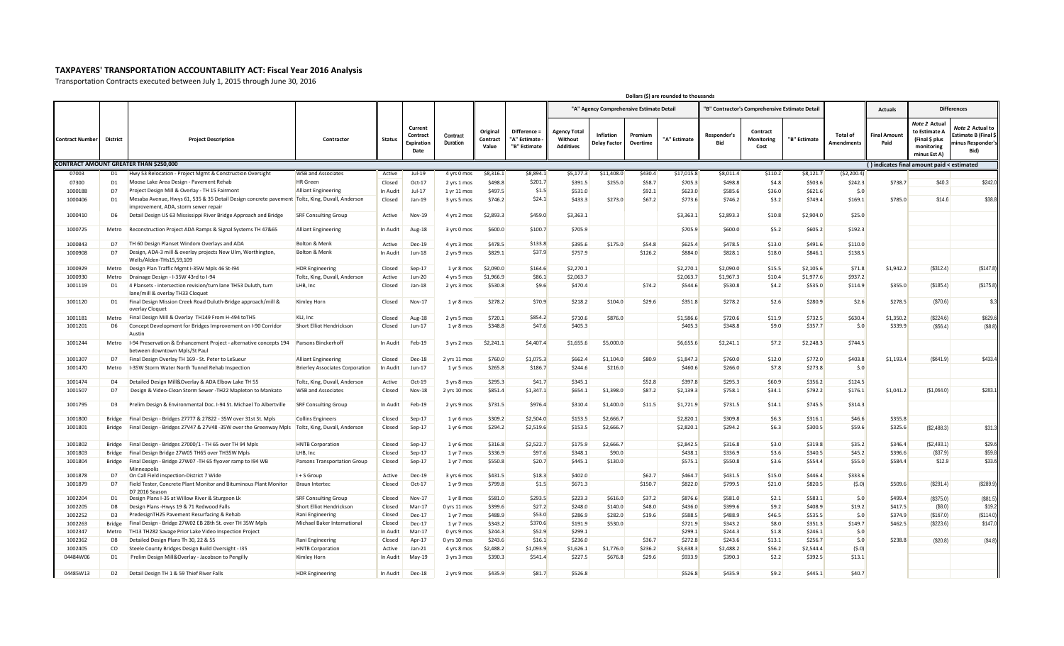# TAXPAYERS' TRANSPORTATION ACCOUNTABILITY ACT: Fiscal Year 2016 Analysis

Transportation Contracts executed between July 1, 2015 through June 30, 2016

Dollars ($) are rounded to thousands

| Contract Number | District | Project Description | Contractor | Status | Current Contract Expiration Date | Contract Duration | Original Contract Value | Difference = "A" Estimate - "B" Estimate | "A" Agency Comprehensive Estimate Detail | | | | "B" Contractor's Comprehensive Estimate Detail | | | Total of Amendments | Actuals | Differences | |
|---|---|---|---|---|---|---|---|---|---|---|---|---|---|---|---|---|---|---|---|
| | | | | | | | | | Agency Total Without Additives | Inflation Delay Factor | Premium Overtime | "A" Estimate | Responder's Bid | Contract Monitoring Cost | "B" Estimate | | Final Amount Paid | *Note 2* Actual to Estimate A (Final $ plus monitoring minus Est A) | *Note 2* Actual to Estimate B (Final $ minus Responder's Bid) |
| **CONTRACT AMOUNT GREATER THAN $250,000** | | | | | | | | | | | | | | | | | ( ) indicates final amount paid < estimated | | |
| 07003 | D1 | Hwy 53 Relocation - Project Mgmt & Construction Oversight | WSB and Associates | Active | Jul-19 | 4 yrs 0 mos | $8,316.1 | $8,894.1 | $5,177.3 | $11,408.0 | $430.4 | $17,015.8 | $8,011.4 | $110.2 | $8,121.7 | ($2,200.4) | | | |
| 07300 | D1 | Moose Lake Area Design - Pavement Rehab | HR Green | Closed | Oct-17 | 2 yrs 1 mos | $498.8 | $201.7 | $391.5 | $255.0 | $58.7 | $705.3 | $498.8 | $4.8 | $503.6 | $242.3 | $738.7 | $40.3 | $242.0 |
| 1000188 | D7 | Project Design Mill & Overlay - TH 15 Fairmont | Alliant Engineering | In Audit | Jul-17 | 1 yr 11 mos | $497.5 | $1.5 | $531.0 | | $92.1 | $623.0 | $585.6 | $36.0 | $621.6 | $.0 | | | |
| 1000406 | D1 | Mesaba Avenue, Hwys 61, 535 & 35 Detail Design concrete pavement improvement, ADA, storm sewer repair | Toltz, King, Duvall, Anderson | Closed | Jan-19 | 3 yrs 5 mos | $746.2 | $24.1 | $433.3 | $273.0 | $67.2 | $773.6 | $746.2 | $3.2 | $749.4 | $169.1 | $785.0 | $14.6 | $38.8 |
| 1000410 | D6 | Detail Design US 63 Mississippi River Bridge Approach and Bridge | SRF Consulting Group | Active | Nov-19 | 4 yrs 2 mos | $2,893.3 | $459.0 | $3,363.1 | | | $3,363.1 | $2,893.3 | $10.8 | $2,904.0 | $25.0 | | | |
| 1000725 | Metro | Reconstruction Project ADA Ramps & Signal Systems TH 47&65 | Alliant Engineering | In Audit | Aug-18 | 3 yrs 0 mos | $600.0 | $100.7 | $705.9 | | | $705.9 | $600.0 | $5.2 | $605.2 | $192.3 | | | |
| 1000843 | D7 | TH 60 Design Planset Windom Overlays and ADA | Bolton & Menk | Active | Dec-19 | 4 yrs 3 mos | $478.5 | $133.8 | $395.6 | $175.0 | $54.8 | $625.4 | $478.5 | $13.0 | $491.6 | $110.0 | | | |
| 1000908 | D7 | Design, ADA-3 mill & overlay projects New Ulm, Worthington, Wells/Alden-THs15,59,109 | Bolton & Menk | In Audit | Jun-18 | 2 yrs 9 mos | $829.1 | $37.9 | $757.9 | | $126.2 | $884.0 | $828.1 | $18.0 | $846.1 | $138.5 | | | |
| 1000929 | Metro | Design Plan Traffic Mgmt I-35W Mpls 46 St-I94 | HDR Engineering | Closed | Sep-17 | 1 yr 8 mos | $2,090.0 | $164.6 | $2,270.1 | | | $2,270.1 | $2,090.0 | $15.5 | $2,105.6 | $71.8 | $1,942.2 | ($312.4) | ($147.8) |
| 1000930 | Metro | Drainage Design - I-35W 43rd to I-94 | Toltz, King, Duvall, Anderson | Active | Jun-20 | 4 yrs 5 mos | $1,966.9 | $86.1 | $2,063.7 | | | $2,063.7 | $1,967.3 | $10.4 | $1,977.6 | $937.2 | | | |
| 1001119 | D1 | 4 Plansets - intersection revision/turn lane TH53 Duluth, turn lane/mill & overlay TH33 Cloquet | LHB, Inc | Closed | Jan-18 | 2 yrs 3 mos | $530.8 | $9.6 | $470.4 | | $74.2 | $544.6 | $530.8 | $4.2 | $535.0 | $114.9 | $355.0 | ($185.4) | ($175.8) |
| 1001120 | D1 | Final Design Mission Creek Road Duluth-Bridge approach/mill & overlay Cloquet | Kimley Horn | Closed | Nov-17 | 1 yr 8 mos | $278.2 | $70.9 | $218.2 | $104.0 | $29.6 | $351.8 | $278.2 | $2.6 | $280.9 | $2.6 | $278.5 | ($70.6) | $.3 |
| 1001181 | Metro | Final Design Mill & Overlay TH149 From H-494 toTH5 | KLJ, Inc | Closed | Aug-18 | 2 yrs 5 mos | $720.1 | $854.2 | $710.6 | $876.0 | | $1,586.6 | $720.6 | $11.9 | $732.5 | $630.4 | $1,350.2 | ($224.6) | $629.6 |
| 1001201 | D6 | Concept Development for Bridges Improvement on I-90 Corridor Austin | Short Elliot Hendrickson | Closed | Jun-17 | 1 yr 8 mos | $348.8 | $47.6 | $405.3 | | | $405.3 | $348.8 | $9.0 | $357.7 | $.0 | $339.9 | ($56.4) | ($8.8) |
| 1001244 | Metro | I-94 Preservation & Enhancement Project - alternative concepts 194 between downtown Mpls/St Paul | Parsons Brinckerhoff | In Audit | Feb-19 | 3 yrs 2 mos | $2,241.1 | $4,407.4 | $1,655.6 | $5,000.0 | | $6,655.6 | $2,241.1 | $7.2 | $2,248.3 | $744.5 | | | |
| 1001307 | D7 | Final Design Overlay TH 169 - St. Peter to LeSueur | Alliant Engineering | Closed | Dec-18 | 2 yrs 11 mos | $760.0 | $1,075.3 | $662.4 | $1,104.0 | $80.9 | $1,847.3 | $760.0 | $12.0 | $772.0 | $403.8 | $1,193.4 | ($641.9) | $433.4 |
| 1001470 | Metro | I-35W Storm Water North Tunnel Rehab Inspection | Brierley Associates Corporation | In Audit | Jun-17 | 1 yr 5 mos | $265.8 | $186.7 | $244.6 | $216.0 | | $460.6 | $266.0 | $7.8 | $273.8 | $.0 | | | |
| 1001474 | D4 | Detailed Design Mill&Overlay & ADA Elbow Lake TH 55 | Toltz, King, Duvall, Anderson | Active | Oct-19 | 3 yrs 8 mos | $295.3 | $41.7 | $345.1 | | $52.8 | $397.8 | $295.3 | $60.9 | $356.2 | $124.5 | | | |
| 1001507 | D7 | Design & Video-Clean Storm Sewer -TH22 Mapleton to Mankato | WSB and Associates | Closed | Nov-18 | 2 yrs 10 mos | $851.4 | $1,347.1 | $654.1 | $1,398.0 | $87.2 | $2,139.3 | $758.1 | $34.1 | $792.2 | $176.1 | $1,041.2 | ($1,064.0) | $283.1 |
| 1001795 | D3 | Prelim Design & Environmental Doc. I-94 St. Michael To Albertville | SRF Consulting Group | In Audit | Feb-19 | 2 yrs 9 mos | $731.5 | $976.4 | $310.4 | $1,400.0 | $11.5 | $1,721.9 | $731.5 | $14.1 | $745.5 | $314.3 | | | |
| 1001800 | Bridge | Final Design - Bridges 27777 & 27822 - 35W over 31st St. Mpls | Collins Engineers | Closed | Sep-17 | 1 yr 6 mos | $309.2 | $2,504.0 | $153.5 | $2,666.7 | | $2,820.1 | $309.8 | $6.3 | $316.1 | $46.6 | $355.8 | | |
| 1001801 | Bridge | Final Design - Bridges 27V47 & 27V48 -35W over the Greenway Mpls | Toltz, King, Duvall, Anderson | Closed | Sep-17 | 1 yr 6 mos | $294.2 | $2,519.6 | $153.5 | $2,666.7 | | $2,820.1 | $294.2 | $6.3 | $300.5 | $59.6 | $325.6 | ($2,488.3) | $31.3 |
| 1001802 | Bridge | Final Design - Bridges 27000/1 - TH 65 over TH 94 Mpls | HNTB Corporation | Closed | Sep-17 | 1 yr 6 mos | $316.8 | $2,522.7 | $175.9 | $2,666.7 | | $2,842.5 | $316.8 | $3.0 | $319.8 | $35.2 | $346.4 | ($2,493.1) | $29.6 |
| 1001803 | Bridge | Final Design Bridge 27W05 TH65 over TH35W Mpls | LHB, Inc | Closed | Sep-17 | 1 yr 7 mos | $336.9 | $97.6 | $348.1 | $90.0 | | $438.1 | $336.9 | $3.6 | $340.5 | $45.2 | $396.6 | ($37.9) | $59.8 |
| 1001804 | Bridge | Final Design - Bridge 27W02 -TH 65 flyover ramp to I94 WB Minneapolis | Parsons Transportation Group | Closed | Sep-17 | 1 yr 7 mos | $550.8 | $20.7 | $445.1 | $130.0 | | $575.1 | $550.8 | $3.6 | $554.4 | $55.0 | $584.4 | $12.9 | $33.6 |
| 1001878 | D7 | On Call Field inspection-District 7 Wide | I + S Group | Active | Dec-19 | 3 yrs 6 mos | $431.5 | $18.3 | $402.0 | | $62.7 | $464.7 | $431.5 | $15.0 | $446.4 | $333.6 | | | |
| 1001879 | D7 | Field Tester, Concrete Plant Monitor and Bituminous Plant Monitor D7 2016 Season | Braun Intertec | Closed | Oct-17 | 1 yr 9 mos | $799.8 | $1.5 | $671.3 | | $150.7 | $822.0 | $799.5 | $21.0 | $820.5 | ($.0) | $509.6 | ($291.4) | ($289.9) |
| 1002204 | D1 | Design Plans I-35 at Willow River & Sturgeon Lk | SRF Consulting Group | Closed | Nov-17 | 1 yr 8 mos | $581.0 | $293.5 | $223.3 | $616.0 | $37.2 | $876.6 | $581.0 | $2.1 | $583.1 | $.0 | $499.4 | ($375.0) | ($81.5) |
| 1002205 | D8 | Design Plans -Hwys 19 & 71 Redwood Falls | Short Elliot Hendrickson | Closed | Mar-17 | 0 yrs 11 mos | $399.6 | $27.2 | $248.0 | $140.0 | $48.0 | $436.0 | $399.6 | $9.2 | $408.9 | $19.2 | $417.5 | ($8.0) | $19.2 |
| 1002252 | D3 | PredesignTH25 Pavement Resurfacing & Rehab | Rani Engineering | Closed | Dec-17 | 1 yr 7 mos | $488.9 | $53.0 | $286.9 | $282.0 | $19.6 | $588.5 | $488.9 | $46.5 | $535.5 | $.0 | $374.9 | ($167.0) | ($114.0) |
| 1002263 | Bridge | Final Design - Bridge 27W02 EB 28th St. over TH 35W Mpls | Michael Baker International | Closed | Dec-17 | 1 yr 7 mos | $343.2 | $370.6 | $191.9 | $530.0 | | $721.9 | $343.2 | $8.0 | $351.3 | $149.7 | $462.5 | ($223.6) | $147.0 |
| 1002347 | Metro | TH13 TH282 Savage Prior Lake Video Inspection Project | | In Audit | Mar-17 | 0 yrs 9 mos | $244.3 | $52.9 | $299.1 | | | $299.1 | $244.3 | $1.8 | $246.1 | $.0 | | | |
| 1002362 | D8 | Detailed Design Plans Th 30, 22 & 55 | Rani Engineering | Closed | Apr-17 | 0 yrs 10 mos | $243.6 | $16.1 | $236.0 | | $36.7 | $272.8 | $243.6 | $13.1 | $256.7 | $.0 | $238.8 | ($20.8) | ($4.8) |
| 1002405 | CO | Steele County Bridges Design Build Oversight - I35 | HNTB Corporation | Active | Jan-21 | 4 yrs 8 mos | $2,488.2 | $1,093.9 | $1,626.1 | $1,776.0 | $236.2 | $3,638.3 | $2,488.2 | $56.2 | $2,544.4 | ($.0) | | | |
| 04484W06 | D1 | Prelim Design Mill&Overlay - Jacobson to Pengilly | Kimley Horn | Active | May-19 | 3 yrs 3 mos | $390.3 | $541.4 | $227.5 | $676.8 | $29.6 | $933.9 | $390.3 | $2.2 | $392.5 | $13.1 | | | |
| 04485W13 | D2 | Detail Design TH 1 & 59 Thief River Falls | HDR Engineering | In Audit | Dec-18 | 2 yrs 9 mos | $435.9 | $81.7 | $526.8 | | | $526.8 | $435.9 | $9.2 | $445.1 | $40.7 | | | |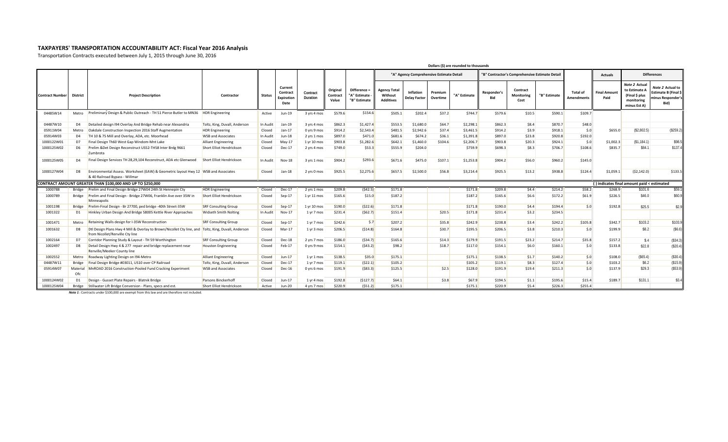# TAXPAYERS' TRANSPORTATION ACCOUNTABILITY ACT: Fiscal Year 2016 Analysis

Transportation Contracts executed between July 1, 2015 through June 30, 2016

Dollars ($) are rounded to thousands

| | | | | | | | | | "A" Agency Comprehensive Estimate Detail | | | | "B" Contractor's Comprehensive Estimate Detail | | | | Actuals | Differences | |
|---|---|---|---|---|---|---|---|---|---|---|---|---|---|---|---|---|---|---|---|
| Contract Number | District | Project Description | Contractor | Status | Current Contract Expiration Date | Contract Duration | Original Contract Value | Difference = "A" Estimate - "B" Estimate | Agency Total Without Additives | Inflation Delay Factor | Premium Overtime | "A" Estimate | Responder's Bid | Contract Monitoring Cost | "B" Estimate | Total of Amendments | Final Amount Paid | *Note 2* Actual to Estimate A (Final $ plus monitoring minus Est A) | *Note 2* Actual to Estimate B (Final $ minus Responder's Bid) |
| 04485W14 | Metro | Preliminary Design & Public Outreach - TH 51 Pierce Butler to MN36 | HDR Engineering | Active | Jun-19 | 3 yrs 4 mos | $579.6 | $154.6 | $505.1 | $202.4 | $37.2 | $744.7 | $579.6 | $10.5 | $590.1 | $109.7 | | | |
| 04487W10 | D4 | Detailed design I94 Overlay And Bridge Rehab near Alexandria | Toltz, King, Duvall, Anderson | In Audit | Jan-19 | 3 yrs 4 mos | $862.3 | $1,427.4 | $553.5 | $1,680.0 | $64.7 | $2,298.1 | $862.3 | $8.4 | $870.7 | $48.0 | | | |
| 05911W04 | Metro | Oakdale Construction Inspection 2016 Staff Augmentation | HDR Engineering | Closed | Jan-17 | 0 yrs 9 mos | $914.2 | $2,543.4 | $481.5 | $2,942.6 | $37.4 | $3,461.5 | $914.2 | $3.9 | $918.1 | $.0 | $655.0 | ($2,802.5) | ($259.2) |
| 05914W03 | D4 | TH 10 & 75 Mill and Overlay, ADA, etc. Moorhead | WSB and Associates | In Audit | Jun-18 | 2 yrs 1 mos | $897.0 | $471.0 | $681.6 | $674.2 | $36.1 | $1,391.8 | $897.0 | $23.8 | $920.8 | $192.0 | | | |
| 1000122W01 | D7 | Final Design Th60 West Gap Windom-Mnt Lake | Alliant Engineering | Closed | May-17 | 1 yr 10 mos | $903.8 | $1,282.6 | $642.1 | $1,460.0 | $104.6 | $2,206.7 | $903.8 | $20.3 | $924.1 | $.0 | $1,002.3 | ($1,184.1) | $98.5 |
| 1000125W02 | D6 | Prelim &Det Design Reconstruct US52-TH58 Inter Brdg 9661 Zumbrota | Short Elliot Hendrickson | Closed | Dec-17 | 2 yrs 4 mos | $749.0 | $53.3 | $555.9 | $204.0 | | $759.9 | $698.3 | $8.3 | $706.7 | $108.6 | $835.7 | $84.1 | $137.4 |
| 1000125W05 | D4 | Final Design Services TH 28,29,104 Reconstruct, ADA etc Glenwood | Short Elliot Hendrickson | In Audit | Nov-18 | 3 yrs 1 mos | $904.2 | $293.6 | $671.6 | $475.0 | $107.1 | $1,253.8 | $904.2 | $56.0 | $960.2 | $145.0 | | | |
| 1000127W04 | D8 | Environmental Assess. Worksheet (EAW) & Geometric layout Hwy 12 & 40 Railroad Bypass - Willmar | WSB and Associates | Closed | Jan-18 | 2 yrs 0 mos | $925.5 | $2,275.6 | $657.5 | $2,500.0 | $56.8 | $3,214.4 | $925.5 | $13.2 | $938.8 | $124.4 | $1,059.1 | ($2,142.0) | $133.5 |
| **CONTRACT AMOUNT GREATER THAN $100,000 AND UP TO $250,000** | | | | | | | | | | | | | | | | | ( ) indicates final amount paid < estimated | | |
| 1000788 | Bridge | Prelim and Final Design Bridge 27W04 24th St Hennepin Cty | HDR Engineering | Closed | Dec-17 | 2 yrs 1 mos | $209.8 | ($42.5) | $171.8 | | | $171.8 | $209.8 | $4.4 | $214.2 | $58.2 | $268.9 | $101.6 | $59.1 |
| 1000789 | Bridge | Prelim and Final Design - Bridge 27W06, Franklin Ave over 35W in Minneapolis | Short Elliot Hendrickson | Closed | Sep-17 | 1 yr 11 mos | $165.6 | $15.0 | $187.2 | | | $187.2 | $165.6 | $6.6 | $172.2 | $61.9 | $226.5 | $46.0 | $60.9 |
| 1001198 | Bridge | Prelim-Final Design - Br 27700, ped bridge -40th Street-35W | SRF Consulting Group | Closed | Sep-17 | 1 yr 10 mos | $190.0 | ($22.6) | $171.8 | | | $171.8 | $190.0 | $4.4 | $194.4 | $.0 | $192.8 | $25.5 | $2.9 |
| 1001322 | D1 | Hinkley Urban Design And Bridge 58005 Kettle River Approaches | Widseth Smith Nolting | In Audit | Nov-17 | 1 yr 7 mos | $231.4 | ($62.7) | $151.4 | | $20.5 | $171.8 | $231.4 | $3.2 | $234.5 | | | | |
| 1001471 | Metro | Retaining Walls design for I-35W Reconstruction | SRF Consulting Group | Closed | Sep-17 | 1 yr 7 mos | $242.6 | $.7 | $207.2 | | $35.8 | $242.9 | $238.8 | $3.4 | $242.2 | $105.8 | $342.7 | $103.2 | $103.9 |
| 1001632 | D8 | Dtl Design Plans Hwy 4 Mill & Overlay to Brown/Nicollet Cty line, and from Nicollet/Renville Cty line | Toltz, King, Duvall, Anderson | Closed | Mar-17 | 1 yr 3 mos | $206.5 | ($14.8) | $164.8 | | $30.7 | $195.5 | $206.5 | $3.8 | $210.3 | $.0 | $199.9 | $8.2 | ($6.6) |
| 1002164 | D7 | Corridor Planning Study & Layout - TH 59 Worthington | SRF Consulting Group | Closed | Dec-18 | 2 yrs 7 mos | $186.0 | ($34.7) | $165.6 | | $14.3 | $179.9 | $191.5 | $23.2 | $214.7 | $35.8 | $157.2 | $.4 | ($34.3) |
| 1002497 | D8 | Detail Design Hwy 4 & 277 repair and bridge replacement near Renville/Meeker County line | Houston Engineering | Closed | Feb-17 | 0 yrs 9 mos | $154.1 | ($43.2) | $98.2 | | $18.7 | $117.0 | $154.1 | $6.0 | $160.1 | $.0 | $133.8 | $22.8 | ($20.4) |
| 1002552 | Metro | Roadway Lighting Design on I94-Metro | Alliant Engineering | Closed | Jun-17 | 1 yr 1 mos | $138.5 | $35.0 | $175.1 | | | $175.1 | $138.5 | $1.7 | $140.2 | $.0 | $108.0 | ($65.4) | ($30.4) |
| 04487W11 | Bridge | Final Design Bridge #03011, US10 over CP Railroad | Toltz, King, Duvall, Anderson | Closed | Dec-17 | 1 yr 7 mos | $119.1 | ($22.1) | $105.2 | | | $105.2 | $119.1 | $8.3 | $127.4 | $.0 | $103.2 | $6.2 | ($15.9) |
| 05914W07 | Material Ofc | MnROAD 2016 Construction-Pooled Fund Cracking Experiment | WSB and Associates | Closed | Dec-16 | 0 yrs 6 mos | $191.9 | ($83.3) | $125.5 | | $2.5 | $128.0 | $191.9 | $19.4 | $211.3 | $.0 | $137.9 | $29.3 | ($53.9) |
| 1000124W02 | D1 | Design - Gusset Plate Repairs - Blatnik Bridge | Parsons Binckerhoff | Closed | Jun-17 | 1 yr 4 mos | $192.8 | ($127.7) | $64.1 | | $3.8 | $67.9 | $194.5 | $1.1 | $195.6 | $15.4 | $189.7 | $131.1 | $3.4 |
| 1000125W04 | Bridge | Stillwater Lift Bridge Conversion - Plans, specs and est. | Short Elliot Hendrickson | Active | Jun-20 | 4 yrs 7 mos | $220.9 | ($51.2) | $175.1 | | | $175.1 | $220.9 | $5.4 | $226.3 | $255.4 | | | |

***Note 1*** : Contracts under $100,000 are exempt from this law and are therefore not included.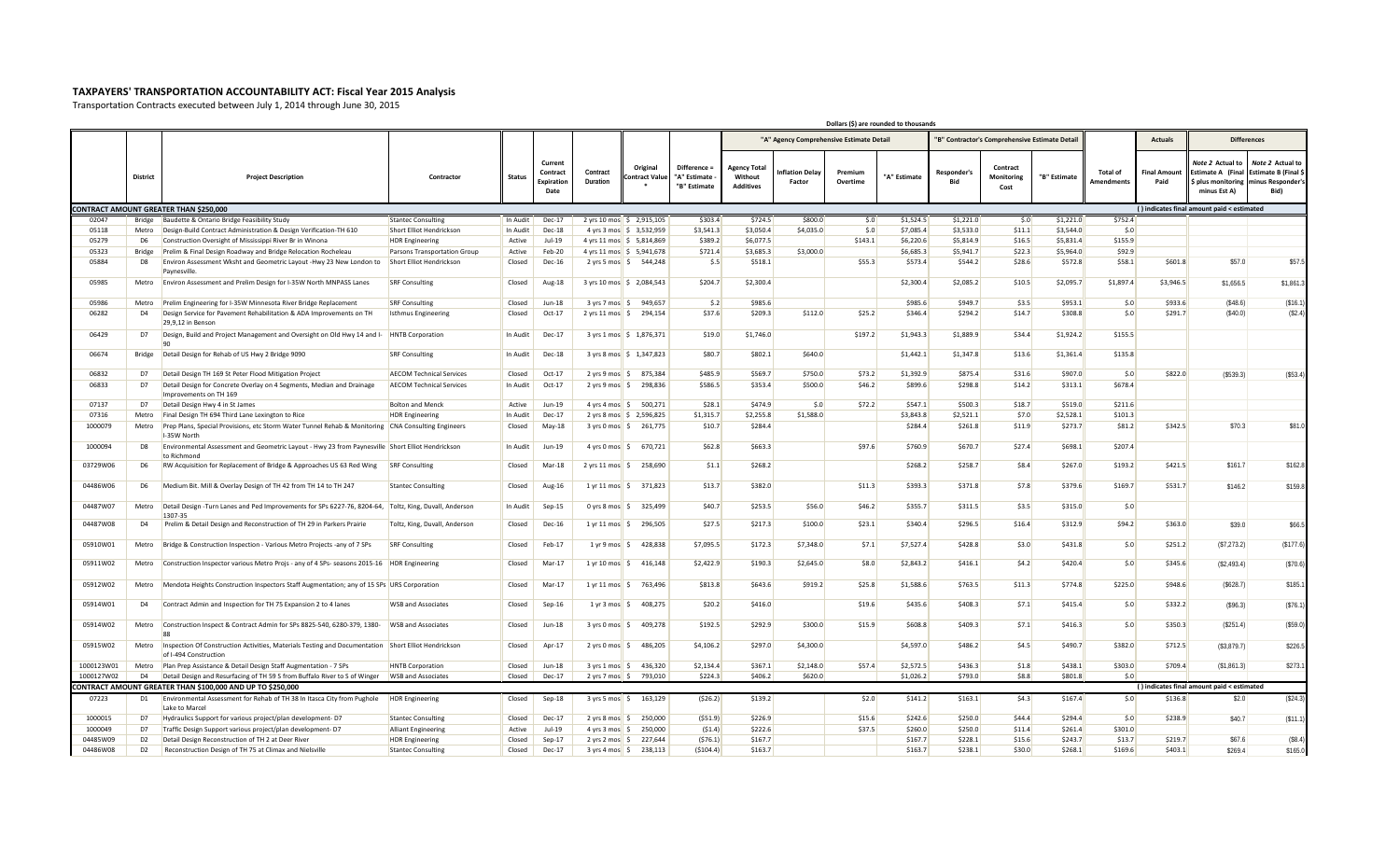# TAXPAYERS' TRANSPORTATION ACCOUNTABILITY ACT: Fiscal Year 2015 Analysis

Transportation Contracts executed between July 1, 2014 through June 30, 2015

Dollars ($) are rounded to thousands

| | District | Project Description | Contractor | Status | Current Contract Expiration Date | Contract Duration | Original Contract Value * | Difference = "A" Estimate - "B" Estimate | "A" Agency Comprehensive Estimate Detail | | | | "B" Contractor's Comprehensive Estimate Detail | | | Total of Amendments | Actuals | Differences | |
|---|---|---|---|---|---|---|---|---|---|---|---|---|---|---|---|---|---|---|---|
| | | | | | | | | | Agency Total Without Additives | Inflation Delay Factor | Premium Overtime | "A" Estimate | Responder's Bid | Contract Monitoring Cost | "B" Estimate | | Final Amount Paid | *Note 2* Actual to Estimate A (Final $ plus monitoring minus Est A) | *Note 2* Actual to Estimate B (Final $ minus Responder's Bid) |
| **CONTRACT AMOUNT GREATER THAN $250,000** | | | | | | | | | | | | | | | | | ( ) indicates final amount paid < estimated | | |
| 02047 | Bridge | Baudette & Ontario Bridge Feasibility Study | Stantec Consulting | In Audit | Dec-17 | 2 yrs 10 mos | $ 2,915,105 | $303.4 | $724.5 | $800.0 | $.0 | $1,524.5 | $1,221.0 | $.0 | $1,221.0 | $752.4 | | | |
| 05118 | Metro | Design-Build Contract Administration & Design Verification-TH 610 | Short Elliot Hendrickson | In Audit | Dec-18 | 4 yrs 3 mos | $ 3,532,959 | $3,541.3 | $3,050.4 | $4,035.0 | $.0 | $7,085.4 | $3,533.0 | $11.1 | $3,544.0 | $.0 | | | |
| 05279 | D6 | Construction Oversight of Mississippi River Br in Winona | HDR Engineering | Active | Jul-19 | 4 yrs 11 mos | $ 5,814,869 | $389.2 | $6,077.5 | | $143.1 | $6,220.6 | $5,814.9 | $16.5 | $5,831.4 | $155.9 | | | |
| 05323 | Bridge | Prelim & Final Design Roadway and Bridge Relocation Rocheleau | Parsons Transportation Group | Active | Feb-20 | 4 yrs 11 mos | $ 5,941,678 | $721.4 | $3,685.3 | $3,000.0 | | $6,685.3 | $5,941.7 | $22.3 | $5,964.0 | $92.9 | | | |
| 05884 | D8 | Environ Assessment Wksht and Geometric Layout -Hwy 23 New London to Paynesville. | Short Elliot Hendrickson | Closed | Dec-16 | 2 yrs 5 mos | $ 544,248 | $.5 | $518.1 | | $55.3 | $573.4 | $544.2 | $28.6 | $572.8 | $58.1 | $601.8 | $57.0 | $57.5 |
| 05985 | Metro | Environ Assessment and Prelim Design for I-35W North MNPASS Lanes | SRF Consulting | Closed | Aug-18 | 3 yrs 10 mos | $ 2,084,543 | $204.7 | $2,300.4 | | | $2,300.4 | $2,085.2 | $10.5 | $2,095.7 | $1,897.4 | $3,946.5 | $1,656.5 | $1,861.3 |
| 05986 | Metro | Prelim Engineering for I-35W Minnesota River Bridge Replacement | SRF Consulting | Closed | Jun-18 | 3 yrs 7 mos | $ 949,657 | $.2 | $985.6 | | | $985.6 | $949.7 | $3.5 | $953.1 | $.0 | $933.6 | ($48.6) | ($16.1) |
| 06282 | D4 | Design Service for Pavement Rehabilitation & ADA Improvements on TH 29,9,12 in Benson | Isthmus Engineering | Closed | Oct-17 | 2 yrs 11 mos | $ 294,154 | $37.6 | $209.3 | $112.0 | $25.2 | $346.4 | $294.2 | $14.7 | $308.8 | $.0 | $291.7 | ($40.0) | ($2.4) |
| 06429 | D7 | Design, Build and Project Management and Oversight on Old Hwy 14 and I-90 | HNTB Corporation | In Audit | Dec-17 | 3 yrs 1 mos | $ 1,876,371 | $19.0 | $1,746.0 | | $197.2 | $1,943.3 | $1,889.9 | $34.4 | $1,924.2 | $155.5 | | | |
| 06674 | Bridge | Detail Design for Rehab of US Hwy 2 Bridge 9090 | SRF Consulting | In Audit | Dec-18 | 3 yrs 8 mos | $ 1,347,823 | $80.7 | $802.1 | $640.0 | | $1,442.1 | $1,347.8 | $13.6 | $1,361.4 | $135.8 | | | |
| 06832 | D7 | Detail Design TH 169 St Peter Flood Mitigation Project | AECOM Technical Services | Closed | Oct-17 | 2 yrs 9 mos | $ 875,384 | $485.9 | $569.7 | $750.0 | $73.2 | $1,392.9 | $875.4 | $31.6 | $907.0 | $.0 | $822.0 | ($539.3) | ($53.4) |
| 06833 | D7 | Detail Design for Concrete Overlay on 4 Segments, Median and Drainage Improvements on TH 169 | AECOM Technical Services | In Audit | Oct-17 | 2 yrs 9 mos | $ 298,836 | $586.5 | $353.4 | $500.0 | $46.2 | $899.6 | $298.8 | $14.2 | $313.1 | $678.4 | | | |
| 07137 | D7 | Detail Design Hwy 4 in St James | Bolton and Menck | Active | Jun-19 | 4 yrs 4 mos | $ 500,271 | $28.1 | $474.9 | $.0 | $72.2 | $547.1 | $500.3 | $18.7 | $519.0 | $211.6 | | | |
| 07316 | Metro | Final Design TH 694 Third Lane Lexington to Rice | HDR Engineering | In Audit | Dec-17 | 2 yrs 8 mos | $ 2,596,825 | $1,315.7 | $2,255.8 | $1,588.0 | | $3,843.8 | $2,521.1 | $7.0 | $2,528.1 | $101.3 | | | |
| 1000079 | Metro | Prep Plans, Special Provisions, etc Storm Water Tunnel Rehab & Monitoring I-35W North | CNA Consulting Engineers | Closed | May-18 | 3 yrs 0 mos | $ 261,775 | $10.7 | $284.4 | | | $284.4 | $261.8 | $11.9 | $273.7 | $81.2 | $342.5 | $70.3 | $81.0 |
| 1000094 | D8 | Environmental Assessment & Geometric Layout - Hwy 23 from Paynesville to Richmond | Short Elliot Hendrickson | In Audit | Jun-19 | 4 yrs 0 mos | $ 670,721 | $62.8 | $663.3 | | $97.6 | $760.9 | $670.7 | $27.4 | $698.1 | $207.4 | | | |
| 03729W06 | D6 | RW Acquisition for Replacement of Bridge & Approaches US 63 Red Wing | SRF Consulting | Closed | Mar-18 | 2 yrs 11 mos | $ 258,690 | $1.1 | $268.2 | | | $268.2 | $258.7 | $8.4 | $267.0 | $193.2 | $421.5 | $161.7 | $162.8 |
| 04486W06 | D6 | Medium Bit. Mill & Overlay Design of TH 42 from TH 14 to TH 247 | Stantec Consulting | Closed | Aug-16 | 1 yr 11 mos | $ 371,823 | $13.7 | $382.0 | | $11.3 | $393.3 | $371.8 | $7.8 | $379.6 | $169.7 | $531.7 | $146.2 | $159.8 |
| 04487W07 | Metro | Detail Design -Turn Lanes and Ped Improvements for SPs 6227-76, 8204-64, 1307-35 | Toltz, King, Duvall, Anderson | In Audit | Sep-15 | 0 yrs 8 mos | $ 325,499 | $40.7 | $253.5 | $56.0 | $46.2 | $355.7 | $311.5 | $3.5 | $315.0 | $.0 | | | |
| 04487W08 | D4 | Prelim & Detail Design and Reconstruction of TH 29 in Parkers Prairie | Toltz, King, Duvall, Anderson | Closed | Dec-16 | 1 yr 11 mos | $ 296,505 | $27.5 | $217.3 | $100.0 | $23.1 | $340.4 | $296.5 | $16.4 | $312.9 | $94.2 | $363.0 | $39.0 | $66.5 |
| 05910W01 | Metro | Bridge & Construction Inspection - Various Metro Projects -any of 7 SPs | SRF Consulting | Closed | Feb-17 | 1 yr 9 mos | $ 428,838 | $7,095.5 | $172.3 | $7,348.0 | $7.1 | $7,527.4 | $428.8 | $3.0 | $431.8 | $.0 | $251.2 | ($7,273.2) | ($177.6) |
| 05911W02 | Metro | Construction Inspector various Metro Projs - any of 4 SPs- seasons 2015-16 | HDR Engineering | Closed | Mar-17 | 1 yr 10 mos | $ 416,148 | $2,422.9 | $190.3 | $2,645.0 | $8.0 | $2,843.2 | $416.1 | $4.2 | $420.4 | $.0 | $345.6 | ($2,493.4) | ($70.6) |
| 05912W02 | Metro | Mendota Heights Construction Inspectors Staff Augmentation; any of 15 SPs | URS Corporation | Closed | Mar-17 | 1 yr 11 mos | $ 763,496 | $813.8 | $643.6 | $919.2 | $25.8 | $1,588.6 | $763.5 | $11.3 | $774.8 | $225.0 | $948.6 | ($628.7) | $185.1 |
| 05914W01 | D4 | Contract Admin and Inspection for TH 75 Expansion 2 to 4 lanes | WSB and Associates | Closed | Sep-16 | 1 yr 3 mos | $ 408,275 | $20.2 | $416.0 | | $19.6 | $435.6 | $408.3 | $7.1 | $415.4 | $.0 | $332.2 | ($96.3) | ($76.1) |
| 05914W02 | Metro | Construction Inspector & Contract Admin for SPs 8825-540, 6280-379, 1380-88 | WSB and Associates | Closed | Jun-18 | 3 yrs 0 mos | $ 409,278 | $192.5 | $292.9 | $300.0 | $15.9 | $608.8 | $409.3 | $7.1 | $416.3 | $.0 | $350.3 | ($251.4) | ($59.0) |
| 05915W02 | Metro | Inspection Of Construction Activities, Materials Testing and Documentation of I-494 Construction | Short Elliot Hendrickson | Closed | Apr-17 | 2 yrs 0 mos | $ 486,205 | $4,106.2 | $297.0 | $4,300.0 | | $4,597.0 | $486.2 | $4.5 | $490.7 | $382.0 | $712.5 | ($3,879.7) | $226.5 |
| 1000123W01 | Metro | Plan Prep Assistance & Detail Design Staff Augmentation - 7 SPs | HNTB Corporation | Closed | Jun-18 | 3 yrs 1 mos | $ 436,320 | $2,134.4 | $367.1 | $2,148.0 | $57.4 | $2,572.5 | $436.3 | $1.8 | $438.1 | $303.0 | $709.4 | ($1,861.3) | $273.1 |
| 1000127W02 | D4 | Detail Design and Resurfacing of TH 59 S from Buffalo River to S of Winger | WSB and Associates | Closed | Dec-17 | 2 yrs 7 mos | $ 793,010 | $224.3 | $406.2 | $620.0 | | $1,026.2 | $793.0 | $8.8 | $801.8 | $.0 | | | |
| **CONTRACT AMOUNT GREATER THAN $100,000 AND UP TO $250,000** | | | | | | | | | | | | | | | | | ( ) indicates final amount paid < estimated | | |
| 07223 | D1 | Environmental Assessment for Rehab of TH 38 In Itasca City from Pughole Lake to Marcel | HDR Engineering | Closed | Sep-18 | 3 yrs 5 mos | $ 163,129 | ($26.2) | $139.2 | | $2.0 | $141.2 | $163.1 | $4.3 | $167.4 | $.0 | $136.8 | $2.0 | ($24.3) |
| 1000015 | D7 | Hydraulics Support for various project/plan development- D7 | Stantec Consulting | Closed | Dec-17 | 2 yrs 8 mos | $ 250,000 | ($51.9) | $226.9 | | $15.6 | $242.6 | $250.0 | $44.4 | $294.4 | $.0 | $238.9 | $40.7 | ($11.1) |
| 1000049 | D7 | Traffic Design Support various project/plan development- D7 | Alliant Engineering | Active | Jul-19 | 4 yrs 3 mos | $ 250,000 | ($1.4) | $222.6 | | $37.5 | $260.0 | $250.0 | $11.4 | $261.4 | $301.0 | | | |
| 04485W09 | D2 | Detail Design Reconstruction of TH 2 at Deer River | HDR Engineering | Closed | Sep-17 | 2 yrs 2 mos | $ 227,644 | ($76.1) | $167.7 | | | $167.7 | $228.1 | $15.6 | $243.7 | $13.7 | $219.7 | $67.6 | ($8.4) |
| 04486W08 | D2 | Reconstruction Design of TH 75 at Climax and Nielsville | Stantec Consulting | Closed | Dec-17 | 3 yrs 4 mos | $ 238,113 | ($104.4) | $163.7 | | | $163.7 | $238.1 | $30.0 | $268.1 | $169.6 | $403.1 | $269.4 | $165.0 |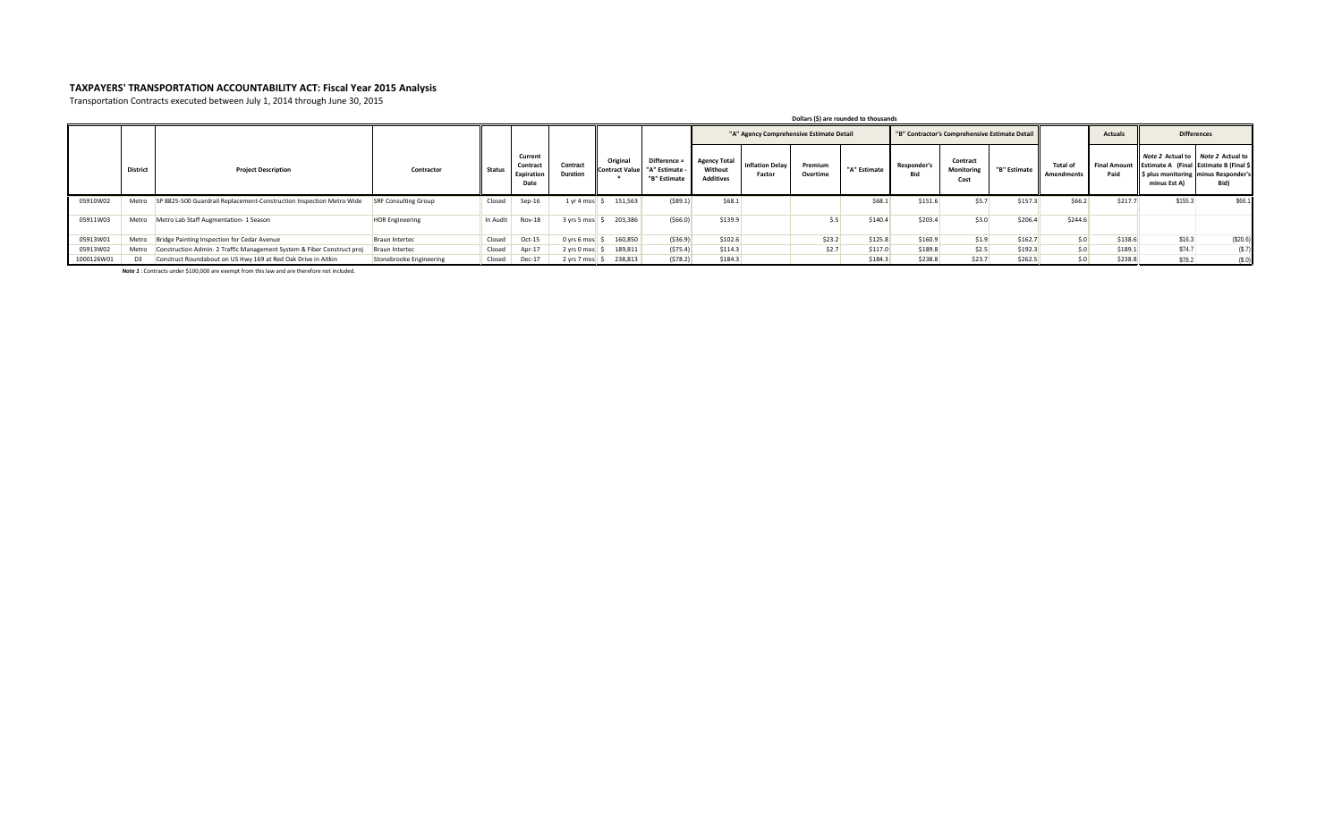**TAXPAYERS' TRANSPORTATION ACCOUNTABILITY ACT: Fiscal Year 2015 Analysis**

Transportation Contracts executed between July 1, 2014 through June 30, 2015

Dollars ($) are rounded to thousands

| | District | Project Description | Contractor | Status | Current Contract Expiration Date | Contract Duration | Original Contract Value * | Difference = "A" Estimate - "B" Estimate | "A" Agency Comprehensive Estimate Detail | | | | "B" Contractor's Comprehensive Estimate Detail | | | Total of Amendments | Actuals | Differences | |
|---|---|---|---|---|---|---|---|---|---|---|---|---|---|---|---|---|---|---|---|
| | | | | | | | | | Agency Total Without Additives | Inflation Delay Factor | Premium Overtime | "A" Estimate | Responder's Bid | Contract Monitoring Cost | "B" Estimate | | Final Amount Paid | *Note 2* Actual to Estimate A (Final $ plus monitoring minus Est A) | *Note 2* Actual to Estimate B (Final $ minus Responder's Bid) |
| 05910W02 | Metro | SP 8825-500 Guardrail Replacement-Construction Inspection Metro Wide | SRF Consulting Group | Closed | Sep-16 | 1 yr 4 mos | $ 151,563 | ($89.1) | $68.1 | | | $68.1 | $151.6 | $5.7 | $157.3 | $66.2 | $217.7 | $155.3 | $66.1 |
| 05911W03 | Metro | Metro Lab Staff Augmentation- 1 Season | HDR Engineering | In Audit | Nov-18 | 3 yrs 5 mos | $ 203,386 | ($66.0) | $139.9 | | $.5 | $140.4 | $203.4 | $3.0 | $206.4 | $244.6 | | | |
| 05913W01 | Metro | Bridge Painting Inspection for Cedar Avenue | Braun Intertec | Closed | Oct-15 | 0 yrs 6 mos | $ 160,850 | ($36.9) | $102.6 | | $23.2 | $125.8 | $160.9 | $1.9 | $162.7 | $.0 | $138.6 | $16.3 | ($20.6) |
| 05913W02 | Metro | Construction Admin- 2 Traffic Management System & Fiber Construct proj | Braun Intertec | Closed | Apr-17 | 2 yrs 0 mos | $ 189,811 | ($75.4) | $114.3 | | $2.7 | $117.0 | $189.8 | $2.5 | $192.3 | $.0 | $189.1 | $74.7 | ($.7) |
| 1000126W01 | D3 | Construct Roundabout on US Hwy 169 at Red Oak Drive in Aitkin | Stonebrooke Engineering | Closed | Dec-17 | 2 yrs 7 mos | $ 238,813 | ($78.2) | $184.3 | | | $184.3 | $238.8 | $23.7 | $262.5 | $.0 | $238.8 | $78.2 | ($.0) |

***Note 1*** : Contracts under $100,000 are exempt from this law and are therefore not included.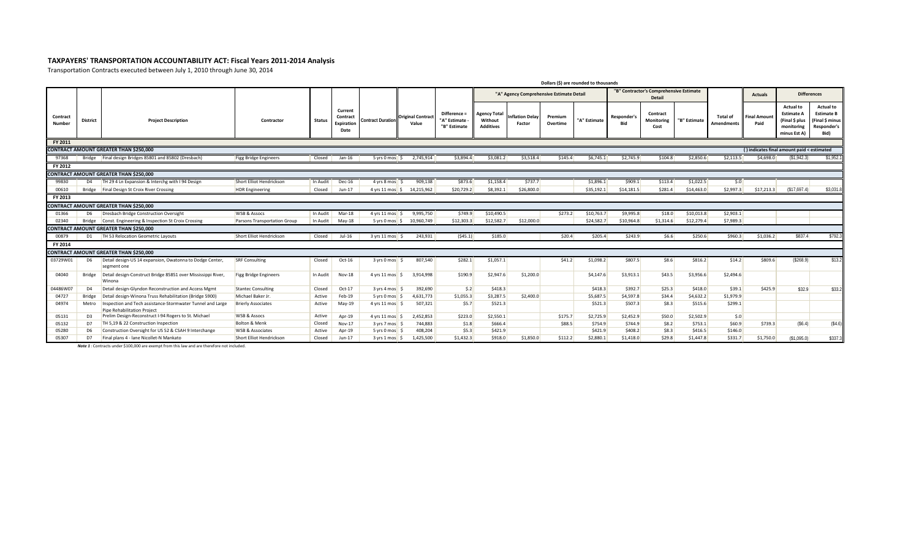# TAXPAYERS' TRANSPORTATION ACCOUNTABILITY ACT: Fiscal Years 2011-2014 Analysis

Transportation Contracts executed between July 1, 2010 through June 30, 2014

Dollars ($) are rounded to thousands

| Contract Number | District | Project Description | Contractor | Status | Current Contract Expiration Date | Contract Duration | Original Contract Value | Difference = "A" Estimate - "B" Estimate | "A" Agency Comprehensive Estimate Detail | | | | "B" Contractor's Comprehensive Estimate Detail | | | Total of Amendments | Actuals | Differences | |
|---|---|---|---|---|---|---|---|---|---|---|---|---|---|---|---|---|---|---|---|
| | | | | | | | | | Agency Total Without Additives | Inflation Delay Factor | Premium Overtime | "A" Estimate | Responder's Bid | Contract Monitoring Cost | "B" Estimate | | Final Amount Paid | Actual to Estimate A (Final $ plus monitoring minus Est A) | Actual to Estimate B (Final $ minus Responder's Bid) |
| **FY 2011** | | | | | | | | | | | | | | | | | | | |
| **CONTRACT AMOUNT GREATER THAN $250,000** | | | | | | | | | | | | | | | | | ( ) indicates final amount paid < estimated | | |
| 97368 | Bridge | Final design Bridges 85801 and 85802 (Dresbach) | Figg Bridge Engineers | Closed | Jan-16 | 5 yrs 0 mos | $ 2,745,914 | $3,894.4 | $3,081.2 | $3,518.4 | $145.4 | $6,745.1 | $2,745.9 | $104.8 | $2,850.6 | $2,113.5 | $4,698.0 | ($1,942.3) | $1,952.1 |
| **FY 2012** | | | | | | | | | | | | | | | | | | | |
| **CONTRACT AMOUNT GREATER THAN $250,000** | | | | | | | | | | | | | | | | | | | |
| 99830 | D4 | TH 29 4 Ln Expansion & Interchg with I 94 Design | Short Elliot Hendrickson | In Audit | Dec-16 | 4 yrs 8 mos | $ 909,138 | $873.6 | $1,158.4 | $737.7 | | $1,896.1 | $909.1 | $113.4 | $1,022.5 | $.0 | | | |
| 00610 | Bridge | Final Design St Croix River Crossing | HDR Engineering | Closed | Jun-17 | 4 yrs 11 mos | $ 14,215,962 | $20,729.2 | $8,392.1 | $26,800.0 | | $35,192.1 | $14,181.5 | $281.4 | $14,463.0 | $2,997.3 | $17,213.3 | ($17,697.4) | $3,031.8 |
| **FY 2013** | | | | | | | | | | | | | | | | | | | |
| **CONTRACT AMOUNT GREATER THAN $250,000** | | | | | | | | | | | | | | | | | | | |
| 01366 | D6 | Dresbach Bridge Construction Oversight | WSB & Assocs | In Audit | Mar-18 | 4 yrs 11 mos | $ 9,995,750 | $749.9 | $10,490.5 | | $273.2 | $10,763.7 | $9,995.8 | $18.0 | $10,013.8 | $2,903.1 | | | |
| 02340 | Bridge | Const. Engineering & Inspection St Croix Crossing | Parsons Transportation Group | In Audit | May-18 | 5 yrs 0 mos | $ 10,960,749 | $12,303.3 | $12,582.7 | $12,000.0 | | $24,582.7 | $10,964.8 | $1,314.6 | $12,279.4 | $7,989.3 | | | |
| **CONTRACT AMOUNT GREATER THAN $250,000** | | | | | | | | | | | | | | | | | | | |
| 00879 | D1 | TH 53 Relocation Geometric Layouts | Short Elliot Hendrickson | Closed | Jul-16 | 3 yrs 11 mos | $ 243,931 | ($45.1) | $185.0 | | $20.4 | $205.4 | $243.9 | $6.6 | $250.6 | $960.3 | $1,036.2 | $837.4 | $792.3 |
| **FY 2014** | | | | | | | | | | | | | | | | | | | |
| **CONTRACT AMOUNT GREATER THAN $250,000** | | | | | | | | | | | | | | | | | | | |
| 03729W01 | D6 | Detail design-US 14 expansion, Owatonna to Dodge Center, segment one | SRF Consulting | Closed | Oct-16 | 3 yrs 0 mos | $ 807,540 | $282.1 | $1,057.1 | | $41.2 | $1,098.2 | $807.5 | $8.6 | $816.2 | $14.2 | $809.6 | ($268.9) | $13.2 |
| 04040 | Bridge | Detail design-Construct Bridge 85851 over Mississippi River, Winona | Figg Bridge Engineers | In Audit | Nov-18 | 4 yrs 11 mos | $ 3,914,998 | $190.9 | $2,947.6 | $1,200.0 | | $4,147.6 | $3,913.1 | $43.5 | $3,956.6 | $2,494.6 | | | |
| 04486W07 | D4 | Detail design-Glyndon Reconstruction and Access Mgmt | Stantec Consulting | Closed | Oct-17 | 3 yrs 4 mos | $ 392,690 | $.2 | $418.3 | | | $418.3 | $392.7 | $25.3 | $418.0 | $39.1 | $425.9 | $32.9 | $33.2 |
| 04727 | Bridge | Detail design-Winona Truss Rehabilitation (Bridge 5900) | Michael Baker Jr. | Active | Feb-19 | 5 yrs 0 mos | $ 4,631,773 | $1,055.3 | $3,287.5 | $2,400.0 | | $5,687.5 | $4,597.8 | $34.4 | $4,632.2 | $1,979.9 | | | |
| 04974 | Metro | Inspection and Tech assistance-Stormwater Tunnel and Large Pipe Rehabilitation Project | Brierly Associates | Active | May-19 | 4 yrs 11 mos | $ 507,321 | $5.7 | $521.3 | | | $521.3 | $507.3 | $8.3 | $515.6 | $299.1 | | | |
| 05131 | D3 | Prelim Design-Reconstruct I-94 Rogers to St. Michael | WSB & Assocs | Active | Apr-19 | 4 yrs 11 mos | $ 2,452,853 | $223.0 | $2,550.1 | | $175.7 | $2,725.9 | $2,452.9 | $50.0 | $2,502.9 | $.0 | | | |
| 05132 | D7 | TH 5,19 & 22 Construction Inspection | Bolton & Menk | Closed | Nov-17 | 3 yrs 7 mos | $ 744,883 | $1.8 | $666.4 | | $88.5 | $754.9 | $744.9 | $8.2 | $753.1 | $60.9 | $739.3 | ($6.4) | ($4.6) |
| 05280 | D6 | Construction Oversight for US 52 & CSAH 9 Interchange | WSB & Associates | Active | Apr-19 | 5 yrs 0 mos | $ 408,204 | $5.3 | $421.9 | | | $421.9 | $408.2 | $8.3 | $416.5 | $146.0 | | | |
| 05307 | D7 | Final plans 4 - lane Nicollet-N Mankato | Short Elliot Hendrickson | Closed | Jun-17 | 3 yrs 1 mos | $ 1,425,500 | $1,432.3 | $918.0 | $1,850.0 | $112.2 | $2,880.1 | $1,418.0 | $29.8 | $1,447.8 | $331.7 | $1,750.0 | ($1,095.0) | $337.3 |

*Note 1* : Contracts under $100,000 are exempt from this law and are therefore not included.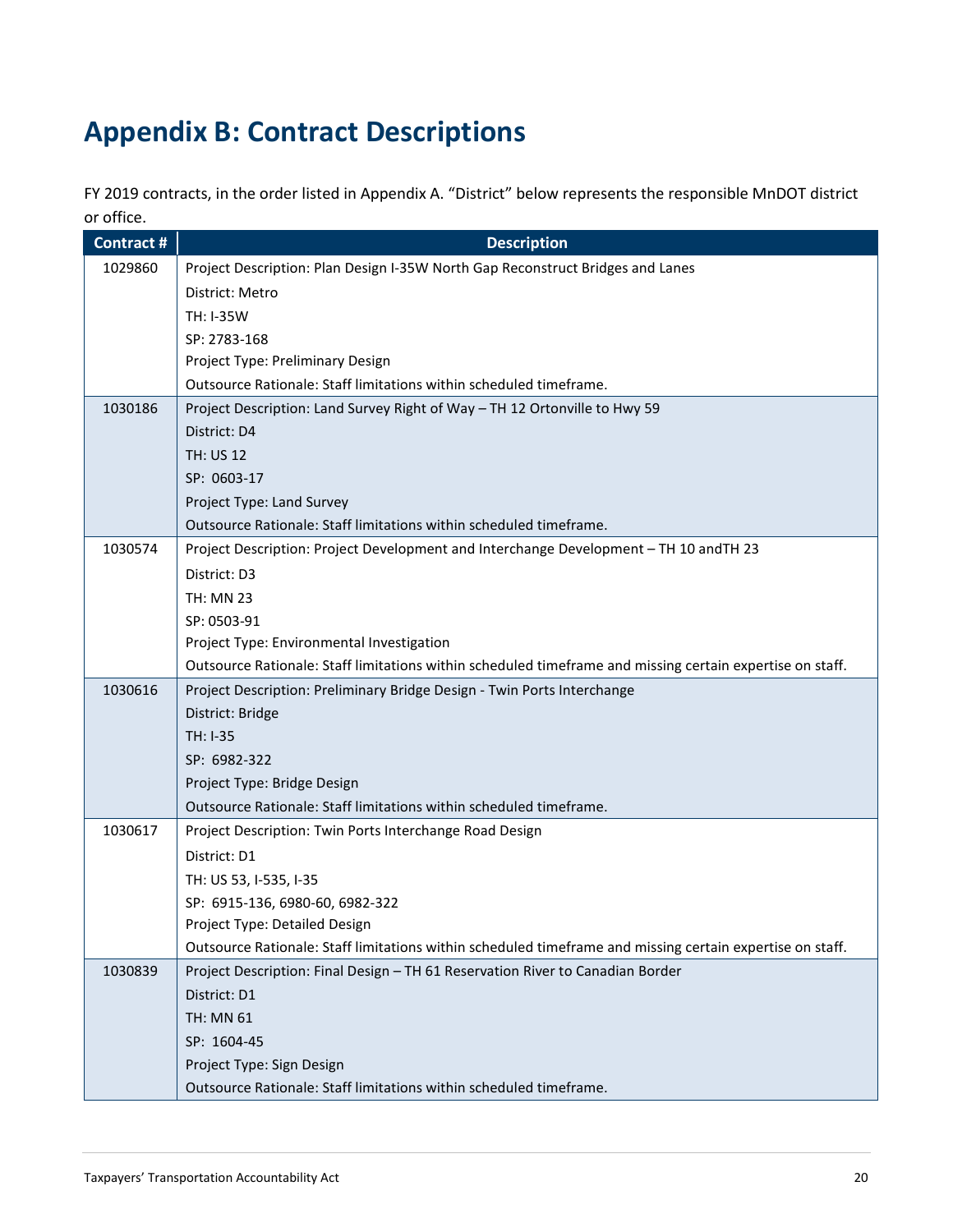# Appendix B: Contract Descriptions

FY 2019 contracts, in the order listed in Appendix A. "District" below represents the responsible MnDOT district or office.

| Contract # | Description |
|---|---|
| 1029860 | Project Description: Plan Design I-35W North Gap Reconstruct Bridges and Lanes<br>District: Metro<br>TH: I-35W<br>SP: 2783-168<br>Project Type: Preliminary Design<br>Outsource Rationale: Staff limitations within scheduled timeframe. |
| 1030186 | Project Description: Land Survey Right of Way – TH 12 Ortonville to Hwy 59<br>District: D4<br>TH: US 12<br>SP: 0603-17<br>Project Type: Land Survey<br>Outsource Rationale: Staff limitations within scheduled timeframe. |
| 1030574 | Project Description: Project Development and Interchange Development – TH 10 andTH 23<br>District: D3<br>TH: MN 23<br>SP: 0503-91<br>Project Type: Environmental Investigation<br>Outsource Rationale: Staff limitations within scheduled timeframe and missing certain expertise on staff. |
| 1030616 | Project Description: Preliminary Bridge Design - Twin Ports Interchange<br>District: Bridge<br>TH: I-35<br>SP: 6982-322<br>Project Type: Bridge Design<br>Outsource Rationale: Staff limitations within scheduled timeframe. |
| 1030617 | Project Description: Twin Ports Interchange Road Design<br>District: D1<br>TH: US 53, I-535, I-35<br>SP: 6915-136, 6980-60, 6982-322<br>Project Type: Detailed Design<br>Outsource Rationale: Staff limitations within scheduled timeframe and missing certain expertise on staff. |
| 1030839 | Project Description: Final Design – TH 61 Reservation River to Canadian Border<br>District: D1<br>TH: MN 61<br>SP: 1604-45<br>Project Type: Sign Design<br>Outsource Rationale: Staff limitations within scheduled timeframe. |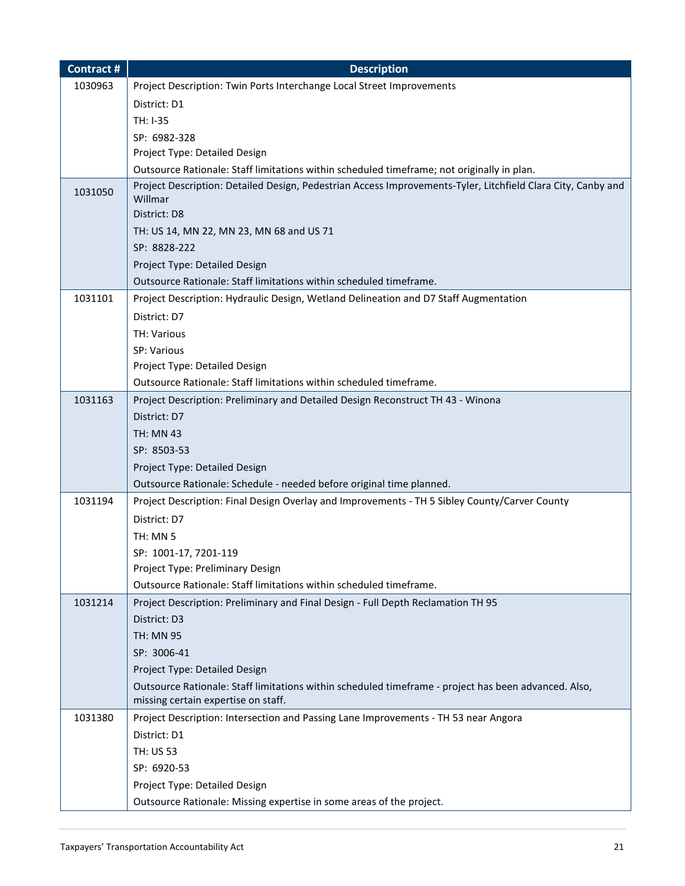| Contract # | Description |
|---|---|
| 1030963 | Project Description: Twin Ports Interchange Local Street Improvements<br>District: D1<br>TH: I-35<br>SP: 6982-328<br>Project Type: Detailed Design<br>Outsource Rationale: Staff limitations within scheduled timeframe; not originally in plan. |
| 1031050 | Project Description: Detailed Design, Pedestrian Access Improvements-Tyler, Litchfield Clara City, Canby and Willmar<br>District: D8<br>TH: US 14, MN 22, MN 23, MN 68 and US 71<br>SP: 8828-222<br>Project Type: Detailed Design<br>Outsource Rationale: Staff limitations within scheduled timeframe. |
| 1031101 | Project Description: Hydraulic Design, Wetland Delineation and D7 Staff Augmentation<br>District: D7<br>TH: Various<br>SP: Various<br>Project Type: Detailed Design<br>Outsource Rationale: Staff limitations within scheduled timeframe. |
| 1031163 | Project Description: Preliminary and Detailed Design Reconstruct TH 43 - Winona<br>District: D7<br>TH: MN 43<br>SP: 8503-53<br>Project Type: Detailed Design<br>Outsource Rationale: Schedule - needed before original time planned. |
| 1031194 | Project Description: Final Design Overlay and Improvements - TH 5 Sibley County/Carver County<br>District: D7<br>TH: MN 5<br>SP: 1001-17, 7201-119<br>Project Type: Preliminary Design<br>Outsource Rationale: Staff limitations within scheduled timeframe. |
| 1031214 | Project Description: Preliminary and Final Design - Full Depth Reclamation TH 95<br>District: D3<br>TH: MN 95<br>SP: 3006-41<br>Project Type: Detailed Design<br>Outsource Rationale: Staff limitations within scheduled timeframe - project has been advanced. Also, missing certain expertise on staff. |
| 1031380 | Project Description: Intersection and Passing Lane Improvements - TH 53 near Angora<br>District: D1<br>TH: US 53<br>SP: 6920-53<br>Project Type: Detailed Design<br>Outsource Rationale: Missing expertise in some areas of the project. |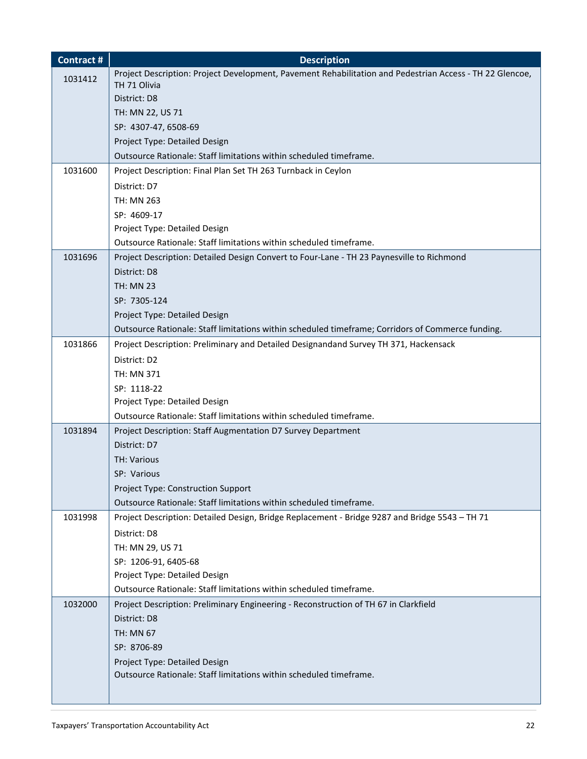| Contract # | Description |
|---|---|
| 1031412 | Project Description: Project Development, Pavement Rehabilitation and Pedestrian Access - TH 22 Glencoe, TH 71 Olivia<br>District: D8<br>TH: MN 22, US 71<br>SP: 4307-47, 6508-69<br>Project Type: Detailed Design<br>Outsource Rationale: Staff limitations within scheduled timeframe. |
| 1031600 | Project Description: Final Plan Set TH 263 Turnback in Ceylon<br>District: D7<br>TH: MN 263<br>SP: 4609-17<br>Project Type: Detailed Design<br>Outsource Rationale: Staff limitations within scheduled timeframe. |
| 1031696 | Project Description: Detailed Design Convert to Four-Lane - TH 23 Paynesville to Richmond<br>District: D8<br>TH: MN 23<br>SP: 7305-124<br>Project Type: Detailed Design<br>Outsource Rationale: Staff limitations within scheduled timeframe; Corridors of Commerce funding. |
| 1031866 | Project Description: Preliminary and Detailed Designandand Survey TH 371, Hackensack<br>District: D2<br>TH: MN 371<br>SP: 1118-22<br>Project Type: Detailed Design<br>Outsource Rationale: Staff limitations within scheduled timeframe. |
| 1031894 | Project Description: Staff Augmentation D7 Survey Department<br>District: D7<br>TH: Various<br>SP: Various<br>Project Type: Construction Support<br>Outsource Rationale: Staff limitations within scheduled timeframe. |
| 1031998 | Project Description: Detailed Design, Bridge Replacement - Bridge 9287 and Bridge 5543 – TH 71<br>District: D8<br>TH: MN 29, US 71<br>SP: 1206-91, 6405-68<br>Project Type: Detailed Design<br>Outsource Rationale: Staff limitations within scheduled timeframe. |
| 1032000 | Project Description: Preliminary Engineering - Reconstruction of TH 67 in Clarkfield<br>District: D8<br>TH: MN 67<br>SP: 8706-89<br>Project Type: Detailed Design<br>Outsource Rationale: Staff limitations within scheduled timeframe. |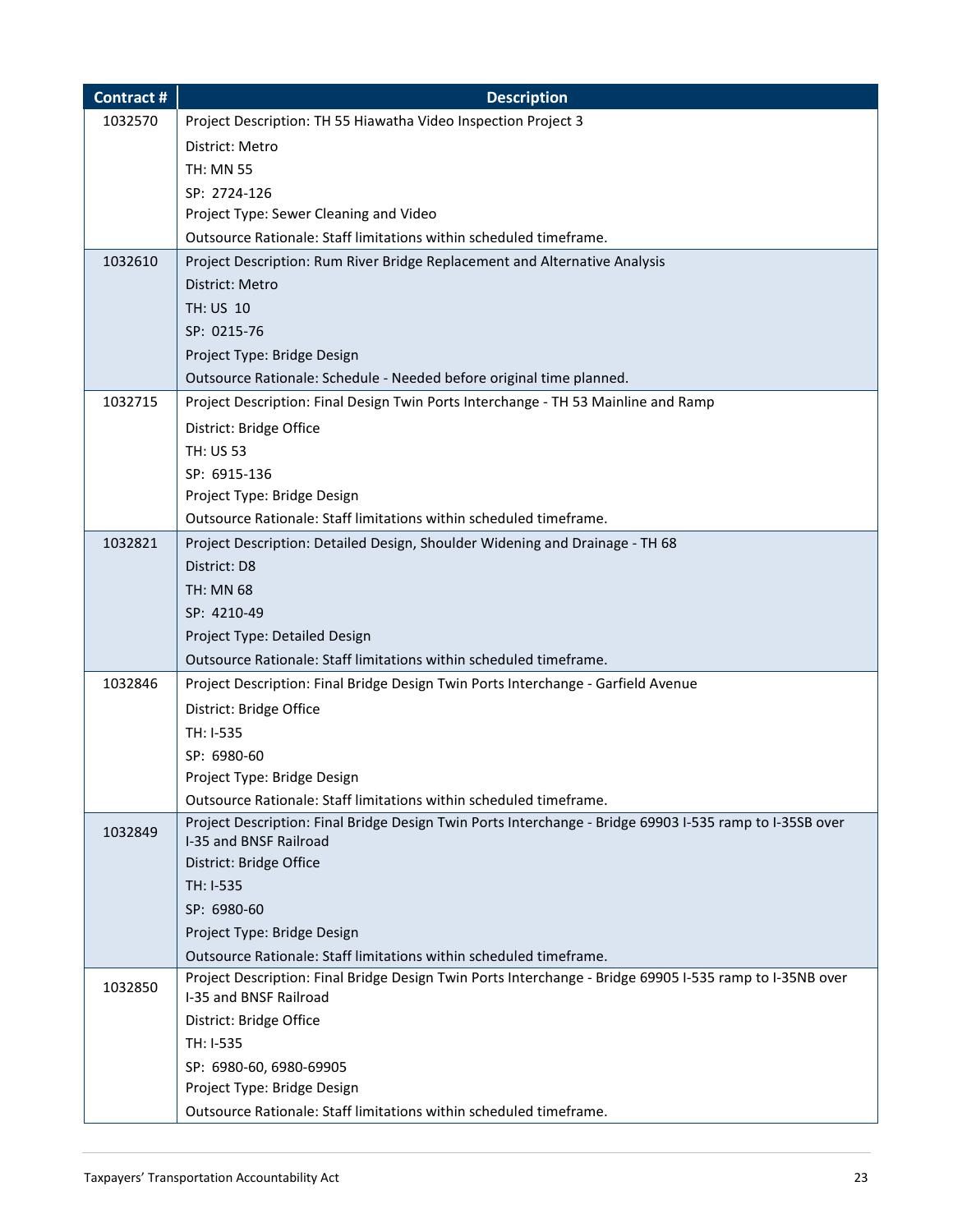| Contract # | Description |
| --- | --- |
| 1032570 | Project Description: TH 55 Hiawatha Video Inspection Project 3<br>District: Metro<br>TH: MN 55<br>SP: 2724-126<br>Project Type: Sewer Cleaning and Video<br>Outsource Rationale: Staff limitations within scheduled timeframe. |
| 1032610 | Project Description: Rum River Bridge Replacement and Alternative Analysis<br>District: Metro<br>TH: US 10<br>SP: 0215-76<br>Project Type: Bridge Design<br>Outsource Rationale: Schedule - Needed before original time planned. |
| 1032715 | Project Description: Final Design Twin Ports Interchange - TH 53 Mainline and Ramp<br>District: Bridge Office<br>TH: US 53<br>SP: 6915-136<br>Project Type: Bridge Design<br>Outsource Rationale: Staff limitations within scheduled timeframe. |
| 1032821 | Project Description: Detailed Design, Shoulder Widening and Drainage - TH 68<br>District: D8<br>TH: MN 68<br>SP: 4210-49<br>Project Type: Detailed Design<br>Outsource Rationale: Staff limitations within scheduled timeframe. |
| 1032846 | Project Description: Final Bridge Design Twin Ports Interchange - Garfield Avenue<br>District: Bridge Office<br>TH: I-535<br>SP: 6980-60<br>Project Type: Bridge Design<br>Outsource Rationale: Staff limitations within scheduled timeframe. |
| 1032849 | Project Description: Final Bridge Design Twin Ports Interchange - Bridge 69903 I-535 ramp to I-35SB over I-35 and BNSF Railroad<br>District: Bridge Office<br>TH: I-535<br>SP: 6980-60<br>Project Type: Bridge Design<br>Outsource Rationale: Staff limitations within scheduled timeframe. |
| 1032850 | Project Description: Final Bridge Design Twin Ports Interchange - Bridge 69905 I-535 ramp to I-35NB over I-35 and BNSF Railroad<br>District: Bridge Office<br>TH: I-535<br>SP: 6980-60, 6980-69905<br>Project Type: Bridge Design<br>Outsource Rationale: Staff limitations within scheduled timeframe. |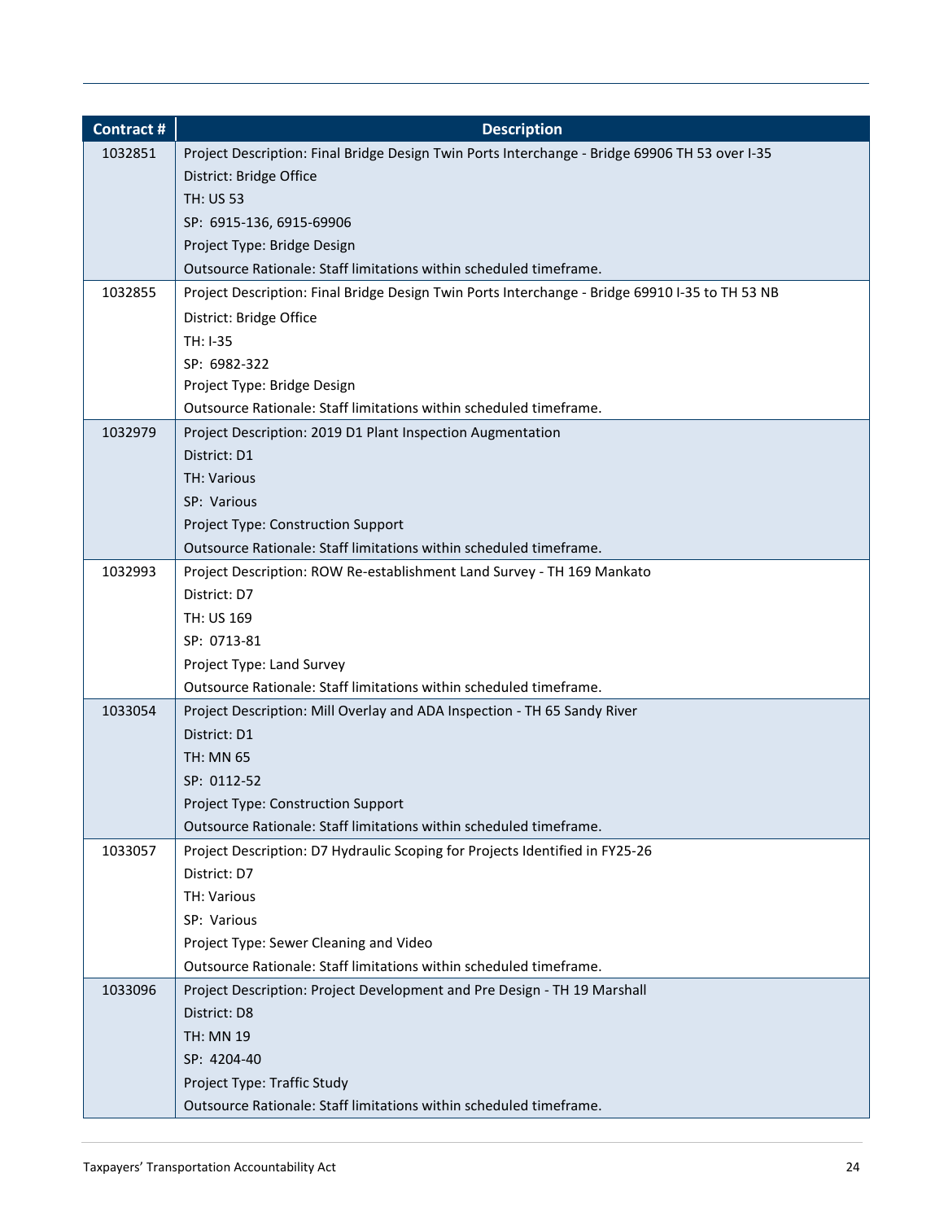| Contract # | Description |
|---|---|
| 1032851 | Project Description: Final Bridge Design Twin Ports Interchange - Bridge 69906 TH 53 over I-35<br>District: Bridge Office<br>TH: US 53<br>SP: 6915-136, 6915-69906<br>Project Type: Bridge Design<br>Outsource Rationale: Staff limitations within scheduled timeframe. |
| 1032855 | Project Description: Final Bridge Design Twin Ports Interchange - Bridge 69910 I-35 to TH 53 NB<br>District: Bridge Office<br>TH: I-35<br>SP: 6982-322<br>Project Type: Bridge Design<br>Outsource Rationale: Staff limitations within scheduled timeframe. |
| 1032979 | Project Description: 2019 D1 Plant Inspection Augmentation<br>District: D1<br>TH: Various<br>SP: Various<br>Project Type: Construction Support<br>Outsource Rationale: Staff limitations within scheduled timeframe. |
| 1032993 | Project Description: ROW Re-establishment Land Survey - TH 169 Mankato<br>District: D7<br>TH: US 169<br>SP: 0713-81<br>Project Type: Land Survey<br>Outsource Rationale: Staff limitations within scheduled timeframe. |
| 1033054 | Project Description: Mill Overlay and ADA Inspection - TH 65 Sandy River<br>District: D1<br>TH: MN 65<br>SP: 0112-52<br>Project Type: Construction Support<br>Outsource Rationale: Staff limitations within scheduled timeframe. |
| 1033057 | Project Description: D7 Hydraulic Scoping for Projects Identified in FY25-26<br>District: D7<br>TH: Various<br>SP: Various<br>Project Type: Sewer Cleaning and Video<br>Outsource Rationale: Staff limitations within scheduled timeframe. |
| 1033096 | Project Description: Project Development and Pre Design - TH 19 Marshall<br>District: D8<br>TH: MN 19<br>SP: 4204-40<br>Project Type: Traffic Study<br>Outsource Rationale: Staff limitations within scheduled timeframe. |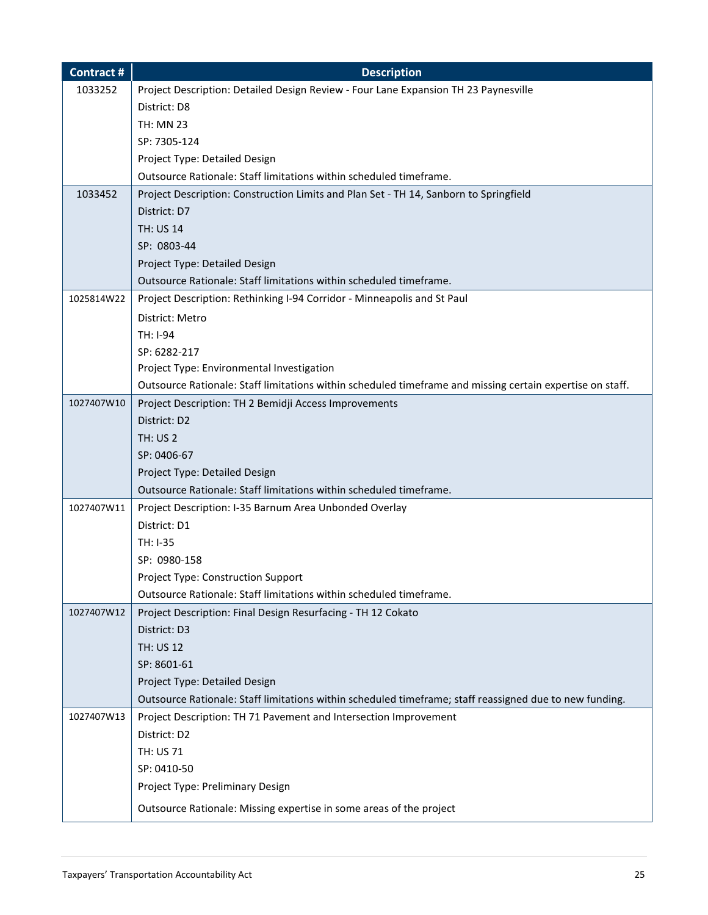| Contract # | Description |
|---|---|
| 1033252 | Project Description: Detailed Design Review - Four Lane Expansion TH 23 Paynesville<br>District: D8<br>TH: MN 23<br>SP: 7305-124<br>Project Type: Detailed Design<br>Outsource Rationale: Staff limitations within scheduled timeframe. |
| 1033452 | Project Description: Construction Limits and Plan Set - TH 14, Sanborn to Springfield<br>District: D7<br>TH: US 14<br>SP: 0803-44<br>Project Type: Detailed Design<br>Outsource Rationale: Staff limitations within scheduled timeframe. |
| 1025814W22 | Project Description: Rethinking I-94 Corridor - Minneapolis and St Paul<br>District: Metro<br>TH: I-94<br>SP: 6282-217<br>Project Type: Environmental Investigation<br>Outsource Rationale: Staff limitations within scheduled timeframe and missing certain expertise on staff. |
| 1027407W10 | Project Description: TH 2 Bemidji Access Improvements<br>District: D2<br>TH: US 2<br>SP: 0406-67<br>Project Type: Detailed Design<br>Outsource Rationale: Staff limitations within scheduled timeframe. |
| 1027407W11 | Project Description: I-35 Barnum Area Unbonded Overlay<br>District: D1<br>TH: I-35<br>SP: 0980-158<br>Project Type: Construction Support<br>Outsource Rationale: Staff limitations within scheduled timeframe. |
| 1027407W12 | Project Description: Final Design Resurfacing - TH 12 Cokato<br>District: D3<br>TH: US 12<br>SP: 8601-61<br>Project Type: Detailed Design<br>Outsource Rationale: Staff limitations within scheduled timeframe; staff reassigned due to new funding. |
| 1027407W13 | Project Description: TH 71 Pavement and Intersection Improvement<br>District: D2<br>TH: US 71<br>SP: 0410-50<br>Project Type: Preliminary Design<br>Outsource Rationale: Missing expertise in some areas of the project |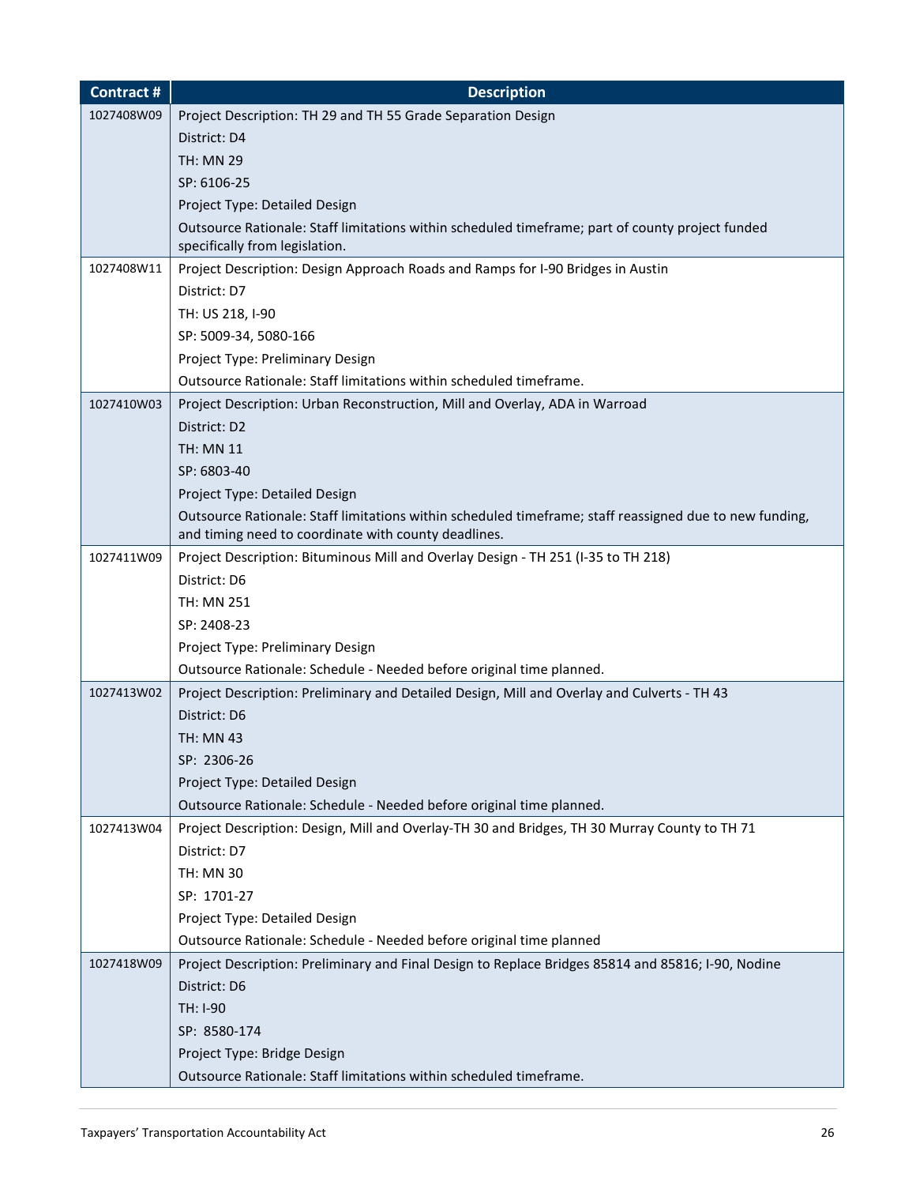| Contract # | Description |
|---|---|
| 1027408W09 | Project Description: TH 29 and TH 55 Grade Separation Design<br>District: D4<br>TH: MN 29<br>SP: 6106-25<br>Project Type: Detailed Design<br>Outsource Rationale: Staff limitations within scheduled timeframe; part of county project funded specifically from legislation. |
| 1027408W11 | Project Description: Design Approach Roads and Ramps for I-90 Bridges in Austin<br>District: D7<br>TH: US 218, I-90<br>SP: 5009-34, 5080-166<br>Project Type: Preliminary Design<br>Outsource Rationale: Staff limitations within scheduled timeframe. |
| 1027410W03 | Project Description: Urban Reconstruction, Mill and Overlay, ADA in Warroad<br>District: D2<br>TH: MN 11<br>SP: 6803-40<br>Project Type: Detailed Design<br>Outsource Rationale: Staff limitations within scheduled timeframe; staff reassigned due to new funding, and timing need to coordinate with county deadlines. |
| 1027411W09 | Project Description: Bituminous Mill and Overlay Design - TH 251 (I-35 to TH 218)<br>District: D6<br>TH: MN 251<br>SP: 2408-23<br>Project Type: Preliminary Design<br>Outsource Rationale: Schedule - Needed before original time planned. |
| 1027413W02 | Project Description: Preliminary and Detailed Design, Mill and Overlay and Culverts - TH 43<br>District: D6<br>TH: MN 43<br>SP: 2306-26<br>Project Type: Detailed Design<br>Outsource Rationale: Schedule - Needed before original time planned. |
| 1027413W04 | Project Description: Design, Mill and Overlay-TH 30 and Bridges, TH 30 Murray County to TH 71<br>District: D7<br>TH: MN 30<br>SP: 1701-27<br>Project Type: Detailed Design<br>Outsource Rationale: Schedule - Needed before original time planned |
| 1027418W09 | Project Description: Preliminary and Final Design to Replace Bridges 85814 and 85816; I-90, Nodine<br>District: D6<br>TH: I-90<br>SP: 8580-174<br>Project Type: Bridge Design<br>Outsource Rationale: Staff limitations within scheduled timeframe. |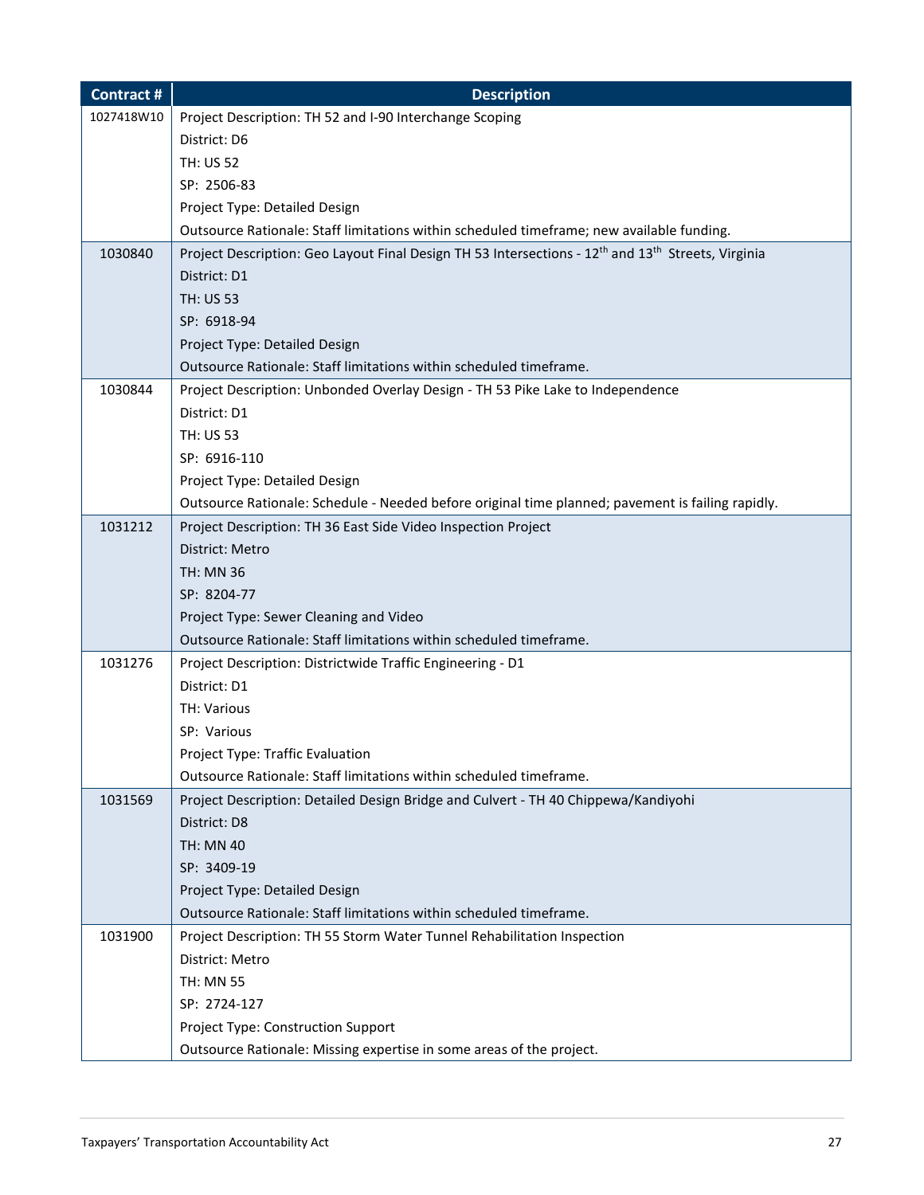| Contract # | Description |
| --- | --- |
| 1027418W10 | Project Description: TH 52 and I-90 Interchange Scoping<br>District: D6<br>TH: US 52<br>SP: 2506-83<br>Project Type: Detailed Design<br>Outsource Rationale: Staff limitations within scheduled timeframe; new available funding. |
| 1030840 | Project Description: Geo Layout Final Design TH 53 Intersections - 12th and 13th Streets, Virginia<br>District: D1<br>TH: US 53<br>SP: 6918-94<br>Project Type: Detailed Design<br>Outsource Rationale: Staff limitations within scheduled timeframe. |
| 1030844 | Project Description: Unbonded Overlay Design - TH 53 Pike Lake to Independence<br>District: D1<br>TH: US 53<br>SP: 6916-110<br>Project Type: Detailed Design<br>Outsource Rationale: Schedule - Needed before original time planned; pavement is failing rapidly. |
| 1031212 | Project Description: TH 36 East Side Video Inspection Project<br>District: Metro<br>TH: MN 36<br>SP: 8204-77<br>Project Type: Sewer Cleaning and Video<br>Outsource Rationale: Staff limitations within scheduled timeframe. |
| 1031276 | Project Description: Districtwide Traffic Engineering - D1<br>District: D1<br>TH: Various<br>SP: Various<br>Project Type: Traffic Evaluation<br>Outsource Rationale: Staff limitations within scheduled timeframe. |
| 1031569 | Project Description: Detailed Design Bridge and Culvert - TH 40 Chippewa/Kandiyohi<br>District: D8<br>TH: MN 40<br>SP: 3409-19<br>Project Type: Detailed Design<br>Outsource Rationale: Staff limitations within scheduled timeframe. |
| 1031900 | Project Description: TH 55 Storm Water Tunnel Rehabilitation Inspection<br>District: Metro<br>TH: MN 55<br>SP: 2724-127<br>Project Type: Construction Support<br>Outsource Rationale: Missing expertise in some areas of the project. |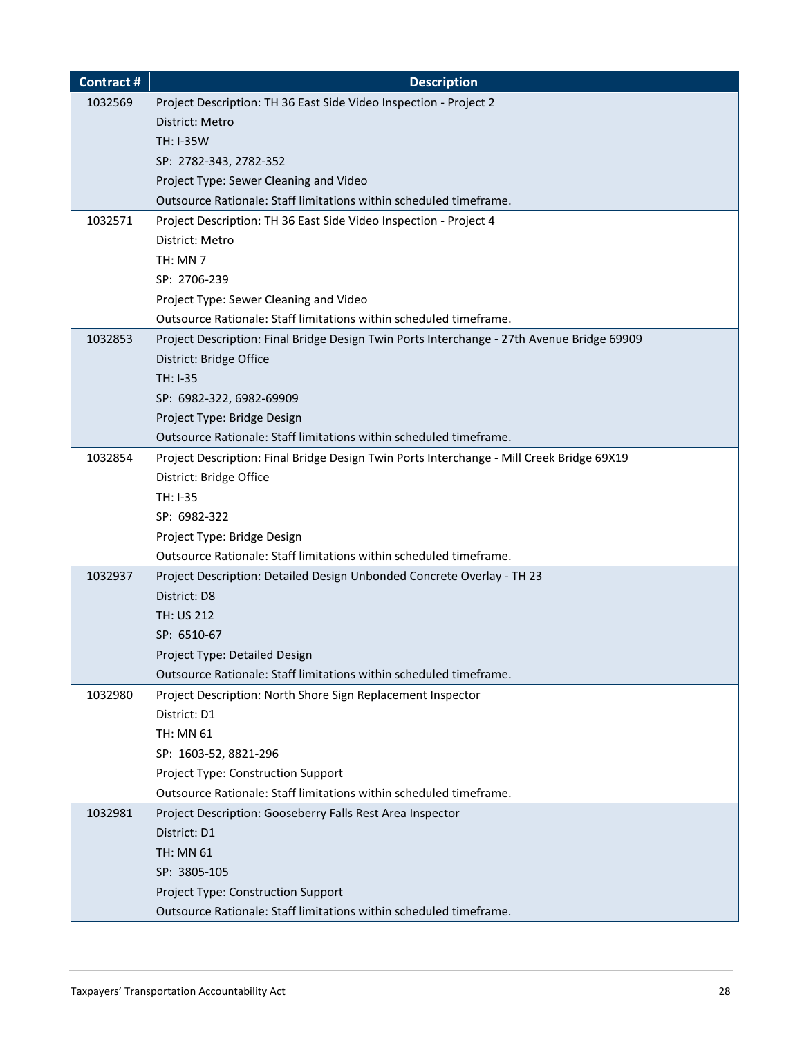| Contract # | Description |
|---|---|
| 1032569 | Project Description: TH 36 East Side Video Inspection - Project 2<br>District: Metro<br>TH: I-35W<br>SP: 2782-343, 2782-352<br>Project Type: Sewer Cleaning and Video<br>Outsource Rationale: Staff limitations within scheduled timeframe. |
| 1032571 | Project Description: TH 36 East Side Video Inspection - Project 4<br>District: Metro<br>TH: MN 7<br>SP: 2706-239<br>Project Type: Sewer Cleaning and Video<br>Outsource Rationale: Staff limitations within scheduled timeframe. |
| 1032853 | Project Description: Final Bridge Design Twin Ports Interchange - 27th Avenue Bridge 69909<br>District: Bridge Office<br>TH: I-35<br>SP: 6982-322, 6982-69909<br>Project Type: Bridge Design<br>Outsource Rationale: Staff limitations within scheduled timeframe. |
| 1032854 | Project Description: Final Bridge Design Twin Ports Interchange - Mill Creek Bridge 69X19<br>District: Bridge Office<br>TH: I-35<br>SP: 6982-322<br>Project Type: Bridge Design<br>Outsource Rationale: Staff limitations within scheduled timeframe. |
| 1032937 | Project Description: Detailed Design Unbonded Concrete Overlay - TH 23<br>District: D8<br>TH: US 212<br>SP: 6510-67<br>Project Type: Detailed Design<br>Outsource Rationale: Staff limitations within scheduled timeframe. |
| 1032980 | Project Description: North Shore Sign Replacement Inspector<br>District: D1<br>TH: MN 61<br>SP: 1603-52, 8821-296<br>Project Type: Construction Support<br>Outsource Rationale: Staff limitations within scheduled timeframe. |
| 1032981 | Project Description: Gooseberry Falls Rest Area Inspector<br>District: D1<br>TH: MN 61<br>SP: 3805-105<br>Project Type: Construction Support<br>Outsource Rationale: Staff limitations within scheduled timeframe. |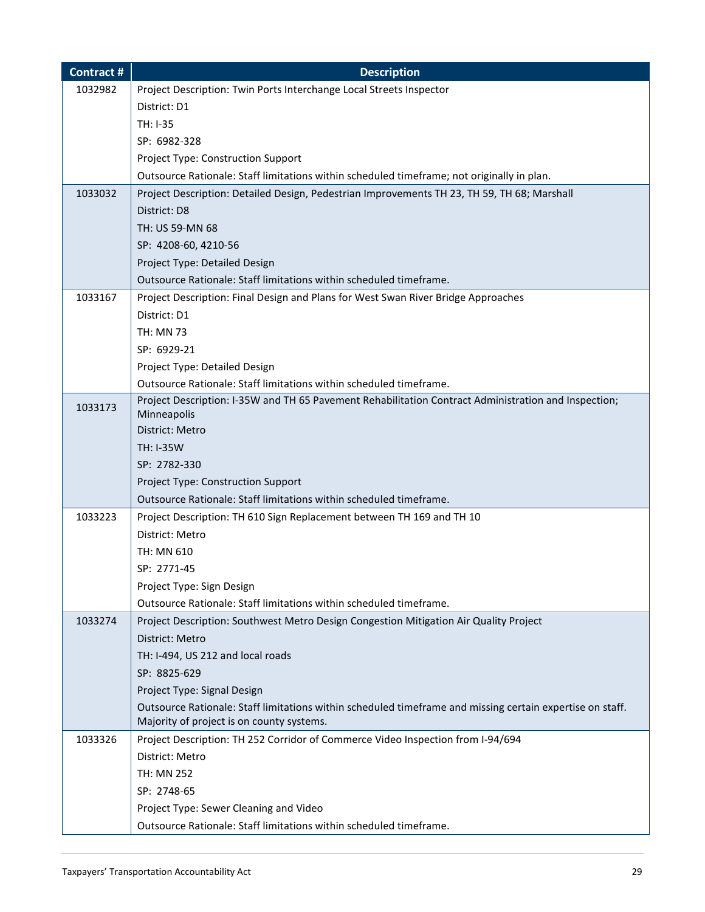| Contract # | Description |
| --- | --- |
| 1032982 | Project Description: Twin Ports Interchange Local Streets Inspector<br>District: D1<br>TH: I-35<br>SP: 6982-328<br>Project Type: Construction Support<br>Outsource Rationale: Staff limitations within scheduled timeframe; not originally in plan. |
| 1033032 | Project Description: Detailed Design, Pedestrian Improvements TH 23, TH 59, TH 68; Marshall<br>District: D8<br>TH: US 59-MN 68<br>SP: 4208-60, 4210-56<br>Project Type: Detailed Design<br>Outsource Rationale: Staff limitations within scheduled timeframe. |
| 1033167 | Project Description: Final Design and Plans for West Swan River Bridge Approaches<br>District: D1<br>TH: MN 73<br>SP: 6929-21<br>Project Type: Detailed Design<br>Outsource Rationale: Staff limitations within scheduled timeframe. |
| 1033173 | Project Description: I-35W and TH 65 Pavement Rehabilitation Contract Administration and Inspection; Minneapolis<br>District: Metro<br>TH: I-35W<br>SP: 2782-330<br>Project Type: Construction Support<br>Outsource Rationale: Staff limitations within scheduled timeframe. |
| 1033223 | Project Description: TH 610 Sign Replacement between TH 169 and TH 10<br>District: Metro<br>TH: MN 610<br>SP: 2771-45<br>Project Type: Sign Design<br>Outsource Rationale: Staff limitations within scheduled timeframe. |
| 1033274 | Project Description: Southwest Metro Design Congestion Mitigation Air Quality Project<br>District: Metro<br>TH: I-494, US 212 and local roads<br>SP: 8825-629<br>Project Type: Signal Design<br>Outsource Rationale: Staff limitations within scheduled timeframe and missing certain expertise on staff. Majority of project is on county systems. |
| 1033326 | Project Description: TH 252 Corridor of Commerce Video Inspection from I-94/694<br>District: Metro<br>TH: MN 252<br>SP: 2748-65<br>Project Type: Sewer Cleaning and Video<br>Outsource Rationale: Staff limitations within scheduled timeframe. |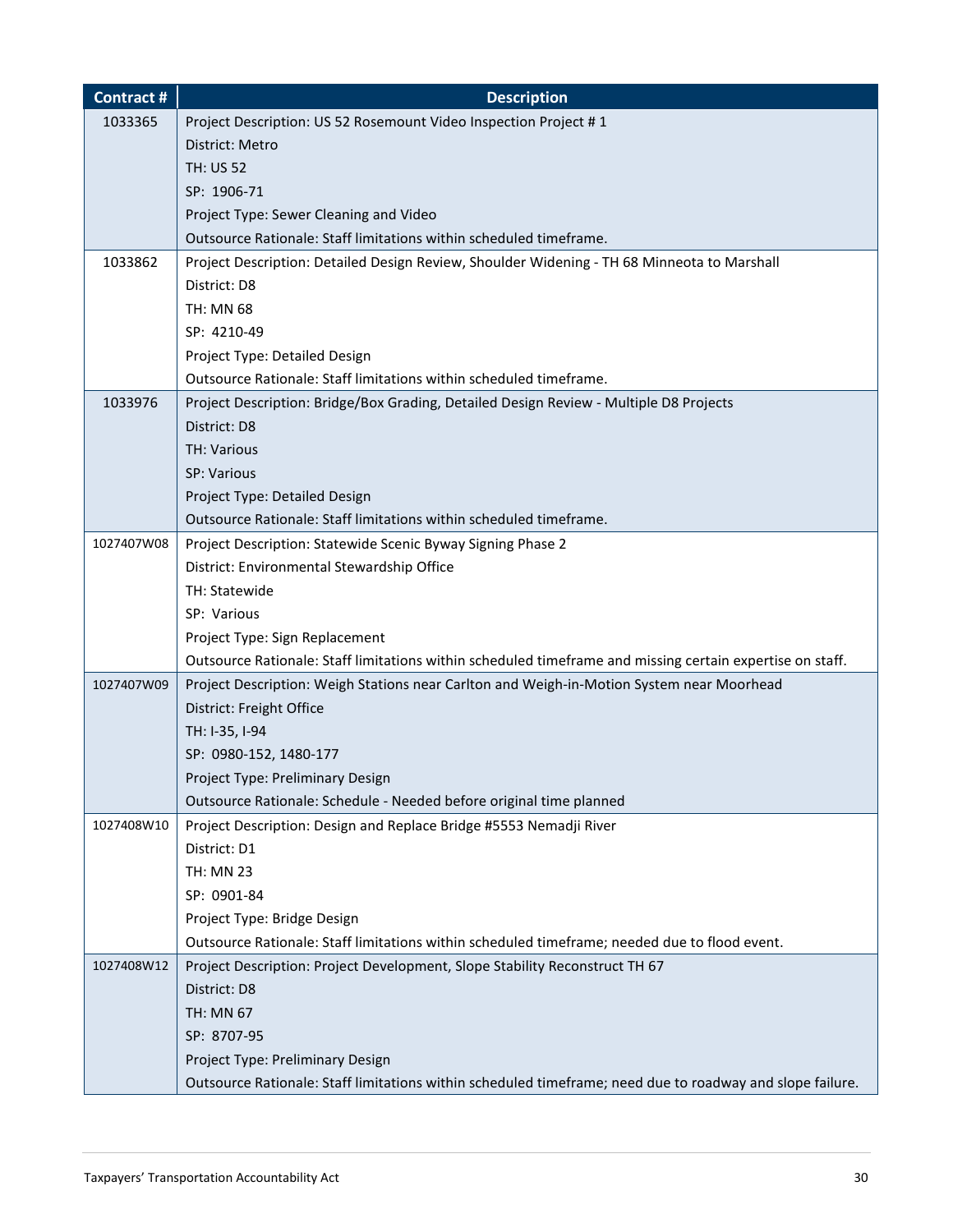| Contract # | Description |
|---|---|
| 1033365 | Project Description: US 52 Rosemount Video Inspection Project # 1<br>District: Metro<br>TH: US 52<br>SP: 1906-71<br>Project Type: Sewer Cleaning and Video<br>Outsource Rationale: Staff limitations within scheduled timeframe. |
| 1033862 | Project Description: Detailed Design Review, Shoulder Widening - TH 68 Minneota to Marshall<br>District: D8<br>TH: MN 68<br>SP: 4210-49<br>Project Type: Detailed Design<br>Outsource Rationale: Staff limitations within scheduled timeframe. |
| 1033976 | Project Description: Bridge/Box Grading, Detailed Design Review - Multiple D8 Projects<br>District: D8<br>TH: Various<br>SP: Various<br>Project Type: Detailed Design<br>Outsource Rationale: Staff limitations within scheduled timeframe. |
| 1027407W08 | Project Description: Statewide Scenic Byway Signing Phase 2<br>District: Environmental Stewardship Office<br>TH: Statewide<br>SP: Various<br>Project Type: Sign Replacement<br>Outsource Rationale: Staff limitations within scheduled timeframe and missing certain expertise on staff. |
| 1027407W09 | Project Description: Weigh Stations near Carlton and Weigh-in-Motion System near Moorhead<br>District: Freight Office<br>TH: I-35, I-94<br>SP: 0980-152, 1480-177<br>Project Type: Preliminary Design<br>Outsource Rationale: Schedule - Needed before original time planned |
| 1027408W10 | Project Description: Design and Replace Bridge #5553 Nemadji River<br>District: D1<br>TH: MN 23<br>SP: 0901-84<br>Project Type: Bridge Design<br>Outsource Rationale: Staff limitations within scheduled timeframe; needed due to flood event. |
| 1027408W12 | Project Description: Project Development, Slope Stability Reconstruct TH 67<br>District: D8<br>TH: MN 67<br>SP: 8707-95<br>Project Type: Preliminary Design<br>Outsource Rationale: Staff limitations within scheduled timeframe; need due to roadway and slope failure. |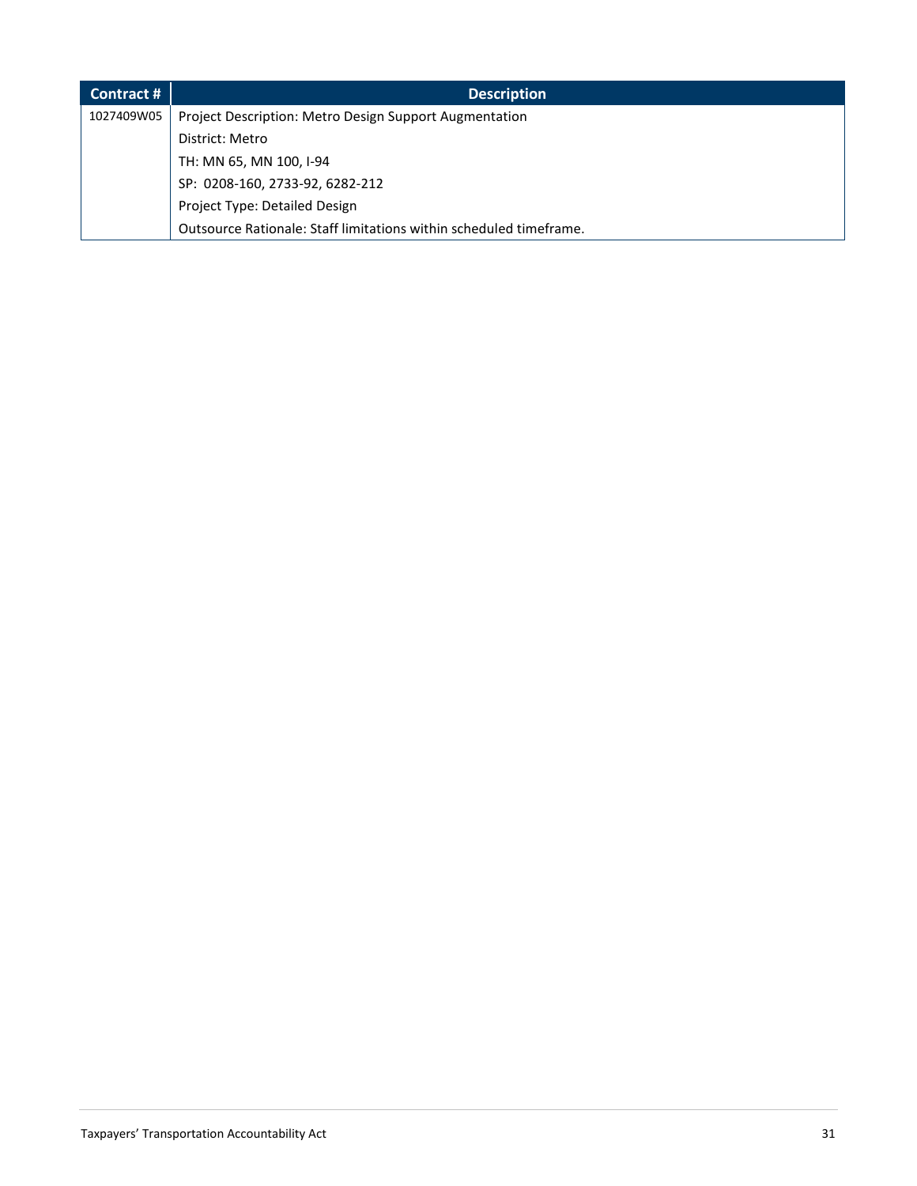| Contract # | Description |
|---|---|
| 1027409W05 | Project Description: Metro Design Support Augmentation |
| | District: Metro |
| | TH: MN 65, MN 100, I-94 |
| | SP: 0208-160, 2733-92, 6282-212 |
| | Project Type: Detailed Design |
| | Outsource Rationale: Staff limitations within scheduled timeframe. |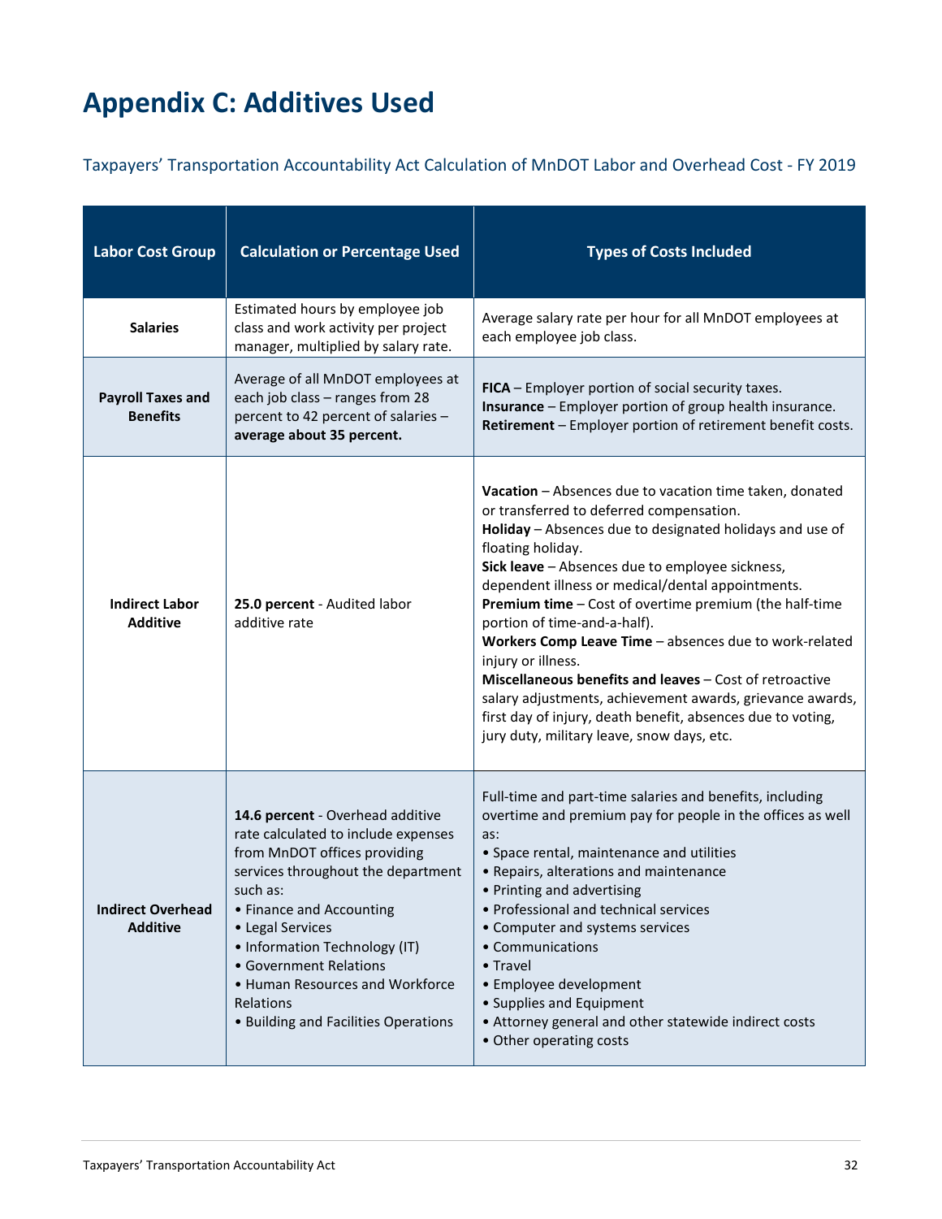# Appendix C: Additives Used

Taxpayers' Transportation Accountability Act Calculation of MnDOT Labor and Overhead Cost - FY 2019

| Labor Cost Group | Calculation or Percentage Used | Types of Costs Included |
|---|---|---|
| **Salaries** | Estimated hours by employee job class and work activity per project manager, multiplied by salary rate. | Average salary rate per hour for all MnDOT employees at each employee job class. |
| **Payroll Taxes and Benefits** | Average of all MnDOT employees at each job class – ranges from 28 percent to 42 percent of salaries – **average about 35 percent.** | **FICA** – Employer portion of social security taxes.<br>**Insurance** – Employer portion of group health insurance.<br>**Retirement** – Employer portion of retirement benefit costs. |
| **Indirect Labor Additive** | **25.0 percent** - Audited labor additive rate | **Vacation** – Absences due to vacation time taken, donated or transferred to deferred compensation.<br>**Holiday** – Absences due to designated holidays and use of floating holiday.<br>**Sick leave** – Absences due to employee sickness, dependent illness or medical/dental appointments.<br>**Premium time** – Cost of overtime premium (the half-time portion of time-and-a-half).<br>**Workers Comp Leave Time** – absences due to work-related injury or illness.<br>**Miscellaneous benefits and leaves** – Cost of retroactive salary adjustments, achievement awards, grievance awards, first day of injury, death benefit, absences due to voting, jury duty, military leave, snow days, etc. |
| **Indirect Overhead Additive** | **14.6 percent** - Overhead additive rate calculated to include expenses from MnDOT offices providing services throughout the department such as:<br>• Finance and Accounting<br>• Legal Services<br>• Information Technology (IT)<br>• Government Relations<br>• Human Resources and Workforce Relations<br>• Building and Facilities Operations | Full-time and part-time salaries and benefits, including overtime and premium pay for people in the offices as well as:<br>• Space rental, maintenance and utilities<br>• Repairs, alterations and maintenance<br>• Printing and advertising<br>• Professional and technical services<br>• Computer and systems services<br>• Communications<br>• Travel<br>• Employee development<br>• Supplies and Equipment<br>• Attorney general and other statewide indirect costs<br>• Other operating costs |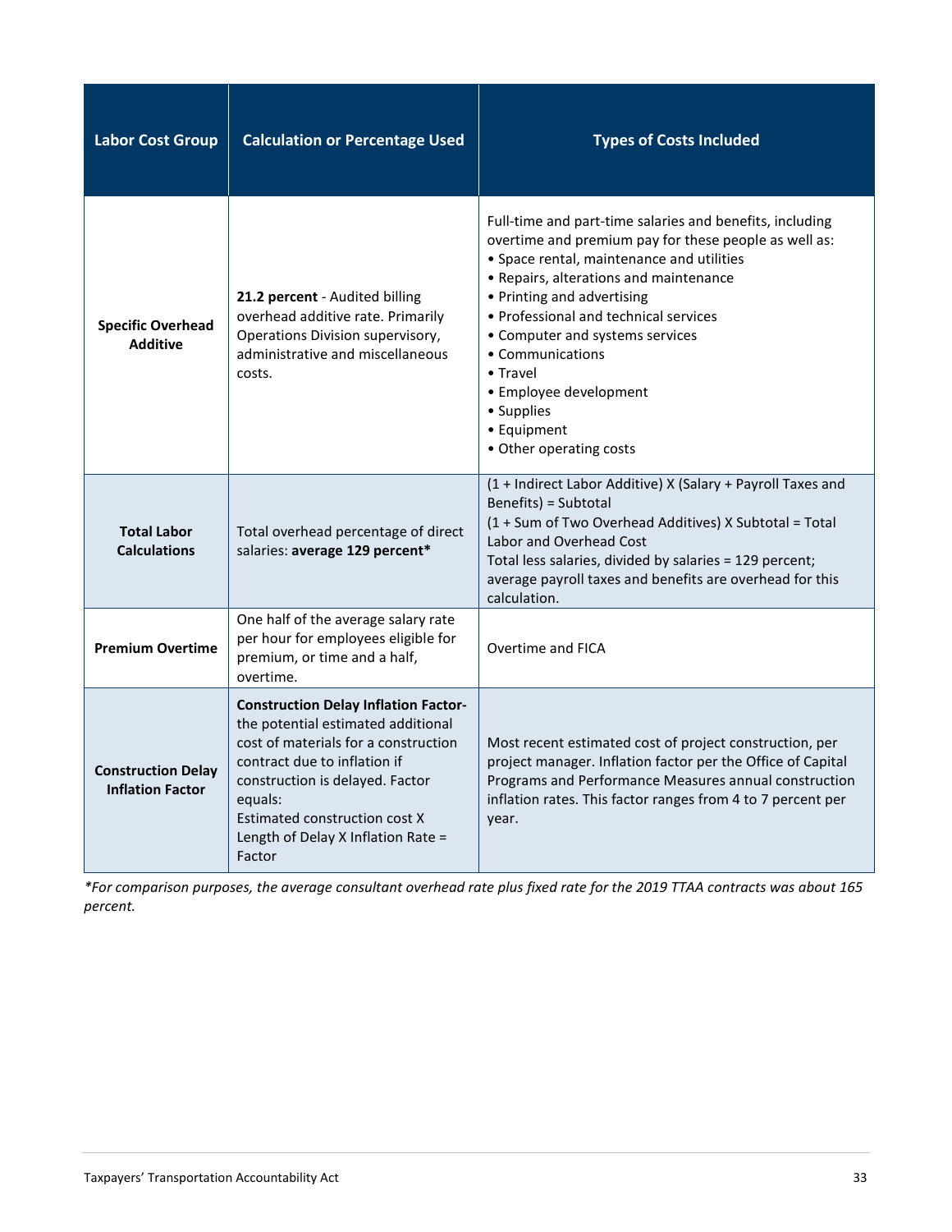| Labor Cost Group | Calculation or Percentage Used | Types of Costs Included |
|---|---|---|
| **Specific Overhead Additive** | **21.2 percent** - Audited billing overhead additive rate. Primarily Operations Division supervisory, administrative and miscellaneous costs. | Full-time and part-time salaries and benefits, including overtime and premium pay for these people as well as:<br>• Space rental, maintenance and utilities<br>• Repairs, alterations and maintenance<br>• Printing and advertising<br>• Professional and technical services<br>• Computer and systems services<br>• Communications<br>• Travel<br>• Employee development<br>• Supplies<br>• Equipment<br>• Other operating costs |
| **Total Labor Calculations** | Total overhead percentage of direct salaries: **average 129 percent*** | (1 + Indirect Labor Additive) X (Salary + Payroll Taxes and Benefits) = Subtotal<br>(1 + Sum of Two Overhead Additives) X Subtotal = Total Labor and Overhead Cost<br>Total less salaries, divided by salaries = 129 percent; average payroll taxes and benefits are overhead for this calculation. |
| **Premium Overtime** | One half of the average salary rate per hour for employees eligible for premium, or time and a half, overtime. | Overtime and FICA |
| **Construction Delay Inflation Factor** | **Construction Delay Inflation Factor-** the potential estimated additional cost of materials for a construction contract due to inflation if construction is delayed. Factor equals:<br>Estimated construction cost X Length of Delay X Inflation Rate = Factor | Most recent estimated cost of project construction, per project manager. Inflation factor per the Office of Capital Programs and Performance Measures annual construction inflation rates. This factor ranges from 4 to 7 percent per year. |

*\*For comparison purposes, the average consultant overhead rate plus fixed rate for the 2019 TTAA contracts was about 165 percent.*